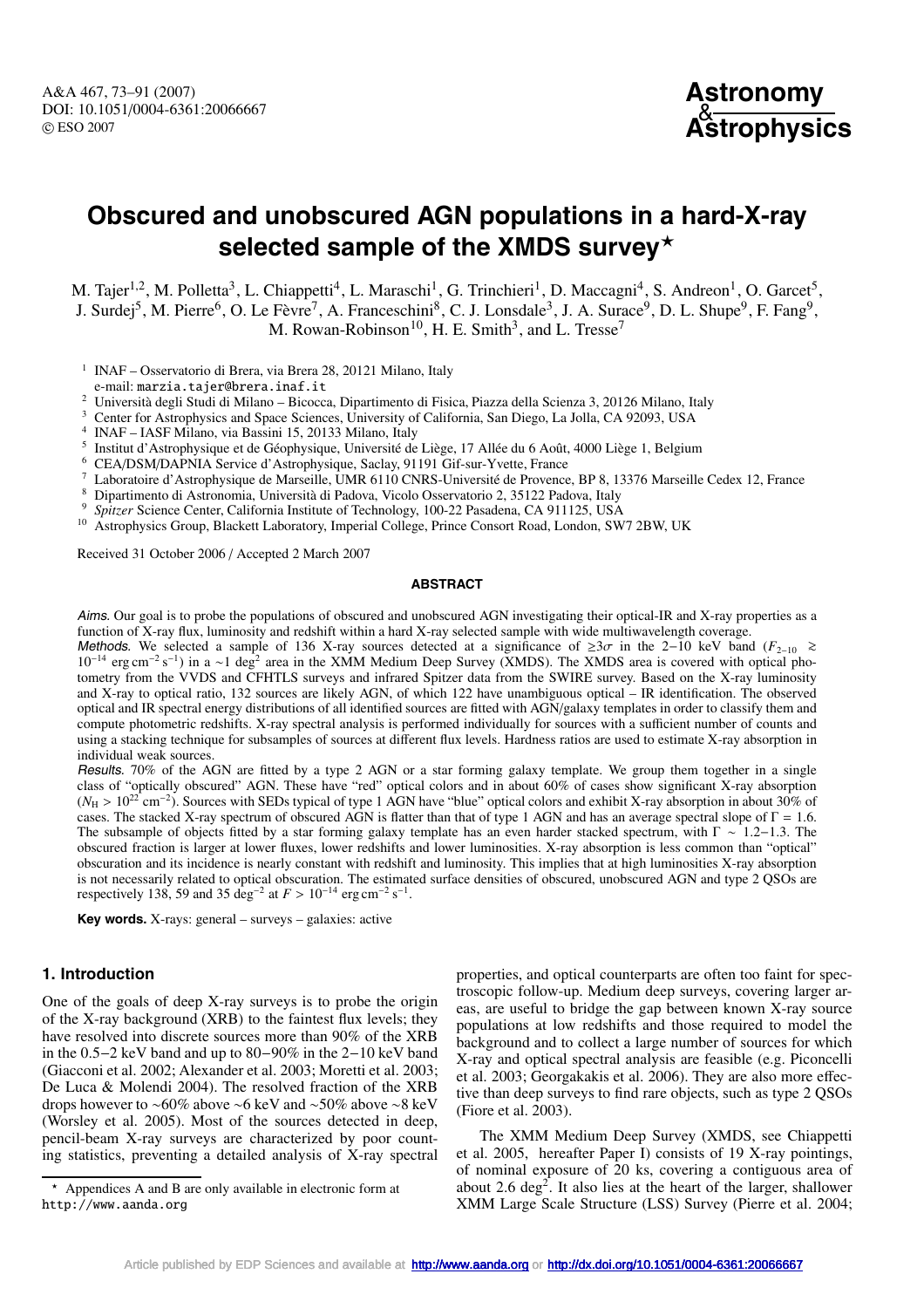# Obscured and unobscured AGN populations in a hard-X-ray selected sample of the XMDS survey*

M. Tajer[1,2], M. Polletta[3], L. Chiappetti[4], L. Maraschi[1], G. Trinchieri[1], D. Maccagni[4], S. Andreon[1], O. Garcet[5], J. Surdej[5], M. Pierre[6], O. Le Fèvre[7], A. Franceschini[8], C. J. Lonsdale[3], J. A. Surace[9], D. L. Shupe[9], F. Fang[9], M. Rowan-Robinson[10], H. E. Smith[3], and L. Tresse[7]

[1] INAF – Osservatorio di Brera, via Brera 28, 20121 Milano, Italy
e-mail: marzia.tajer@brera.inaf.it
[2] Università degli Studi di Milano – Bicocca, Dipartimento di Fisica, Piazza della Scienza 3, 20126 Milano, Italy
[3] Center for Astrophysics and Space Sciences, University of California, San Diego, La Jolla, CA 92093, USA
[4] INAF – IASF Milano, via Bassini 15, 20133 Milano, Italy
[5] Institut d'Astrophysique et de Géophysique, Université de Liège, 17 Allée du 6 Août, 4000 Liège 1, Belgium
[6] CEA/DSM/DAPNIA Service d'Astrophysique, Saclay, 91191 Gif-sur-Yvette, France
[7] Laboratoire d'Astrophysique de Marseille, UMR 6110 CNRS-Université de Provence, BP 8, 13376 Marseille Cedex 12, France
[8] Dipartimento di Astronomia, Università di Padova, Vicolo Osservatorio 2, 35122 Padova, Italy
[9] *Spitzer* Science Center, California Institute of Technology, 100-22 Pasadena, CA 911125, USA
[10] Astrophysics Group, Blackett Laboratory, Imperial College, Prince Consort Road, London, SW7 2BW, UK

Received 31 October 2006 / Accepted 2 March 2007

**ABSTRACT**

*Aims.* Our goal is to probe the populations of obscured and unobscured AGN investigating their optical-IR and X-ray properties as a function of X-ray flux, luminosity and redshift within a hard X-ray selected sample with wide multiwavelength coverage.

*Methods.* We selected a sample of 136 X-ray sources detected at a significance of $\geq 3\sigma$ in the 2−10 keV band ($F_{2-10} \gtrsim 10^{-14}$ erg cm$^{-2}$ s$^{-1}$) in a ~1 deg$^2$ area in the XMM Medium Deep Survey (XMDS). The XMDS area is covered with optical photometry from the VVDS and CFHTLS surveys and infrared Spitzer data from the SWIRE survey. Based on the X-ray luminosity and X-ray to optical ratio, 132 sources are likely AGN, of which 122 have unambiguous optical – IR identification. The observed optical and IR spectral energy distributions of all identified sources are fitted with AGN/galaxy templates in order to classify them and compute photometric redshifts. X-ray spectral analysis is performed individually for sources with a sufficient number of counts and using a stacking technique for subsamples of sources at different flux levels. Hardness ratios are used to estimate X-ray absorption in individual weak sources.

*Results.* 70% of the AGN are fitted by a type 2 AGN or a star forming galaxy template. We group them together in a single class of "optically obscured" AGN. These have "red" optical colors and in about 60% of cases show significant X-ray absorption ($N_H > 10^{22}$ cm$^{-2}$). Sources with SEDs typical of type 1 AGN have "blue" optical colors and exhibit X-ray absorption in about 30% of cases. The stacked X-ray spectrum of obscured AGN is flatter than that of type 1 AGN and has an average spectral slope of $\Gamma = 1.6$. The subsample of objects fitted by a star forming galaxy template has an even harder stacked spectrum, with $\Gamma \sim 1.2$−1.3. The obscured fraction is larger at lower fluxes, lower redshifts and lower luminosities. X-ray absorption is less common than "optical" obscuration and its incidence is nearly constant with redshift and luminosity. This implies that at high luminosities X-ray absorption is not necessarily related to optical obscuration. The estimated surface densities of obscured, unobscured AGN and type 2 QSOs are respectively 138, 59 and 35 deg$^{-2}$ at $F > 10^{-14}$ erg cm$^{-2}$ s$^{-1}$.

**Key words.** X-rays: general – surveys – galaxies: active

## 1. Introduction

One of the goals of deep X-ray surveys is to probe the origin of the X-ray background (XRB) to the faintest flux levels; they have resolved into discrete sources more than 90% of the XRB in the 0.5−2 keV band and up to 80−90% in the 2−10 keV band (Giacconi et al. 2002; Alexander et al. 2003; Moretti et al. 2003; De Luca & Molendi 2004). The resolved fraction of the XRB drops however to ~60% above ~6 keV and ~50% above ~8 keV (Worsley et al. 2005). Most of the sources detected in deep, pencil-beam X-ray surveys are characterized by poor counting statistics, preventing a detailed analysis of X-ray spectral properties, and optical counterparts are often too faint for spectroscopic follow-up. Medium deep surveys, covering larger areas, are useful to bridge the gap between known X-ray source populations at low redshifts and those required to model the background and to collect a large number of sources for which X-ray and optical spectral analysis are feasible (e.g. Piconcelli et al. 2003; Georgakakis et al. 2006). They are also more effective than deep surveys to find rare objects, such as type 2 QSOs (Fiore et al. 2003).

The XMM Medium Deep Survey (XMDS, see Chiappetti et al. 2005, hereafter Paper I) consists of 19 X-ray pointings, of nominal exposure of 20 ks, covering a contiguous area of about 2.6 deg$^2$. It also lies at the heart of the larger, shallower XMM Large Scale Structure (LSS) Survey (Pierre et al. 2004;

* Appendices A and B are only available in electronic form at http://www.aanda.org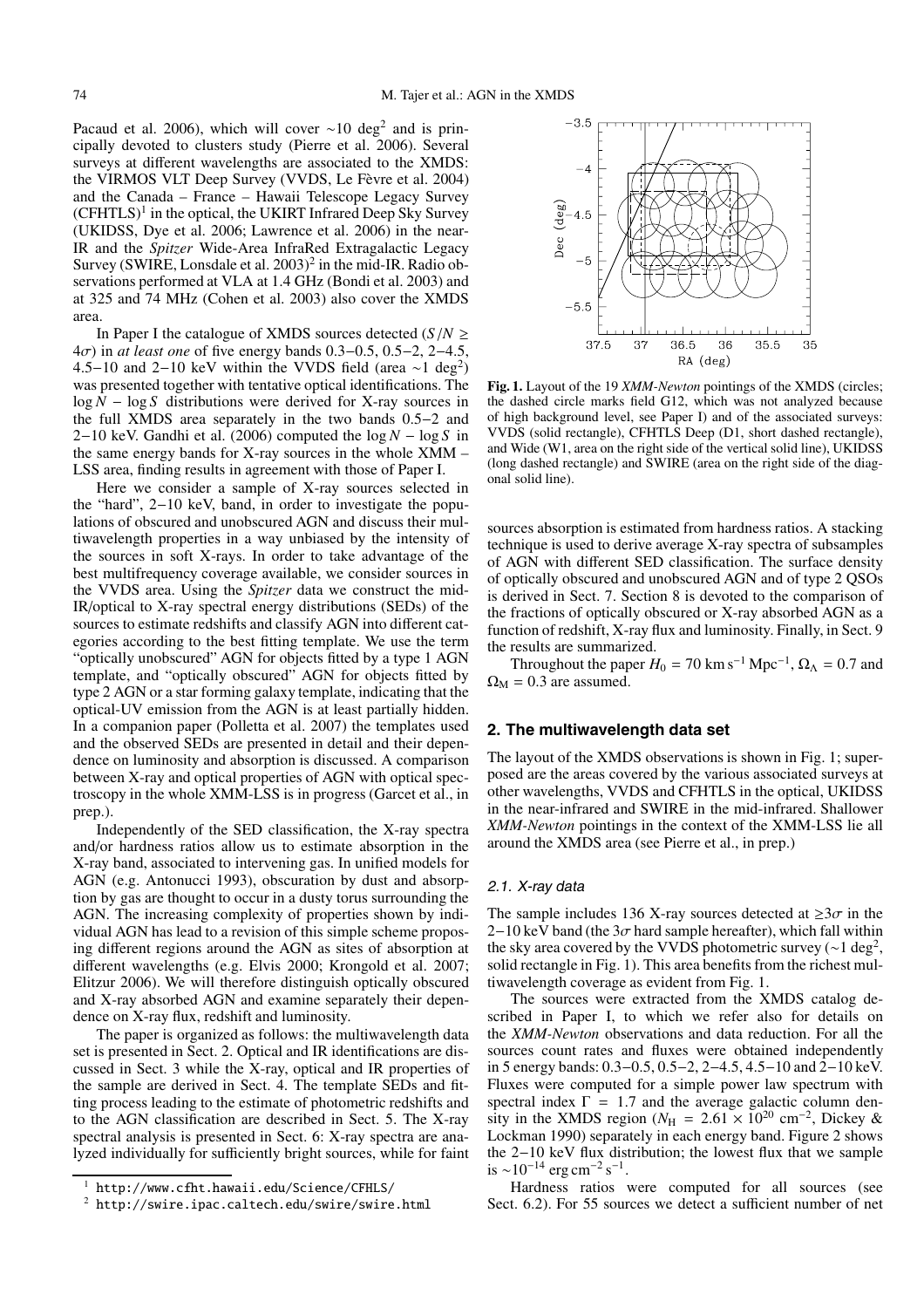Pacaud et al. 2006), which will cover ∼10 deg$^2$ and is principally devoted to clusters study (Pierre et al. 2006). Several surveys at different wavelengths are associated to the XMDS: the VIRMOS VLT Deep Survey (VVDS, Le Fèvre et al. 2004) and the Canada – France – Hawaii Telescope Legacy Survey (CFHTLS)[1] in the optical, the UKIRT Infrared Deep Sky Survey (UKIDSS, Dye et al. 2006; Lawrence et al. 2006) in the near-IR and the *Spitzer* Wide-Area InfraRed Extragalactic Legacy Survey (SWIRE, Lonsdale et al. 2003)[2] in the mid-IR. Radio observations performed at VLA at 1.4 GHz (Bondi et al. 2003) and at 325 and 74 MHz (Cohen et al. 2003) also cover the XMDS area.

In Paper I the catalogue of XMDS sources detected ($S/N \geq 4\sigma$) in *at least one* of five energy bands 0.3−0.5, 0.5−2, 2−4.5, 4.5−10 and 2−10 keV within the VVDS field (area ∼1 deg$^2$) was presented together with tentative optical identifications. The $\log N - \log S$ distributions were derived for X-ray sources in the full XMDS area separately in the two bands 0.5−2 and 2−10 keV. Gandhi et al. (2006) computed the $\log N - \log S$ in the same energy bands for X-ray sources in the whole XMM – LSS area, finding results in agreement with those of Paper I.

Here we consider a sample of X-ray sources selected in the "hard", 2−10 keV, band, in order to investigate the populations of obscured and unobscured AGN and discuss their multiwavelength properties in a way unbiased by the intensity of the sources in soft X-rays. In order to take advantage of the best multifrequency coverage available, we consider sources in the VVDS area. Using the *Spitzer* data we construct the mid-IR/optical to X-ray spectral energy distributions (SEDs) of the sources to estimate redshifts and classify AGN into different categories according to the best fitting template. We use the term "optically unobscured" AGN for objects fitted by a type 1 AGN template, and "optically obscured" AGN for objects fitted by type 2 AGN or a star forming galaxy template, indicating that the optical-UV emission from the AGN is at least partially hidden. In a companion paper (Polletta et al. 2007) the templates used and the observed SEDs are presented in detail and their dependence on luminosity and absorption is discussed. A comparison between X-ray and optical properties of AGN with optical spectroscopy in the whole XMM-LSS is in progress (Garcet et al., in prep.).

Independently of the SED classification, the X-ray spectra and/or hardness ratios allow us to estimate absorption in the X-ray band, associated to intervening gas. In unified models for AGN (e.g. Antonucci 1993), obscuration by dust and absorption by gas are thought to occur in a dusty torus surrounding the AGN. The increasing complexity of properties shown by individual AGN has lead to a revision of this simple scheme proposing different regions around the AGN as sites of absorption at different wavelengths (e.g. Elvis 2000; Krongold et al. 2007; Elitzur 2006). We will therefore distinguish optically obscured and X-ray absorbed AGN and examine separately their dependence on X-ray flux, redshift and luminosity.

The paper is organized as follows: the multiwavelength data set is presented in Sect. 2. Optical and IR identifications are discussed in Sect. 3 while the X-ray, optical and IR properties of the sample are derived in Sect. 4. The template SEDs and fitting process leading to the estimate of photometric redshifts and to the AGN classification are described in Sect. 5. The X-ray spectral analysis is presented in Sect. 6: X-ray spectra are analyzed individually for sufficiently bright sources, while for faint sources absorption is estimated from hardness ratios. A stacking technique is used to derive average X-ray spectra of subsamples of AGN with different SED classification. The surface density of optically obscured and unobscured AGN and of type 2 QSOs is derived in Sect. 7. Section 8 is devoted to the comparison of the fractions of optically obscured or X-ray absorbed AGN as a function of redshift, X-ray flux and luminosity. Finally, in Sect. 9 the results are summarized.

Throughout the paper $H_0 = 70$ km s$^{-1}$ Mpc$^{-1}$, $\Omega_\Lambda = 0.7$ and $\Omega_M = 0.3$ are assumed.

[1] http://www.cfht.hawaii.edu/Science/CFHLS/

[2] http://swire.ipac.caltech.edu/swire/swire.html

−3.5
−4
−4.5
−5
−5.5
Dec (deg)
37.5 37 36.5 36 35.5 35
RA (deg)

**Fig. 1.** Layout of the 19 *XMM-Newton* pointings of the XMDS (circles; the dashed circle marks field G12, which was not analyzed because of high background level, see Paper I) and of the associated surveys: VVDS (solid rectangle), CFHTLS Deep (D1, short dashed rectangle), and Wide (W1, area on the right side of the vertical solid line), UKIDSS (long dashed rectangle) and SWIRE (area on the right side of the diagonal solid line).

## 2. The multiwavelength data set

The layout of the XMDS observations is shown in Fig. 1; superposed are the areas covered by the various associated surveys at other wavelengths, VVDS and CFHTLS in the optical, UKIDSS in the near-infrared and SWIRE in the mid-infrared. Shallower *XMM-Newton* pointings in the context of the XMM-LSS lie all around the XMDS area (see Pierre et al., in prep.)

### 2.1. X-ray data

The sample includes 136 X-ray sources detected at $\geq 3\sigma$ in the 2−10 keV band (the $3\sigma$ hard sample hereafter), which fall within the sky area covered by the VVDS photometric survey (∼1 deg$^2$, solid rectangle in Fig. 1). This area benefits from the richest multiwavelength coverage as evident from Fig. 1.

The sources were extracted from the XMDS catalog described in Paper I, to which we refer also for details on the *XMM-Newton* observations and data reduction. For all the sources count rates and fluxes were obtained independently in 5 energy bands: 0.3−0.5, 0.5−2, 2−4.5, 4.5−10 and 2−10 keV. Fluxes were computed for a simple power law spectrum with spectral index $\Gamma = 1.7$ and the average galactic column density in the XMDS region ($N_H = 2.61 \times 10^{20}$ cm$^{-2}$, Dickey & Lockman 1990) separately in each energy band. Figure 2 shows the 2−10 keV flux distribution; the lowest flux that we sample is ∼$10^{-14}$ erg cm$^{-2}$ s$^{-1}$.

Hardness ratios were computed for all sources (see Sect. 6.2). For 55 sources we detect a sufficient number of net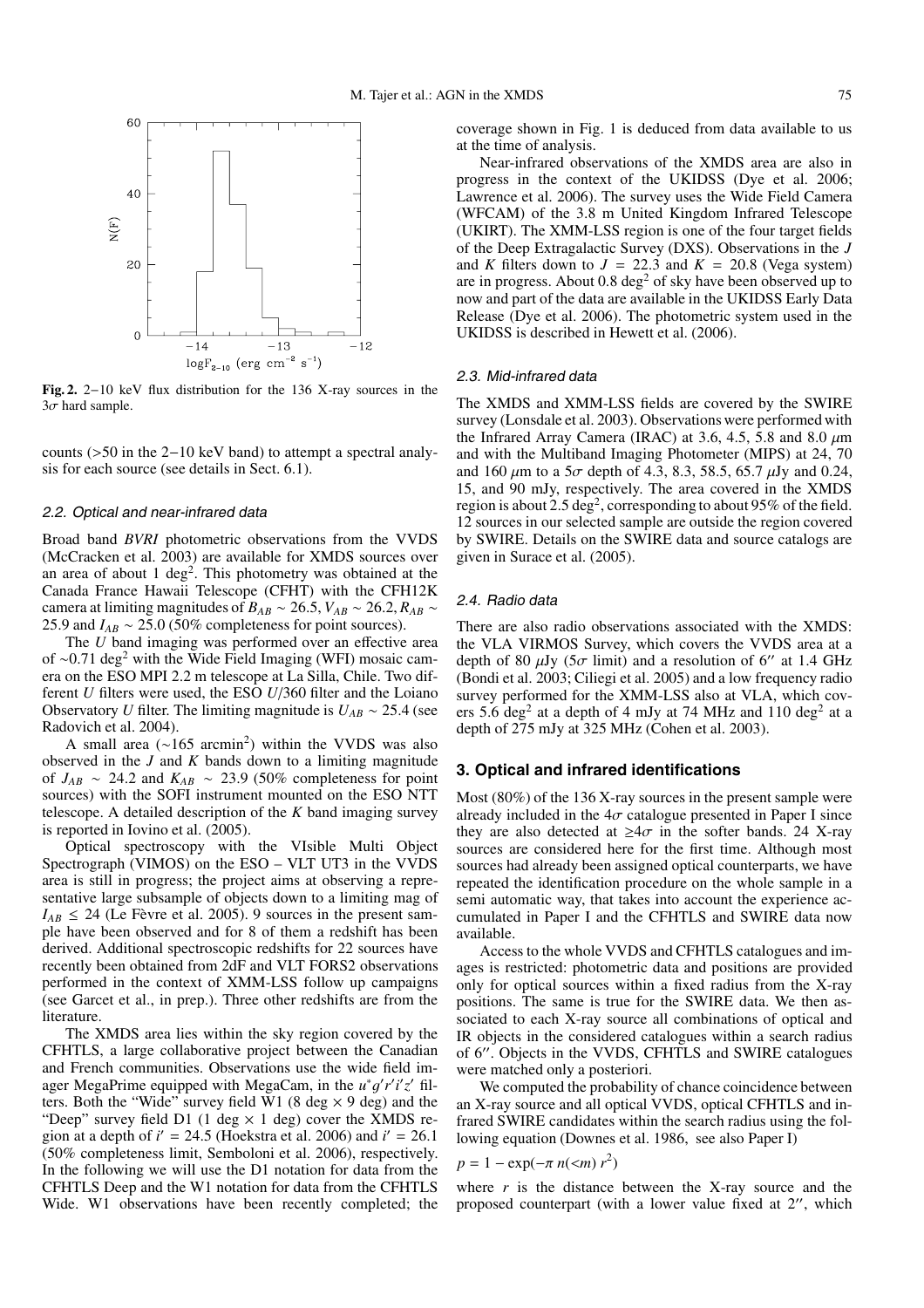**Fig. 2.** 2−10 keV flux distribution for the 136 X-ray sources in the $3\sigma$ hard sample.

counts (>50 in the 2−10 keV band) to attempt a spectral analysis for each source (see details in Sect. 6.1).

### 2.2. Optical and near-infrared data

Broad band *BVRI* photometric observations from the VVDS (McCracken et al. 2003) are available for XMDS sources over an area of about 1 deg$^2$. This photometry was obtained at the Canada France Hawaii Telescope (CFHT) with the CFH12K camera at limiting magnitudes of $B_{AB} \sim 26.5$, $V_{AB} \sim 26.2$, $R_{AB} \sim 25.9$ and $I_{AB} \sim 25.0$ (50% completeness for point sources).

The *U* band imaging was performed over an effective area of ~0.71 deg$^2$ with the Wide Field Imaging (WFI) mosaic camera on the ESO MPI 2.2 m telescope at La Silla, Chile. Two different *U* filters were used, the ESO *U*/360 filter and the Loiano Observatory *U* filter. The limiting magnitude is $U_{AB} \sim 25.4$ (see Radovich et al. 2004).

A small area (~165 arcmin$^2$) within the VVDS was also observed in the *J* and *K* bands down to a limiting magnitude of $J_{AB} \sim 24.2$ and $K_{AB} \sim 23.9$ (50% completeness for point sources) with the SOFI instrument mounted on the ESO NTT telescope. A detailed description of the *K* band imaging survey is reported in Iovino et al. (2005).

Optical spectroscopy with the VIsible Multi Object Spectrograph (VIMOS) on the ESO – VLT UT3 in the VVDS area is still in progress; the project aims at observing a representative large subsample of objects down to a limiting mag of $I_{AB} \leq 24$ (Le Fèvre et al. 2005). 9 sources in the present sample have been observed and for 8 of them a redshift has been derived. Additional spectroscopic redshifts for 22 sources have recently been obtained from 2dF and VLT FORS2 observations performed in the context of XMM-LSS follow up campaigns (see Garcet et al., in prep.). Three other redshifts are from the literature.

The XMDS area lies within the sky region covered by the CFHTLS, a large collaborative project between the Canadian and French communities. Observations use the wide field imager MegaPrime equipped with MegaCam, in the $u^*g'r'i'z'$ filters. Both the "Wide" survey field W1 (8 deg × 9 deg) and the "Deep" survey field D1 (1 deg × 1 deg) cover the XMDS region at a depth of $i' = 24.5$ (Hoekstra et al. 2006) and $i' = 26.1$ (50% completeness limit, Semboloni et al. 2006), respectively. In the following we will use the D1 notation for data from the CFHTLS Deep and the W1 notation for data from the CFHTLS Wide. W1 observations have been recently completed; the coverage shown in Fig. 1 is deduced from data available to us at the time of analysis.

Near-infrared observations of the XMDS area are also in progress in the context of the UKIDSS (Dye et al. 2006; Lawrence et al. 2006). The survey uses the Wide Field Camera (WFCAM) of the 3.8 m United Kingdom Infrared Telescope (UKIRT). The XMM-LSS region is one of the four target fields of the Deep Extragalactic Survey (DXS). Observations in the *J* and *K* filters down to $J = 22.3$ and $K = 20.8$ (Vega system) are in progress. About 0.8 deg$^2$ of sky have been observed up to now and part of the data are available in the UKIDSS Early Data Release (Dye et al. 2006). The photometric system used in the UKIDSS is described in Hewett et al. (2006).

### 2.3. Mid-infrared data

The XMDS and XMM-LSS fields are covered by the SWIRE survey (Lonsdale et al. 2003). Observations were performed with the Infrared Array Camera (IRAC) at 3.6, 4.5, 5.8 and 8.0 $\mu$m and with the Multiband Imaging Photometer (MIPS) at 24, 70 and 160 $\mu$m to a $5\sigma$ depth of 4.3, 8.3, 58.5, 65.7 $\mu$Jy and 0.24, 15, and 90 mJy, respectively. The area covered in the XMDS region is about 2.5 deg$^2$, corresponding to about 95% of the field. 12 sources in our selected sample are outside the region covered by SWIRE. Details on the SWIRE data and source catalogs are given in Surace et al. (2005).

### 2.4. Radio data

There are also radio observations associated with the XMDS: the VLA VIRMOS Survey, which covers the VVDS area at a depth of 80 $\mu$Jy ($5\sigma$ limit) and a resolution of 6′′ at 1.4 GHz (Bondi et al. 2003; Ciliegi et al. 2005) and a low frequency radio survey performed for the XMM-LSS also at VLA, which covers 5.6 deg$^2$ at a depth of 4 mJy at 74 MHz and 110 deg$^2$ at a depth of 275 mJy at 325 MHz (Cohen et al. 2003).

## 3. Optical and infrared identifications

Most (80%) of the 136 X-ray sources in the present sample were already included in the $4\sigma$ catalogue presented in Paper I since they are also detected at $\geq 4\sigma$ in the softer bands. 24 X-ray sources are considered here for the first time. Although most sources had already been assigned optical counterparts, we have repeated the identification procedure on the whole sample in a semi automatic way, that takes into account the experience accumulated in Paper I and the CFHTLS and SWIRE data now available.

Access to the whole VVDS and CFHTLS catalogues and images is restricted: photometric data and positions are provided only for optical sources within a fixed radius from the X-ray positions. The same is true for the SWIRE data. We then associated to each X-ray source all combinations of optical and IR objects in the considered catalogues within a search radius of 6′′. Objects in the VVDS, CFHTLS and SWIRE catalogues were matched only a posteriori.

We computed the probability of chance coincidence between an X-ray source and all optical VVDS, optical CFHTLS and infrared SWIRE candidates within the search radius using the following equation (Downes et al. 1986, see also Paper I)

$$p = 1 - \exp(-\pi\, n(<m)\, r^2)$$

where $r$ is the distance between the X-ray source and the proposed counterpart (with a lower value fixed at 2′′, which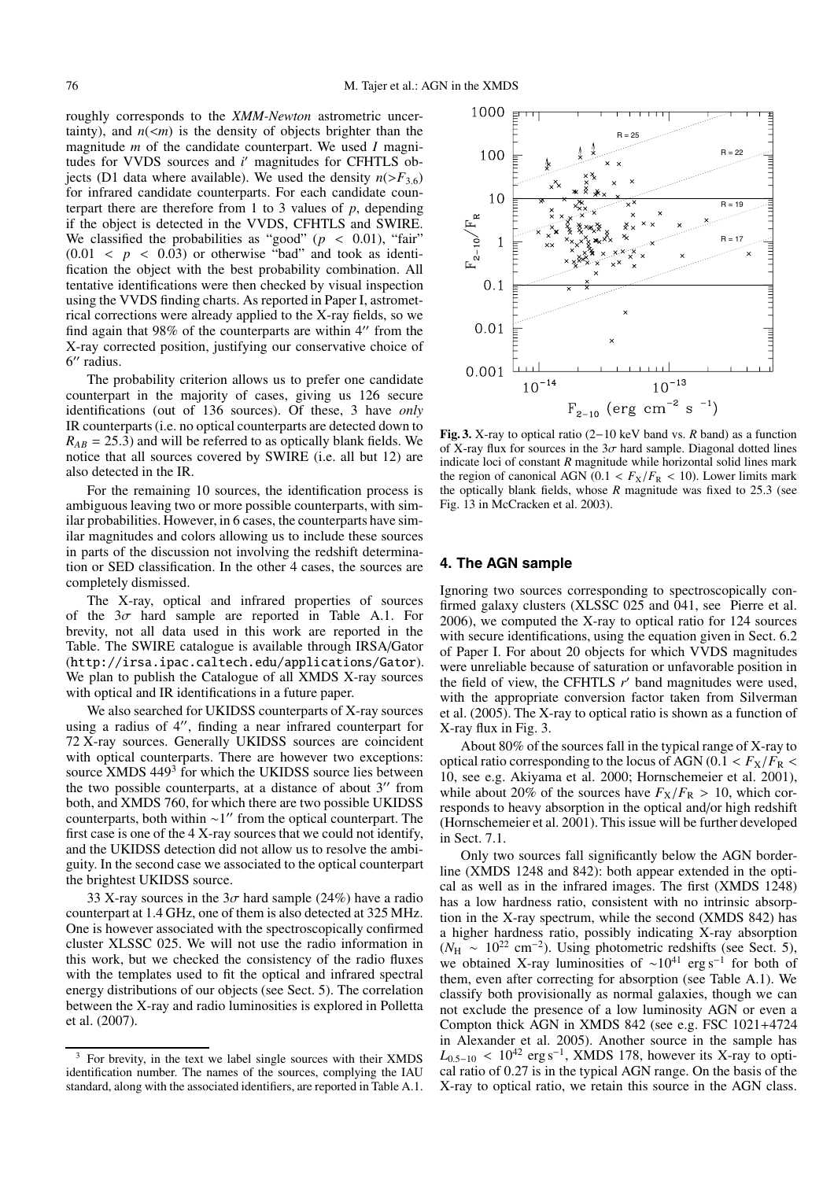roughly corresponds to the *XMM-Newton* astrometric uncertainty), and $n(<m)$ is the density of objects brighter than the magnitude $m$ of the candidate counterpart. We used $I$ magnitudes for VVDS sources and $i'$ magnitudes for CFHTLS objects (D1 data where available). We used the density $n(>F_{3.6})$ for infrared candidate counterparts. For each candidate counterpart there are therefore from 1 to 3 values of $p$, depending if the object is detected in the VVDS, CFHTLS and SWIRE. We classified the probabilities as "good" ($p < 0.01$), "fair" ($0.01 < p < 0.03$) or otherwise "bad" and took as identification the object with the best probability combination. All tentative identifications were then checked by visual inspection using the VVDS finding charts. As reported in Paper I, astrometrical corrections were already applied to the X-ray fields, so we find again that 98% of the counterparts are within 4″ from the X-ray corrected position, justifying our conservative choice of 6″ radius.

The probability criterion allows us to prefer one candidate counterpart in the majority of cases, giving us 126 secure identifications (out of 136 sources). Of these, 3 have *only* IR counterparts (i.e. no optical counterparts are detected down to $R_{AB} = 25.3$) and will be referred to as optically blank fields. We notice that all sources covered by SWIRE (i.e. all but 12) are also detected in the IR.

For the remaining 10 sources, the identification process is ambiguous leaving two or more possible counterparts, with similar probabilities. However, in 6 cases, the counterparts have similar magnitudes and colors allowing us to include these sources in parts of the discussion not involving the redshift determination or SED classification. In the other 4 cases, the sources are completely dismissed.

The X-ray, optical and infrared properties of sources of the $3\sigma$ hard sample are reported in Table A.1. For brevity, not all data used in this work are reported in the Table. The SWIRE catalogue is available through IRSA/Gator (http://irsa.ipac.caltech.edu/applications/Gator). We plan to publish the Catalogue of all XMDS X-ray sources with optical and IR identifications in a future paper.

We also searched for UKIDSS counterparts of X-ray sources using a radius of 4″, finding a near infrared counterpart for 72 X-ray sources. Generally UKIDSS sources are coincident with optical counterparts. There are however two exceptions: source XMDS 449[3] for which the UKIDSS source lies between the two possible counterparts, at a distance of about 3″ from both, and XMDS 760, for which there are two possible UKIDSS counterparts, both within ~1″ from the optical counterpart. The first case is one of the 4 X-ray sources that we could not identify, and the UKIDSS detection did not allow us to resolve the ambiguity. In the second case we associated to the optical counterpart the brightest UKIDSS source.

33 X-ray sources in the $3\sigma$ hard sample (24%) have a radio counterpart at 1.4 GHz, one of them is also detected at 325 MHz. One is however associated with the spectroscopically confirmed cluster XLSSC 025. We will not use the radio information in this work, but we checked the consistency of the radio fluxes with the templates used to fit the optical and infrared spectral energy distributions of our objects (see Sect. 5). The correlation between the X-ray and radio luminosities is explored in Polletta et al. (2007).

[3] For brevity, in the text we label single sources with their XMDS identification number. The names of the sources, complying the IAU standard, along with the associated identifiers, are reported in Table A.1.

1000
100
10
1
0.1
0.01
0.001
R = 25
R = 22
R = 19
R = 17
$F_{2-10}/F_R$
$10^{-14}$
$10^{-13}$
$F_{2-10}$ (erg cm$^{-2}$ s$^{-1}$)

**Fig. 3.** X-ray to optical ratio (2−10 keV band vs. $R$ band) as a function of X-ray flux for sources in the $3\sigma$ hard sample. Diagonal dotted lines indicate loci of constant $R$ magnitude while horizontal solid lines mark the region of canonical AGN ($0.1 < F_X/F_R < 10$). Lower limits mark the optically blank fields, whose $R$ magnitude was fixed to 25.3 (see Fig. 13 in McCracken et al. 2003).

## 4. The AGN sample

Ignoring two sources corresponding to spectroscopically confirmed galaxy clusters (XLSSC 025 and 041, see Pierre et al. 2006), we computed the X-ray to optical ratio for 124 sources with secure identifications, using the equation given in Sect. 6.2 of Paper I. For about 20 objects for which VVDS magnitudes were unreliable because of saturation or unfavorable position in the field of view, the CFHTLS $r'$ band magnitudes were used, with the appropriate conversion factor taken from Silverman et al. (2005). The X-ray to optical ratio is shown as a function of X-ray flux in Fig. 3.

About 80% of the sources fall in the typical range of X-ray to optical ratio corresponding to the locus of AGN ($0.1 < F_X/F_R < 10$, see e.g. Akiyama et al. 2000; Hornschemeier et al. 2001), while about 20% of the sources have $F_X/F_R > 10$, which corresponds to heavy absorption in the optical and/or high redshift (Hornschemeier et al. 2001). This issue will be further developed in Sect. 7.1.

Only two sources fall significantly below the AGN borderline (XMDS 1248 and 842): both appear extended in the optical as well as in the infrared images. The first (XMDS 1248) has a low hardness ratio, consistent with no intrinsic absorption in the X-ray spectrum, while the second (XMDS 842) has a higher hardness ratio, possibly indicating X-ray absorption ($N_H \sim 10^{22}$ cm$^{-2}$). Using photometric redshifts (see Sect. 5), we obtained X-ray luminosities of $\sim 10^{41}$ erg s$^{-1}$ for both of them, even after correcting for absorption (see Table A.1). We classify both provisionally as normal galaxies, though we can not exclude the presence of a low luminosity AGN or even a Compton thick AGN in XMDS 842 (see e.g. FSC 1021+4724 in Alexander et al. 2005). Another source in the sample has $L_{0.5-10} < 10^{42}$ erg s$^{-1}$, XMDS 178, however its X-ray to optical ratio of 0.27 is in the typical AGN range. On the basis of the X-ray to optical ratio, we retain this source in the AGN class.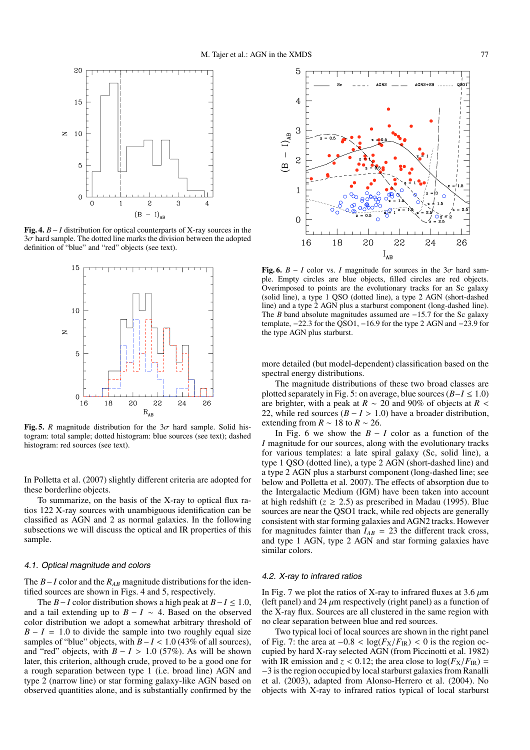20

15

N 10

5

0

0 1 2 3 4

(B − I)$_{AB}$

**Fig. 4.** $B-I$ distribution for optical counterparts of X-ray sources in the $3\sigma$ hard sample. The dotted line marks the division between the adopted definition of "blue" and "red" objects (see text).

15

10

N

5

0

16 18 20 22 24 26

R$_{AB}$

**Fig. 5.** $R$ magnitude distribution for the $3\sigma$ hard sample. Solid histogram: total sample; dotted histogram: blue sources (see text); dashed histogram: red sources (see text).

In Polletta et al. (2007) slightly different criteria are adopted for these borderline objects.

To summarize, on the basis of the X-ray to optical flux ratios 122 X-ray sources with unambiguous identification can be classified as AGN and 2 as normal galaxies. In the following subsections we will discuss the optical and IR properties of this sample.

### 4.1. Optical magnitude and colors

The $B-I$ color and the $R_{AB}$ magnitude distributions for the identified sources are shown in Figs. 4 and 5, respectively.

The $B-I$ color distribution shows a high peak at $B-I \leq 1.0$, and a tail extending up to $B-I \sim 4$. Based on the observed color distribution we adopt a somewhat arbitrary threshold of $B-I = 1.0$ to divide the sample into two roughly equal size samples of "blue" objects, with $B-I < 1.0$ (43% of all sources), and "red" objects, with $B-I > 1.0$ (57%). As will be shown later, this criterion, although crude, proved to be a good one for a rough separation between type 1 (i.e. broad line) AGN and type 2 (narrow line) or star forming galaxy-like AGN based on observed quantities alone, and is substantially confirmed by the more detailed (but model-dependent) classification based on the spectral energy distributions.

5

Sc AGN2 AGN2+SB QSO1

4

3

(B − I)$_{AB}$

2

1

0

z = 0.5 z = 0.5 z = 1 z = 0.5 z = 1 z = 1 z = 1.5 z = 3 z = 1.5 z = 1.5 z = 2.5 z = 2 z = 2.5 z = 2.5 z = 1.5 z = 0.5 z = 1

16 18 20 22 24 26

I$_{AB}$

**Fig. 6.** $B-I$ color vs. $I$ magnitude for sources in the $3\sigma$ hard sample. Empty circles are blue objects, filled circles are red objects. Overimposed to points are the evolutionary tracks for an Sc galaxy (solid line), a type 1 QSO (dotted line), a type 2 AGN (short-dashed line) and a type 2 AGN plus a starburst component (long-dashed line). The $B$ band absolute magnitudes assumed are −15.7 for the Sc galaxy template, −22.3 for the QSO1, −16.9 for the type 2 AGN and −23.9 for the type AGN plus starburst.

The magnitude distributions of these two broad classes are plotted separately in Fig. 5: on average, blue sources ($B-I \leq 1.0$) are brighter, with a peak at $R \sim 20$ and 90% of objects at $R < 22$, while red sources ($B-I > 1.0$) have a broader distribution, extending from $R \sim 18$ to $R \sim 26$.

In Fig. 6 we show the $B-I$ color as a function of the $I$ magnitude for our sources, along with the evolutionary tracks for various templates: a late spiral galaxy (Sc, solid line), a type 1 QSO (dotted line), a type 2 AGN (short-dashed line) and a type 2 AGN plus a starburst component (long-dashed line; see below and Polletta et al. 2007). The effects of absorption due to the Intergalactic Medium (IGM) have been taken into account at high redshift ($z \geq 2.5$) as prescribed in Madau (1995). Blue sources are near the QSO1 track, while red objects are generally consistent with star forming galaxies and AGN2 tracks. However for magnitudes fainter than $I_{AB} = 23$ the different track cross, and type 1 AGN, type 2 AGN and star forming galaxies have similar colors.

### 4.2. X-ray to infrared ratios

In Fig. 7 we plot the ratios of X-ray to infrared fluxes at 3.6 $\mu$m (left panel) and 24 $\mu$m respectively (right panel) as a function of the X-ray flux. Sources are all clustered in the same region with no clear separation between blue and red sources.

Two typical loci of local sources are shown in the right panel of Fig. 7: the area at $-0.8 < \log(F_X/F_{IR}) < 0$ is the region occupied by hard X-ray selected AGN (from Piccinotti et al. 1982) with IR emission and $z < 0.12$; the area close to $\log(F_X/F_{IR}) = -3$ is the region occupied by local starburst galaxies from Ranalli et al. (2003), adapted from Alonso-Herrero et al. (2004). No objects with X-ray to infrared ratios typical of local starburst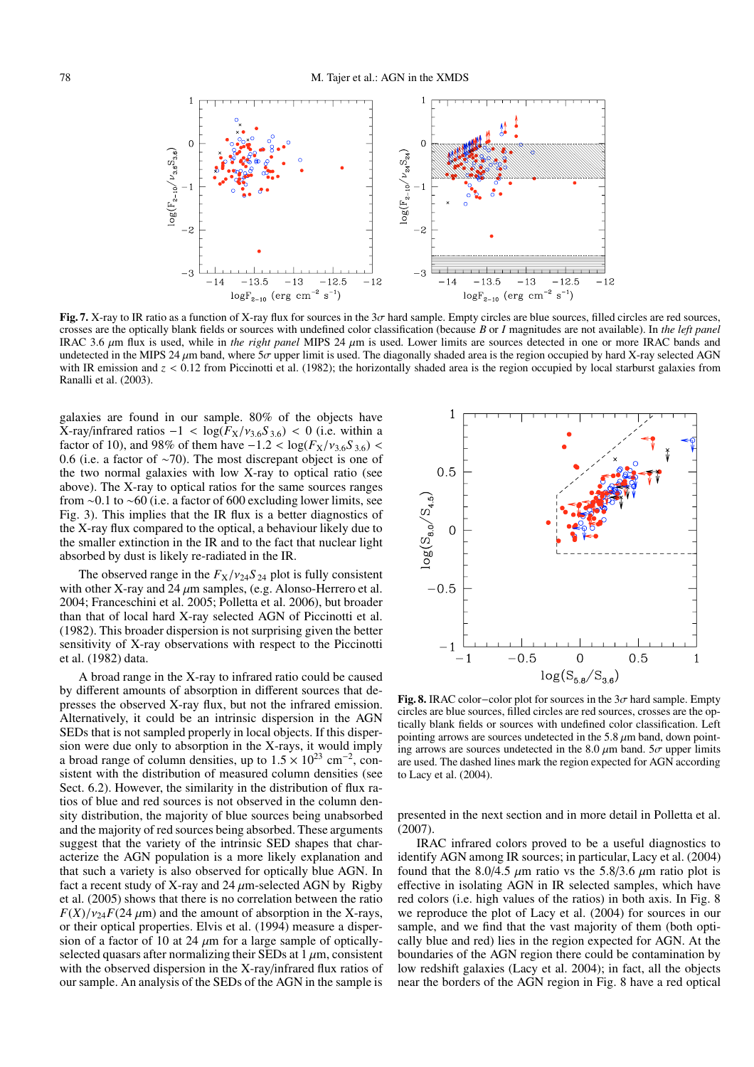1

0

−1

−2

−3

−14 −13.5 −13 −12.5 −12

$\log F_{2-10}$ (erg cm$^{-2}$ s$^{-1}$)

$\log(F_{2-10}/\nu_{3.6}S_{3.6})$

1

0

−1

−2

−3

−14 −13.5 −13 −12.5 −12

$\log F_{2-10}$ (erg cm$^{-2}$ s$^{-1}$)

$\log(F_{2-10}/\nu_{24}S_{24})$

**Fig. 7.** X-ray to IR ratio as a function of X-ray flux for sources in the $3\sigma$ hard sample. Empty circles are blue sources, filled circles are red sources, crosses are the optically blank fields or sources with undefined color classification (because $B$ or $I$ magnitudes are not available). In *the left panel* IRAC 3.6 $\mu$m flux is used, while in *the right panel* MIPS 24 $\mu$m is used. Lower limits are sources detected in one or more IRAC bands and undetected in the MIPS 24 $\mu$m band, where $5\sigma$ upper limit is used. The diagonally shaded area is the region occupied by hard X-ray selected AGN with IR emission and $z < 0.12$ from Piccinotti et al. (1982); the horizontally shaded area is the region occupied by local starburst galaxies from Ranalli et al. (2003).

galaxies are found in our sample. 80% of the objects have X-ray/infrared ratios $-1 < \log(F_X/\nu_{3.6}S_{3.6}) < 0$ (i.e. within a factor of 10), and 98% of them have $-1.2 < \log(F_X/\nu_{3.6}S_{3.6}) < 0.6$ (i.e. a factor of ~70). The most discrepant object is one of the two normal galaxies with low X-ray to optical ratio (see above). The X-ray to optical ratios for the same sources ranges from ~0.1 to ~60 (a factor of 600 excluding lower limits, see Fig. 3). This implies that the IR flux is a better diagnostics of the X-ray flux compared to the optical, a behaviour likely due to the smaller extinction in the IR and to the fact that nuclear light absorbed by dust is likely re-radiated in the IR.

The observed range in the $F_X/\nu_{24}S_{24}$ plot is fully consistent with other X-ray and 24 $\mu$m samples, (e.g. Alonso-Herrero et al. 2004; Franceschini et al. 2005; Polletta et al. 2006), but broader than that of local hard X-ray selected AGN of Piccinotti et al. (1982). This broader dispersion is not surprising given the better sensitivity of X-ray observations with respect to the Piccinotti et al. (1982) data.

A broad range in the X-ray to infrared ratio could be caused by different amounts of absorption in different sources that depresses the observed X-ray flux, but not the infrared emission. Alternatively, it could be an intrinsic dispersion in the AGN SEDs that is not sampled properly in local objects. If this dispersion were due only to absorption in the X-rays, it would imply a broad range of column densities, up to $1.5 \times 10^{23}$ cm$^{-2}$, consistent with the distribution of measured column densities (see Sect. 6.2). However, the similarity in the distribution of flux ratios of blue and red sources is not observed in the column density distribution, the majority of blue sources being unabsorbed and the majority of red sources being absorbed. These arguments suggest that the variety of the intrinsic SED shapes that characterize the AGN population is a more likely explanation and that such a variety is also observed for optically blue AGN. In fact a recent study of X-ray and 24 $\mu$m-selected AGN by Rigby et al. (2005) shows that there is no correlation between the ratio $F(X)/\nu_{24}F(24\,\mu\mathrm{m})$ and the amount of absorption in the X-rays, or their optical properties. Elvis et al. (1994) measure a dispersion of a factor of 10 at 24 $\mu$m for a large sample of optically-selected quasars after normalizing their SEDs at 1 $\mu$m, consistent with the observed dispersion in the X-ray/infrared flux ratios of our sample. An analysis of the SEDs of the AGN in the sample is presented in the next section and in more detail in Polletta et al. (2007).

1

0.5

0

−0.5

−1

−1 −0.5 0 0.5 1

$\log(S_{5.8}/S_{3.6})$

$\log(S_{8.0}/S_{4.5})$

**Fig. 8.** IRAC color−color plot for sources in the $3\sigma$ hard sample. Empty circles are blue sources, filled circles are red sources, crosses are the optically blank fields or sources with undefined color classification. Left pointing arrows are sources undetected in the 5.8 $\mu$m band, down pointing arrows are sources undetected in the 8.0 $\mu$m band. $5\sigma$ upper limits are used. The dashed lines mark the region expected for AGN according to Lacy et al. (2004).

IRAC infrared colors proved to be a useful diagnostics to identify AGN among IR sources; in particular, Lacy et al. (2004) found that the 8.0/4.5 $\mu$m ratio vs the 5.8/3.6 $\mu$m ratio plot is effective in isolating AGN in IR selected samples, which have red colors (i.e. high values of the ratios) in both axis. In Fig. 8 we reproduce the plot of Lacy et al. (2004) for sources in our sample, and we find that the vast majority of them (both optically blue and red) lies in the region expected for AGN. At the boundaries of the AGN region there could be contamination by low redshift galaxies (Lacy et al. 2004); in fact, all the objects near the borders of the AGN region in Fig. 8 have a red optical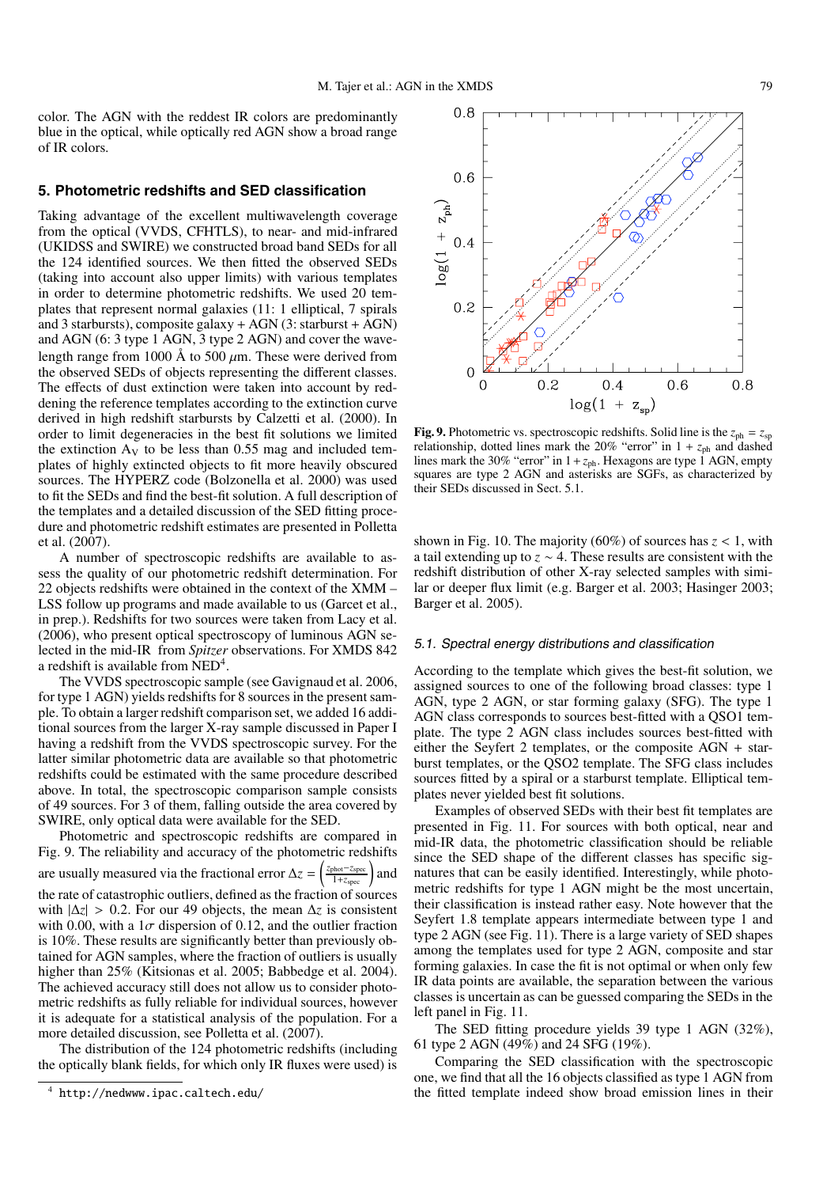color. The AGN with the reddest IR colors are predominantly blue in the optical, while optically red AGN show a broad range of IR colors.

## 5. Photometric redshifts and SED classification

Taking advantage of the excellent multiwavelength coverage from the optical (VVDS, CFHTLS), to near- and mid-infrared (UKIDSS and SWIRE) we constructed broad band SEDs for all the 124 identified sources. We then fitted the observed SEDs (taking into account also upper limits) with various templates in order to determine photometric redshifts. We used 20 templates that represent normal galaxies (11: 1 elliptical, 7 spirals and 3 starbursts), composite galaxy + AGN (3: starburst + AGN) and AGN (6: 3 type 1 AGN, 3 type 2 AGN) and cover the wavelength range from 1000 Å to 500 $\mu$m. These were derived from the observed SEDs of objects representing the different classes. The effects of dust extinction were taken into account by reddening the reference templates according to the extinction curve derived in high redshift starbursts by Calzetti et al. (2000). In order to limit degeneracies in the best fit solutions we limited the extinction $A_V$ to be less than 0.55 mag and included templates of highly extincted objects to fit more heavily obscured sources. The HYPERZ code (Bolzonella et al. 2000) was used to fit the SEDs and find the best-fit solution. A full description of the templates and a detailed discussion of the SED fitting procedure and photometric redshift estimates are presented in Polletta et al. (2007).

A number of spectroscopic redshifts are available to assess the quality of our photometric redshift determination. For 22 objects redshifts were obtained in the context of the XMM – LSS follow up programs and made available to us (Garcet et al., in prep.). Redshifts for two sources were taken from Lacy et al. (2006), who present optical spectroscopy of luminous AGN selected in the mid-IR from *Spitzer* observations. For XMDS 842 a redshift is available from NED[4].

The VVDS spectroscopic sample (see Gavignaud et al. 2006, for type 1 AGN) yields redshifts for 8 sources in the present sample. To obtain a larger redshift comparison set, we added 16 additional sources from the larger X-ray sample discussed in Paper I having a redshift from the VVDS spectroscopic survey. For the latter similar photometric data are available so that photometric redshifts could be estimated with the same procedure described above. In total, the spectroscopic comparison sample consists of 49 sources. For 3 of them, falling outside the area covered by SWIRE, only optical data were available for the SED.

Photometric and spectroscopic redshifts are compared in Fig. 9. The reliability and accuracy of the photometric redshifts are usually measured via the fractional error $\Delta z = \left(\frac{z_{\rm phot}-z_{\rm spec}}{1+z_{\rm spec}}\right)$ and the rate of catastrophic outliers, defined as the fraction of sources with $|\Delta z| > 0.2$. For our 49 objects, the mean $\Delta z$ is consistent with 0.00, with a 1$\sigma$ dispersion of 0.12, and the outlier fraction is 10%. These results are significantly better than previously obtained for AGN samples, where the fraction of outliers is usually higher than 25% (Kitsionas et al. 2005; Babbedge et al. 2004). The achieved accuracy still does not allow us to consider photometric redshifts as fully reliable for individual sources, however it is adequate for a statistical analysis of the population. For a more detailed discussion, see Polletta et al. (2007).

The distribution of the 124 photometric redshifts (including the optically blank fields, for which only IR fluxes were used) is

[4] http://nedwww.ipac.caltech.edu/

0.8
0.6
0.4
0.2
0
0
0.2
0.4
0.6
0.8
$\log(1 + z_{\rm ph})$
$\log(1 + z_{\rm sp})$

**Fig. 9.** Photometric vs. spectroscopic redshifts. Solid line is the $z_{\rm ph} = z_{\rm sp}$ relationship, dotted lines mark the 20% "error" in $1 + z_{\rm ph}$ and dashed lines mark the 30% "error" in $1+z_{\rm ph}$. Hexagons are type 1 AGN, empty squares are type 2 AGN and asterisks are SGFs, as characterized by their SEDs discussed in Sect. 5.1.

shown in Fig. 10. The majority (60%) of sources has $z < 1$, with a tail extending up to $z \sim 4$. These results are consistent with the redshift distribution of other X-ray selected samples with similar or deeper flux limit (e.g. Barger et al. 2003; Hasinger 2003; Barger et al. 2005).

### 5.1. Spectral energy distributions and classification

According to the template which gives the best-fit solution, we assigned sources to one of the following broad classes: type 1 AGN, type 2 AGN, or star forming galaxy (SFG). The type 1 AGN class corresponds to sources best-fitted with a QSO1 template. The type 2 AGN class includes sources best-fitted with either the Seyfert 2 templates, or the composite AGN + starburst templates, or the QSO2 template. The SFG class includes sources fitted by a spiral or a starburst template. Elliptical templates never yielded best fit solutions.

Examples of observed SEDs with their best fit templates are presented in Fig. 11. For sources with both optical, near and mid-IR data, the photometric classification should be reliable since the SED shape of the different classes has specific signatures that can be easily identified. Interestingly, while photometric redshifts for type 1 AGN might be the most uncertain, their classification is instead rather easy. Note however that the Seyfert 1.8 template appears intermediate between type 1 and type 2 AGN (see Fig. 11). There is a large variety of SED shapes among the templates used for type 2 AGN, composite and star forming galaxies. In case the fit is not optimal or when only few IR data points are available, the separation between the various classes is uncertain as can be guessed comparing the SEDs in the left panel in Fig. 11.

The SED fitting procedure yields 39 type 1 AGN (32%), 61 type 2 AGN (49%) and 24 SFG (19%).

Comparing the SED classification with the spectroscopic one, we find that all the 16 objects classified as type 1 AGN from the fitted template indeed show broad emission lines in their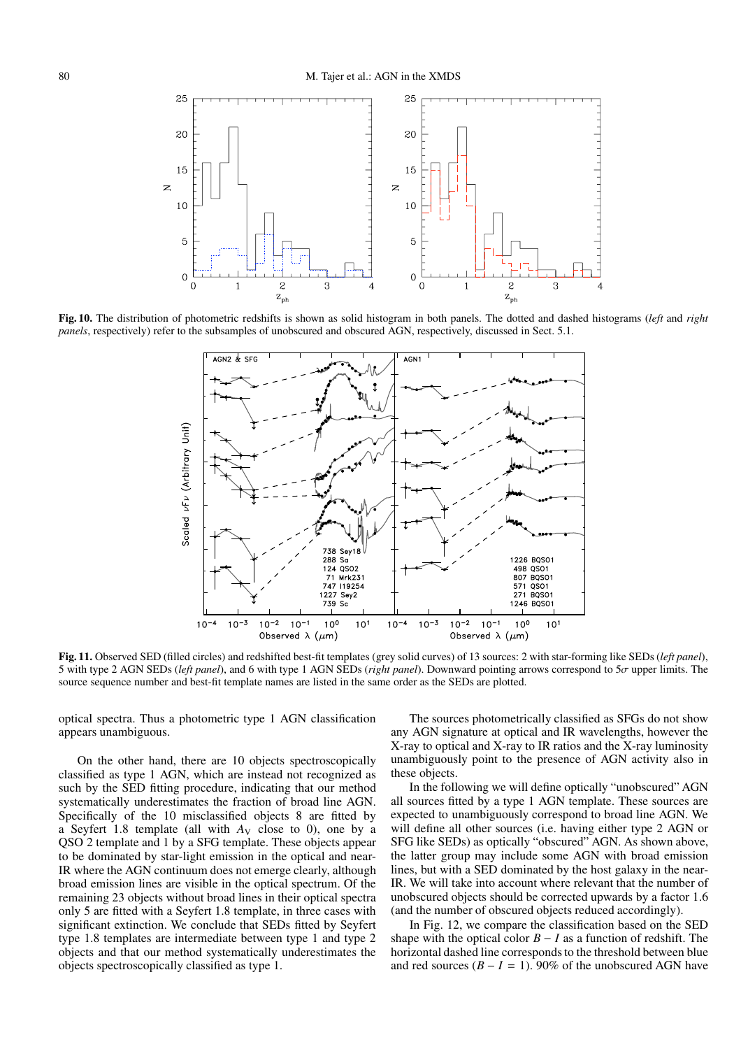25
20
15
N
10
5
0
0 1 2 3 4
$z_{ph}$

25
20
15
N
10
5
0
0 1 2 3 4
$z_{ph}$

**Fig. 10.** The distribution of photometric redshifts is shown as solid histogram in both panels. The dotted and dashed histograms (*left* and *right panels*, respectively) refer to the subsamples of unobscured and obscured AGN, respectively, discussed in Sect. 5.1.

AGN2 & SFG

738 Sey18
288 Sa
124 QSO2
71 Mrk231
747 I19254
1227 Sey2
739 Sc

AGN1

1226 BQSO1
498 QSO1
807 BQSO1
571 QSO1
271 BQSO1
1246 BQSO1

Scaled νFν (Arbitrary Unit)

$10^{-4}$ $10^{-3}$ $10^{-2}$ $10^{-1}$ $10^{0}$ $10^{1}$
Observed λ (μm)

$10^{-4}$ $10^{-3}$ $10^{-2}$ $10^{-1}$ $10^{0}$ $10^{1}$
Observed λ (μm)

**Fig. 11.** Observed SED (filled circles) and redshifted best-fit templates (grey solid curves) of 13 sources: 2 with star-forming like SEDs (*left panel*), 5 with type 2 AGN SEDs (*left panel*), and 6 with type 1 AGN SEDs (*right panel*). Downward pointing arrows correspond to 5$\sigma$ upper limits. The source sequence number and best-fit template names are listed in the same order as the SEDs are plotted.

optical spectra. Thus a photometric type 1 AGN classification appears unambiguous.

On the other hand, there are 10 objects spectroscopically classified as type 1 AGN, which are instead not recognized as such by the SED fitting procedure, indicating that our method systematically underestimates the fraction of broad line AGN. Specifically of the 10 misclassified objects 8 are fitted by a Seyfert 1.8 template (all with $A_V$ close to 0), one by a QSO 2 template and 1 by a SFG template. These objects appear to be dominated by star-light emission in the optical and near-IR where the AGN continuum does not emerge clearly, although broad emission lines are visible in the optical spectrum. Of the remaining 23 objects without broad lines in their optical spectra only 5 are fitted with a Seyfert 1.8 template, in three cases with significant extinction. We conclude that SEDs fitted by Seyfert type 1.8 templates are intermediate between type 1 and type 2 objects and that our method systematically underestimates the objects spectroscopically classified as type 1.

The sources photometrically classified as SFGs do not show any AGN signature at optical and IR wavelengths, however the X-ray to optical and X-ray to IR ratios and the X-ray luminosity unambiguously point to the presence of AGN activity also in these objects.

In the following we will define optically "unobscured" AGN all sources fitted by a type 1 AGN template. These sources are expected to unambiguously correspond to broad line AGN. We will define all other sources (i.e. having either type 2 AGN or SFG like SEDs) as optically "obscured" AGN. As shown above, the latter group may include some AGN with broad emission lines, but with a SED dominated by the host galaxy in the near-IR. We will take into account where relevant that the number of unobscured objects should be corrected upwards by a factor 1.6 (and the number of obscured objects reduced accordingly).

In Fig. 12, we compare the classification based on the SED shape with the optical color $B - I$ as a function of redshift. The horizontal dashed line corresponds to the threshold between blue and red sources ($B - I = 1$). 90% of the unobscured AGN have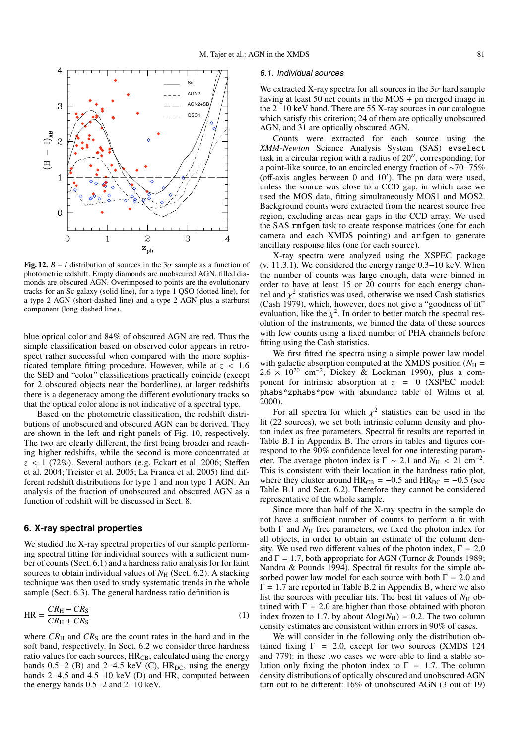4

3

2

1

0

(B − I)$_{AB}$

0 1 2 3 4

z$_{ph}$

Sc

AGN2

AGN2+SB

QSO1

**Fig. 12.** $B - I$ distribution of sources in the $3\sigma$ sample as a function of photometric redshift. Empty diamonds are unobscured AGN, filled diamonds are obscured AGN. Overimposed to points are the evolutionary tracks for an Sc galaxy (solid line), for a type 1 QSO (dotted line), for a type 2 AGN (short-dashed line) and a type 2 AGN plus a starburst component (long-dashed line).

blue optical color and 84% of obscured AGN are red. Thus the simple classification based on observed color appears in retrospect rather successful when compared with the more sophisticated template fitting procedure. However, while at $z < 1.6$ the SED and "color" classifications practically coincide (except for 2 obscured objects near the borderline), at larger redshifts there is a degeneracy among the different evolutionary tracks so that the optical color alone is not indicative of a spectral type.

Based on the photometric classification, the redshift distributions of unobscured and obscured AGN can be derived. They are shown in the left and right panels of Fig. 10, respectively. The two are clearly different, the first being broader and reaching higher redshifts, while the second is more concentrated at $z < 1$ (72%). Several authors (e.g. Eckart et al. 2006; Steffen et al. 2004; Treister et al. 2005; La Franca et al. 2005) find different redshift distributions for type 1 and non type 1 AGN. An analysis of the fraction of unobscured and obscured AGN as a function of redshift will be discussed in Sect. 8.

## 6. X-ray spectral properties

We studied the X-ray spectral properties of our sample performing spectral fitting for individual sources with a sufficient number of counts (Sect. 6.1) and a hardness ratio analysis for for faint sources to obtain individual values of $N_{\rm H}$ (Sect. 6.2). A stacking technique was then used to study systematic trends in the whole sample (Sect. 6.3). The general hardness ratio definition is

$$\mathrm{HR} = \frac{CR_{\rm H} - CR_{\rm S}}{CR_{\rm H} + CR_{\rm S}} \tag{1}$$

where $CR_{\rm H}$ and $CR_{\rm S}$ are the count rates in the hard and in the soft band, respectively. In Sect. 6.2 we consider three hardness ratio values for each sources, $\mathrm{HR_{CB}}$, calculated using the energy bands 0.5−2 (B) and 2−4.5 keV (C), $\mathrm{HR_{DC}}$, using the energy bands 2−4.5 and 4.5−10 keV (D) and HR, computed between the energy bands 0.5−2 and 2−10 keV.

### 6.1. Individual sources

We extracted X-ray spectra for all sources in the $3\sigma$ hard sample having at least 50 net counts in the MOS + pn merged image in the 2−10 keV band. There are 55 X-ray sources in our catalogue which satisfy this criterion; 24 of them are optically unobscured AGN, and 31 are optically obscured AGN.

Counts were extracted for each source using the *XMM-Newton* Science Analysis System (SAS) evselect task in a circular region with a radius of 20″, corresponding, for a point-like source, to an encircled energy fraction of ∼70−75% (off-axis angles between 0 and 10′). The pn data were used, unless the source was close to a CCD gap, in which case we used the MOS data, fitting simultaneously MOS1 and MOS2. Background counts were extracted from the nearest source free region, excluding areas near gaps in the CCD array. We used the SAS rmfgen task to create response matrices (one for each camera and each XMDS pointing) and arfgen to generate ancillary response files (one for each source).

X-ray spectra were analyzed using the XSPEC package (v. 11.3.1). We considered the energy range 0.3−10 keV. When the number of counts was large enough, data were binned in order to have at least 15 or 20 counts for each energy channel and $\chi^2$ statistics was used, otherwise we used Cash statistics (Cash 1979), which, however, does not give a "goodness of fit" evaluation, like the $\chi^2$. In order to better match the spectral resolution of the instruments, we binned the data of these sources with few counts using a fixed number of PHA channels before fitting using the Cash statistics.

We first fitted the spectra using a simple power law model with galactic absorption computed at the XMDS position ($N_{\rm H}$ = $2.6 \times 10^{20}$ cm$^{-2}$, Dickey & Lockman 1990), plus a component for intrinsic absorption at $z = 0$ (XSPEC model: phabs*zphabs*pow with abundance table of Wilms et al. 2000).

For all spectra for which $\chi^2$ statistics can be used in the fit (22 sources), we set both intrinsic column density and photon index as free parameters. Spectral fit results are reported in Table B.1 in Appendix B. The errors in tables and figures correspond to the 90% confidence level for one interesting parameter. The average photon index is $\Gamma \sim 2.1$ and $N_{\rm H} < 21$ cm$^{-2}$. This is consistent with their location in the hardness ratio plot, where they cluster around $\mathrm{HR_{CB}} = -0.5$ and $\mathrm{HR_{DC}} = -0.5$ (see Table B.1 and Sect. 6.2). Therefore they cannot be considered representative of the whole sample.

Since more than half of the X-ray spectra in the sample do not have a sufficient number of counts to perform a fit with both $\Gamma$ and $N_{\rm H}$ free parameters, we fixed the photon index for all objects, in order to obtain an estimate of the column density. We used two different values of the photon index, $\Gamma = 2.0$ and $\Gamma = 1.7$, both appropriate for AGN (Turner & Pounds 1989; Nandra & Pounds 1994). Spectral fit results for the simple absorbed power law model for each source with both $\Gamma = 2.0$ and $\Gamma = 1.7$ are reported in Table B.2 in Appendix B, where we also list the sources with peculiar fits. The best fit values of $N_{\rm H}$ obtained with $\Gamma = 2.0$ are higher than those obtained with photon index frozen to 1.7, by about $\Delta\log(N_{\rm H}) = 0.2$. The two column density estimates are consistent within errors in 90% of cases.

We will consider in the following only the distribution obtained fixing $\Gamma = 2.0$, except for two sources (XMDS 124 and 779): in these two cases we were able to find a stable solution only fixing the photon index to $\Gamma = 1.7$. The column density distributions of optically obscured and unobscured AGN turn out to be different: 16% of unobscured AGN (3 out of 19)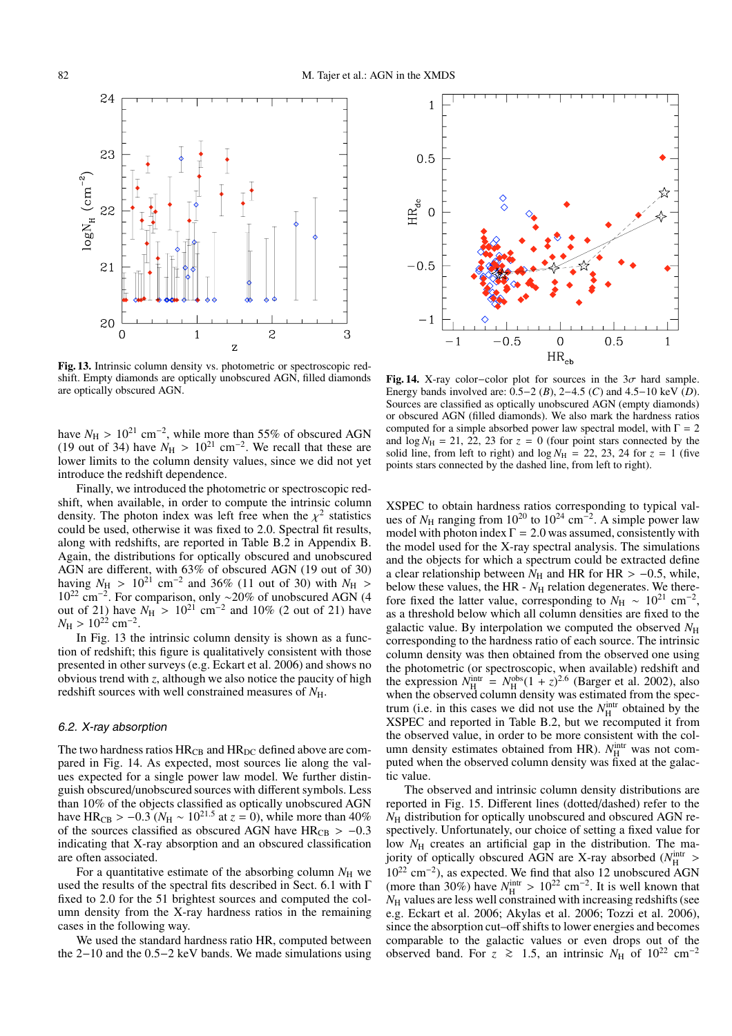24
23
22
21
20
$\log N_{\rm H}$ (cm$^{-2}$)
0
1
2
3
z

**Fig. 13.** Intrinsic column density vs. photometric or spectroscopic redshift. Empty diamonds are optically unobscured AGN, filled diamonds are optically obscured AGN.

1
0.5
0
−0.5
−1
$\rm HR_{dc}$
−1
−0.5
0
0.5
1
$\rm HR_{cb}$

**Fig. 14.** X-ray color−color plot for sources in the $3\sigma$ hard sample. Energy bands involved are: 0.5−2 ($B$), 2−4.5 ($C$) and 4.5−10 keV ($D$). Sources are classified as optically unobscured AGN (empty diamonds) or obscured AGN (filled diamonds). We also mark the hardness ratios computed for a simple absorbed power law spectral model, with $\Gamma = 2$ and $\log N_{\rm H} = 21$, 22, 23 for $z = 0$ (four point stars connected by the solid line, from left to right) and $\log N_{\rm H} = 22$, 23, 24 for $z = 1$ (five points stars connected by the dashed line, from left to right).

have $N_{\rm H} > 10^{21}$ cm$^{-2}$, while more than 55% of obscured AGN (19 out of 34) have $N_{\rm H} > 10^{21}$ cm$^{-2}$. We recall that these are lower limits to the column density values, since we did not yet introduce the redshift dependence.

Finally, we introduced the photometric or spectroscopic redshift, when available, in order to compute the intrinsic column density. The photon index was left free when the $\chi^2$ statistics could be used, otherwise it was fixed to 2.0. Spectral fit results, along with redshifts, are reported in Table B.2 in Appendix B. Again, the distributions for optically obscured and unobscured AGN are different, with 63% of obscured AGN (19 out of 30) having $N_{\rm H} > 10^{21}$ cm$^{-2}$ and 36% (11 out of 30) with $N_{\rm H} > 10^{22}$ cm$^{-2}$. For comparison, only ∼20% of unobscured AGN (4 out of 21) have $N_{\rm H} > 10^{21}$ cm$^{-2}$ and 10% (2 out of 21) have $N_{\rm H} > 10^{22}$ cm$^{-2}$.

In Fig. 13 the intrinsic column density is shown as a function of redshift; this figure is qualitatively consistent with those presented in other surveys (e.g. Eckart et al. 2006) and shows no obvious trend with $z$, although we also notice the paucity of high redshift sources with well constrained measures of $N_{\rm H}$.

### 6.2. X-ray absorption

The two hardness ratios $\rm HR_{CB}$ and $\rm HR_{DC}$ defined above are compared in Fig. 14. As expected, most sources lie along the values expected for a single power law model. We further distinguish obscured/unobscured sources with different symbols. Less than 10% of the objects classified as optically unobscured AGN have $\rm HR_{CB} > -0.3$ ($N_{\rm H} \sim 10^{21.5}$ at $z = 0$), while more than 40% of the sources classified as obscured AGN have $\rm HR_{CB} > -0.3$ indicating that X-ray absorption and an obscured classification are often associated.

For a quantitative estimate of the absorbing column $N_{\rm H}$ we used the results of the spectral fits described in Sect. 6.1 with $\Gamma$ fixed to 2.0 for the 51 brightest sources and computed the column density from the X-ray hardness ratios in the remaining cases in the following way.

We used the standard hardness ratio HR, computed between the 2−10 and the 0.5−2 keV bands. We made simulations using XSPEC to obtain hardness ratios corresponding to typical values of $N_{\rm H}$ ranging from $10^{20}$ to $10^{24}$ cm$^{-2}$. A simple power law model with photon index $\Gamma = 2.0$ was assumed, consistently with the model used for the X-ray spectral analysis. The simulations and the objects for which a spectrum could be extracted define a clear relationship between $N_{\rm H}$ and HR for HR $> -0.5$, while, below these values, the HR - $N_{\rm H}$ relation degenerates. We therefore fixed the latter value, corresponding to $N_{\rm H} \sim 10^{21}$ cm$^{-2}$, as a threshold below which all column densities are fixed to the galactic value. By interpolation we computed the observed $N_{\rm H}$ corresponding to the hardness ratio of each source. The intrinsic column density was then obtained from the observed one using the photometric (or spectroscopic, when available) redshift and the expression $N_{\rm H}^{\rm intr} = N_{\rm H}^{\rm obs}(1+z)^{2.6}$ (Barger et al. 2002), also when the observed column density was estimated from the spectrum (i.e. in this cases we did not use the $N_{\rm H}^{\rm intr}$ obtained by the XSPEC and reported in Table B.2, but we recomputed it from the observed value, in order to be more consistent with the column density estimates obtained from HR). $N_{\rm H}^{\rm intr}$ was not computed when the observed column density was fixed at the galactic value.

The observed and intrinsic column density distributions are reported in Fig. 15. Different lines (dotted/dashed) refer to the $N_{\rm H}$ distribution for optically unobscured and obscured AGN respectively. Unfortunately, our choice of setting a fixed value for low $N_{\rm H}$ creates an artificial gap in the distribution. The majority of optically obscured AGN are X-ray absorbed ($N_{\rm H}^{\rm intr} > 10^{22}$ cm$^{-2}$), as expected. We find that also 12 unobscured AGN (more than 30%) have $N_{\rm H}^{\rm intr} > 10^{22}$ cm$^{-2}$. It is well known that $N_{\rm H}$ values are less well constrained with increasing redshifts (see e.g. Eckart et al. 2006; Akylas et al. 2006; Tozzi et al. 2006), since the absorption cut–off shifts to lower energies and becomes comparable to the galactic values or even drops out of the observed band. For $z \gtrsim 1.5$, an intrinsic $N_{\rm H}$ of $10^{22}$ cm$^{-2}$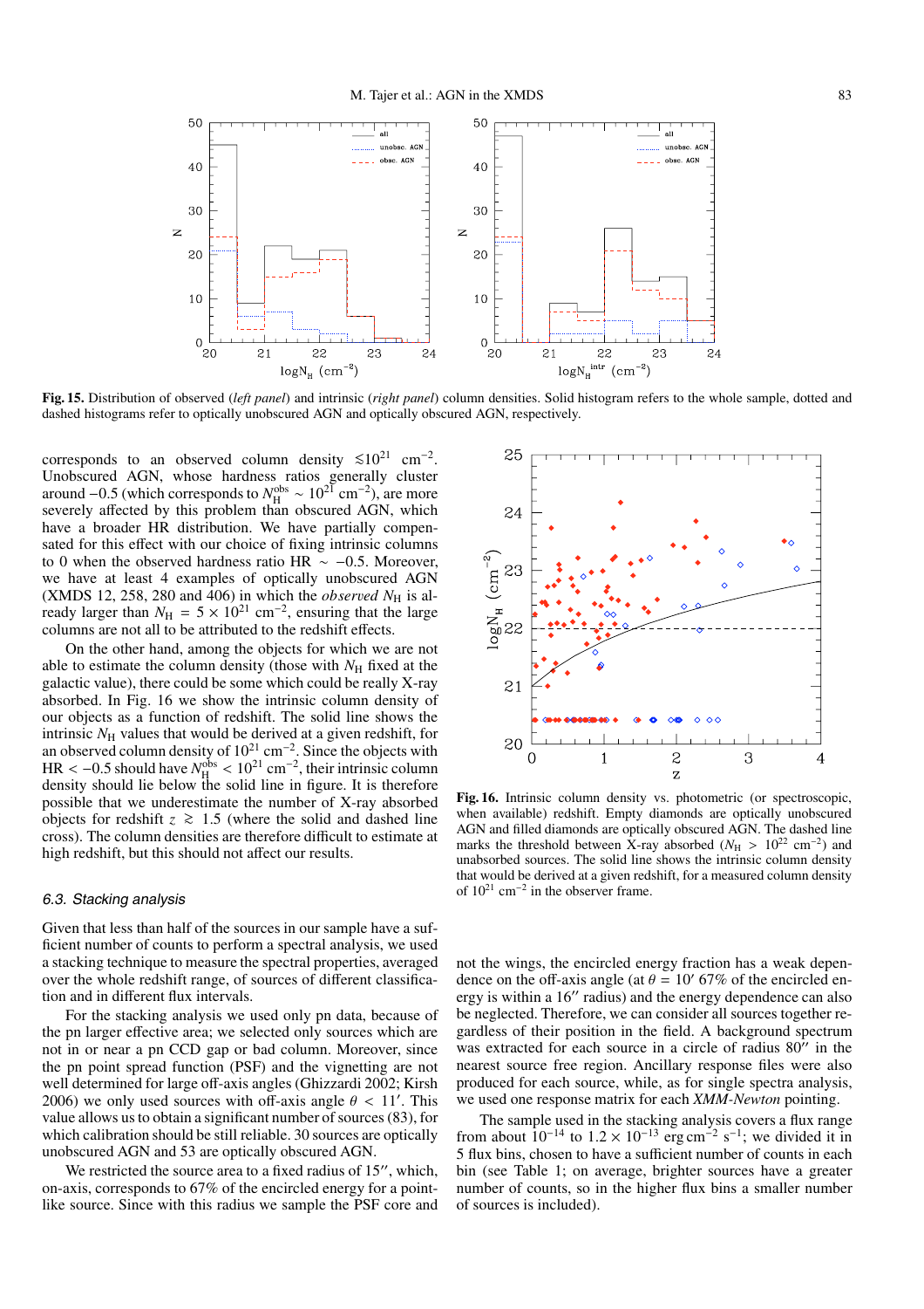**Fig. 15.** Distribution of observed (*left panel*) and intrinsic (*right panel*) column densities. Solid histogram refers to the whole sample, dotted and dashed histograms refer to optically unobscured AGN and optically obscured AGN, respectively.

corresponds to an observed column density $\lesssim 10^{21}$ cm$^{-2}$. Unobscured AGN, whose hardness ratios generally cluster around $-0.5$ (which corresponds to $N_{\rm H}^{\rm obs} \sim 10^{21}$ cm$^{-2}$), are more severely affected by this problem than obscured AGN, which have a broader HR distribution. We have partially compensated for this effect with our choice of fixing intrinsic columns to 0 when the observed hardness ratio HR $\sim -0.5$. Moreover, we have at least 4 examples of optically unobscured AGN (XMDS 12, 258, 280 and 406) in which the *observed* $N_{\rm H}$ is already larger than $N_{\rm H} = 5 \times 10^{21}$ cm$^{-2}$, ensuring that the large columns are not all to be attributed to the redshift effects.

On the other hand, among the objects for which we are not able to estimate the column density (those with $N_{\rm H}$ fixed at the galactic value), there could be some which could be really X-ray absorbed. In Fig. 16 we show the intrinsic column density of our objects as a function of redshift. The solid line shows the intrinsic $N_{\rm H}$ values that would be derived at a given redshift, for an observed column density of $10^{21}$ cm$^{-2}$. Since the objects with HR $< -0.5$ should have $N_{\rm H}^{\rm obs} < 10^{21}$ cm$^{-2}$, their intrinsic column density should lie below the solid line in figure. It is therefore possible that we underestimate the number of X-ray absorbed objects for redshift $z \gtrsim 1.5$ (where the solid and dashed line cross). The column densities are therefore difficult to estimate at high redshift, but this should not affect our results.

**Fig. 16.** Intrinsic column density vs. photometric (or spectroscopic, when available) redshift. Empty diamonds are optically unobscured AGN and filled diamonds are optically obscured AGN. The dashed line marks the threshold between X-ray absorbed ($N_{\rm H} > 10^{22}$ cm$^{-2}$) and unabsorbed sources. The solid line shows the intrinsic column density that would be derived at a given redshift, for a measured column density of $10^{21}$ cm$^{-2}$ in the observer frame.

### 6.3. Stacking analysis

Given that less than half of the sources in our sample have a sufficient number of counts to perform a spectral analysis, we used a stacking technique to measure the spectral properties, averaged over the whole redshift range, of sources of different classification and in different flux intervals.

For the stacking analysis we used only pn data, because of the pn larger effective area; we selected only sources which are not in or near a pn CCD gap or bad column. Moreover, since the pn point spread function (PSF) and the vignetting are not well determined for large off-axis angles (Ghizzardi 2002; Kirsh 2006) we only used sources with off-axis angle $\theta < 11'$. This value allows us to obtain a significant number of sources (83), for which calibration should be still reliable. 30 sources are optically unobscured AGN and 53 are optically obscured AGN.

We restricted the source area to a fixed radius of $15''$, which, on-axis, corresponds to 67% of the encircled energy for a point-like source. Since with this radius we sample the PSF core and not the wings, the encircled energy fraction has a weak dependence on the off-axis angle (at $\theta = 10'$ 67% of the encircled energy is within a $16''$ radius) and the energy dependence can also be neglected. Therefore, we can consider all sources together regardless of their position in the field. A background spectrum was extracted for each source in a circle of radius $80''$ in the nearest source free region. Ancillary response files were also produced for each source, while, as for single spectra analysis, we used one response matrix for each *XMM-Newton* pointing.

The sample used in the stacking analysis covers a flux range from about $10^{-14}$ to $1.2 \times 10^{-13}$ erg cm$^{-2}$ s$^{-1}$; we divided it in 5 flux bins, chosen to have a sufficient number of counts in each bin (see Table 1; on average, brighter sources have a greater number of counts, so in the higher flux bins a smaller number of sources is included).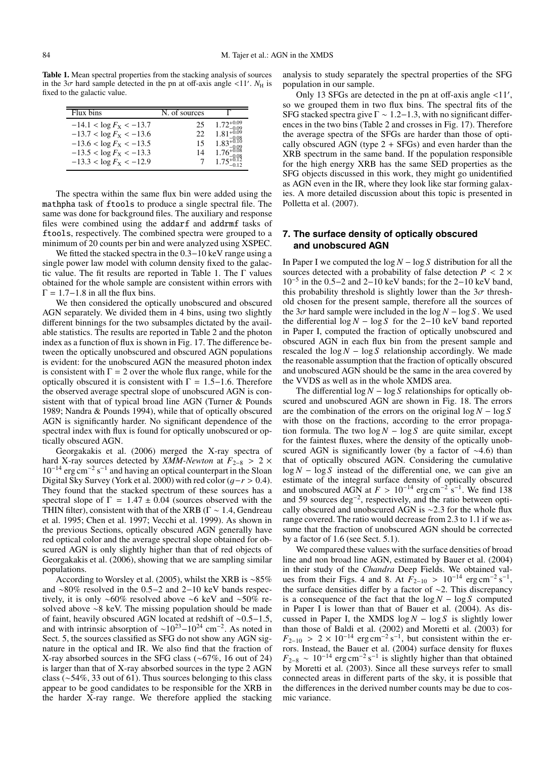**Table 1.** Mean spectral properties from the stacking analysis of sources in the $3\sigma$ hard sample detected in the pn at off-axis angle <11′. $N_{\rm H}$ is fixed to the galactic value.

| Flux bins | N. of sources | $\Gamma$ |
|---|---|---|
| $-14.1 < \log F_{\rm X} < -13.7$ | 25 | $1.72^{+0.09}_{-0.09}$ |
| $-13.7 < \log F_{\rm X} < -13.6$ | 22 | $1.81^{+0.09}_{-0.08}$ |
| $-13.6 < \log F_{\rm X} < -13.5$ | 15 | $1.83^{+0.10}_{-0.09}$ |
| $-13.5 < \log F_{\rm X} < -13.3$ | 14 | $1.76^{+0.08}_{-0.08}$ |
| $-13.3 < \log F_{\rm X} < -12.9$ | 7 | $1.75^{+0.12}_{-0.12}$ |

The spectra within the same flux bin were added using the mathpha task of ftools to produce a single spectral file. The same was done for background files. The auxiliary and response files were combined using the addarf and addrmf tasks of ftools, respectively. The combined spectra were grouped to a minimum of 20 counts per bin and were analyzed using XSPEC.

We fitted the stacked spectra in the 0.3−10 keV range using a single power law model with column density fixed to the galactic value. The fit results are reported in Table 1. The $\Gamma$ values obtained for the whole sample are consistent within errors with $\Gamma = 1.7{-}1.8$ in all the flux bins.

We then considered the optically unobscured and obscured AGN separately. We divided them in 4 bins, using two slightly different binnings for the two subsamples dictated by the available statistics. The results are reported in Table 2 and the photon index as a function of flux is shown in Fig. 17. The difference between the optically unobscured and obscured AGN populations is evident: for the unobscured AGN the measured photon index is consistent with $\Gamma = 2$ over the whole flux range, while for the optically obscured it is consistent with $\Gamma = 1.5{-}1.6$. Therefore the observed average spectral slope of unobscured AGN is consistent with that of typical broad line AGN (Turner & Pounds 1989; Nandra & Pounds 1994), while that of optically obscured AGN is significantly harder. No significant dependence of the spectral index with flux is found for optically unobscured or optically obscured AGN.

Georgakakis et al. (2006) merged the X-ray spectra of hard X-ray sources detected by *XMM-Newton* at $F_{2-8} > 2 \times 10^{-14}$ erg cm$^{-2}$ s$^{-1}$ and having an optical counterpart in the Sloan Digital Sky Survey (York et al. 2000) with red color ($g-r > 0.4$). They found that the stacked spectrum of these sources has a spectral slope of $\Gamma = 1.47 \pm 0.04$ (sources observed with the THIN filter), consistent with that of the XRB ($\Gamma \sim 1.4$, Gendreau et al. 1995; Chen et al. 1997; Vecchi et al. 1999). As shown in the previous Sections, optically obscured AGN generally have red optical color and the average spectral slope obtained for obscured AGN is only slightly higher than that of red objects of Georgakakis et al. (2006), showing that we are sampling similar populations.

According to Worsley et al. (2005), whilst the XRB is ∼85% and ∼80% resolved in the 0.5−2 and 2−10 keV bands respectively, it is only ∼60% resolved above ∼6 keV and ∼50% resolved above ∼8 keV. The missing population should be made of faint, heavily obscured AGN located at redshift of ∼0.5−1.5, and with intrinsic absorption of $\sim 10^{23}{-}10^{24}$ cm$^{-2}$. As noted in Sect. 5, the sources classified as SFG do not show any AGN signature in the optical and IR. We also find that the fraction of X-ray absorbed sources in the SFG class (∼67%, 16 out of 24) is larger than that of X-ray absorbed sources in the type 2 AGN class (∼54%, 33 out of 61). Thus sources belonging to this class appear to be good candidates to be responsible for the XRB in the harder X-ray range. We therefore applied the stacking analysis to study separately the spectral properties of the SFG population in our sample.

Only 13 SFGs are detected in the pn at off-axis angle <11′, so we grouped them in two flux bins. The spectral fits of the SFG stacked spectra give $\Gamma \sim 1.2{-}1.3$, with no significant differences in the two bins (Table 2 and crosses in Fig. 17). Therefore the average spectra of the SFGs are harder than those of optically obscured AGN (type 2 + SFGs) and even harder than the XRB spectrum in the same band. If the population responsible for the high energy XRB has the same SED properties as the SFG objects discussed in this work, they might go unidentified as AGN even in the IR, where they look like star forming galaxies. A more detailed discussion about this topic is presented in Polletta et al. (2007).

## 7. The surface density of optically obscured and unobscured AGN

In Paper I we computed the $\log N - \log S$ distribution for all the sources detected with a probability of false detection $P < 2 \times 10^{-5}$ in the 0.5−2 and 2−10 keV bands; for the 2−10 keV band, this probability threshold is slightly lower than the $3\sigma$ threshold chosen for the present sample, therefore all the sources of the $3\sigma$ hard sample were included in the $\log N - \log S$. We used the differential $\log N - \log S$ for the 2−10 keV band reported in Paper I, computed the fraction of optically unobscured and obscured AGN in each flux bin from the present sample and rescaled the $\log N - \log S$ relationship accordingly. We made the reasonable assumption that the fraction of optically obscured and unobscured AGN should be the same in the area covered by the VVDS as well as in the whole XMDS area.

The differential $\log N - \log S$ relationships for optically obscured and unobscured AGN are shown in Fig. 18. The errors are the combination of the errors on the original $\log N - \log S$ with those on the fractions, according to the error propagation formula. The two $\log N - \log S$ are quite similar, except for the faintest fluxes, where the density of the optically unobscured AGN is significantly lower (by a factor of ∼4.6) than that of optically obscured AGN. Considering the cumulative $\log N - \log S$ instead of the differential one, we can give an estimate of the integral surface density of optically obscured and unobscured AGN at $F > 10^{-14}$ erg cm$^{-2}$ s$^{-1}$. We find 138 and 59 sources deg$^{-2}$, respectively, and the ratio between optically obscured and unobscured AGN is ∼2.3 for the whole flux range covered. The ratio would decrease from 2.3 to 1.1 if we assume that the fraction of unobscured AGN should be corrected by a factor of 1.6 (see Sect. 5.1).

We compared these values with the surface densities of broad line and non broad line AGN, estimated by Bauer et al. (2004) in their study of the *Chandra* Deep Fields. We obtained values from their Figs. 4 and 8. At $F_{2-10} > 10^{-14}$ erg cm$^{-2}$ s$^{-1}$, the surface densities differ by a factor of ∼2. This discrepancy is a consequence of the fact that the $\log N - \log S$ computed in Paper I is lower than that of Bauer et al. (2004). As discussed in Paper I, the XMDS $\log N - \log S$ is slightly lower than those of Baldi et al. (2002) and Moretti et al. (2003) for $F_{2-10} > 2 \times 10^{-14}$ erg cm$^{-2}$ s$^{-1}$, but consistent within the errors. Instead, the Bauer et al. (2004) surface density for fluxes $F_{2-8} \sim 10^{-14}$ erg cm$^{-2}$ s$^{-1}$ is slightly higher than that obtained by Moretti et al. (2003). Since all these surveys refer to small connected areas in different parts of the sky, it is possible that the differences in the derived number counts may be due to cosmic variance.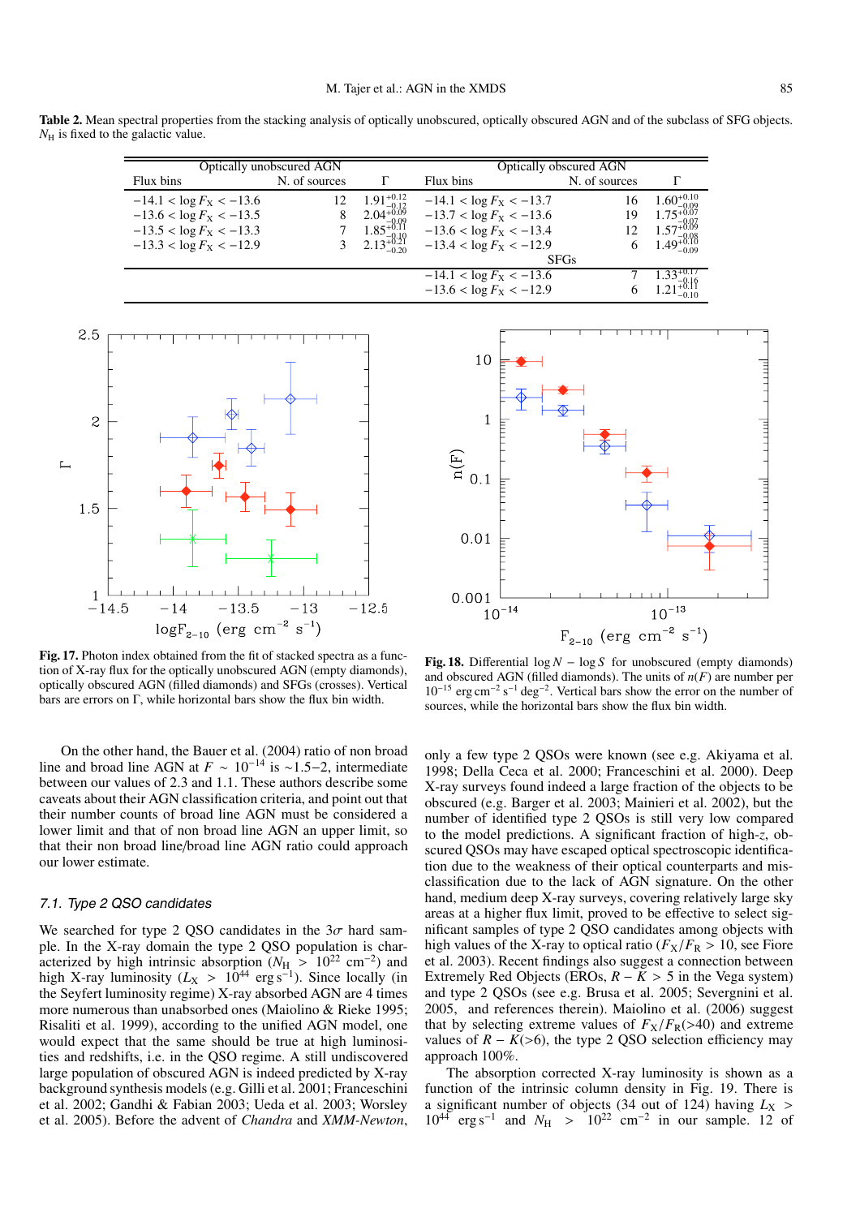**Table 2.** Mean spectral properties from the stacking analysis of optically unobscured, optically obscured AGN and of the subclass of SFG objects. $N_H$ is fixed to the galactic value.

| Optically unobscured AGN | | | Optically obscured AGN | | |
|---|---|---|---|---|---|
| Flux bins | N. of sources | Γ | Flux bins | N. of sources | Γ |
| $-14.1 < \log F_X < -13.6$ | 12 | $1.91^{+0.12}_{-0.12}$ | $-14.1 < \log F_X < -13.7$ | 16 | $1.60^{+0.10}_{-0.09}$ |
| $-13.6 < \log F_X < -13.5$ | 8 | $2.04^{+0.09}_{-0.09}$ | $-13.7 < \log F_X < -13.6$ | 19 | $1.75^{+0.07}_{-0.07}$ |
| $-13.5 < \log F_X < -13.3$ | 7 | $1.85^{+0.11}_{-0.10}$ | $-13.6 < \log F_X < -13.4$ | 12 | $1.57^{+0.09}_{-0.08}$ |
| $-13.3 < \log F_X < -12.9$ | 3 | $2.13^{+0.21}_{-0.20}$ | $-13.4 < \log F_X < -12.9$ | 6 | $1.49^{+0.10}_{-0.09}$ |
| | | | SFGs | | |
| | | | $-14.1 < \log F_X < -13.6$ | 7 | $1.33^{+0.17}_{-0.16}$ |
| | | | $-13.6 < \log F_X < -12.9$ | 6 | $1.21^{+0.11}_{-0.10}$ |

**Fig. 17.** Photon index obtained from the fit of stacked spectra as a function of X-ray flux for the optically unobscured AGN (empty diamonds), optically obscured AGN (filled diamonds) and SFGs (crosses). Vertical bars are errors on Γ, while horizontal bars show the flux bin width.

**Fig. 18.** Differential $\log N - \log S$ for unobscured (empty diamonds) and obscured AGN (filled diamonds). The units of $n(F)$ are number per $10^{-15}$ erg cm$^{-2}$ s$^{-1}$ deg$^{-2}$. Vertical bars show the error on the number of sources, while the horizontal bars show the flux bin width.

On the other hand, the Bauer et al. (2004) ratio of non broad line and broad line AGN at $F \sim 10^{-14}$ is ∼1.5–2, intermediate between our values of 2.3 and 1.1. These authors describe some caveats about their AGN classification criteria, and point out that their number counts of broad line AGN must be considered a lower limit and that of non broad line AGN an upper limit, so that their non broad line/broad line AGN ratio could approach our lower estimate.

### *7.1. Type 2 QSO candidates*

We searched for type 2 QSO candidates in the $3\sigma$ hard sample. In the X-ray domain the type 2 QSO population is characterized by high intrinsic absorption ($N_H > 10^{22}$ cm$^{-2}$) and high X-ray luminosity ($L_X > 10^{44}$ erg s$^{-1}$). Since locally (in the Seyfert luminosity regime) X-ray absorbed AGN are 4 times more numerous than unabsorbed ones (Maiolino & Rieke 1995; Risaliti et al. 1999), according to the unified AGN model, one would expect that the same should be true at high luminosities and redshifts, i.e. in the QSO regime. A still undiscovered large population of obscured AGN is indeed predicted by X-ray background synthesis models (e.g. Gilli et al. 2001; Franceschini et al. 2002; Gandhi & Fabian 2003; Ueda et al. 2003; Worsley et al. 2005). Before the advent of *Chandra* and *XMM-Newton*, only a few type 2 QSOs were known (see e.g. Akiyama et al. 1998; Della Ceca et al. 2000; Franceschini et al. 2000). Deep X-ray surveys found indeed a large fraction of the objects to be obscured (e.g. Barger et al. 2003; Mainieri et al. 2002), but the number of identified type 2 QSOs is still very low compared to the model predictions. A significant fraction of high-$z$, obscured QSOs may have escaped optical spectroscopic identification due to the weakness of their optical counterparts and misclassification due to the lack of AGN signature. On the other hand, medium deep X-ray surveys, covering relatively large sky areas at a higher flux limit, proved to be effective to select significant samples of type 2 QSO candidates among objects with high values of the X-ray to optical ratio ($F_X/F_R > 10$, see Fiore et al. 2003). Recent findings also suggest a connection between Extremely Red Objects (EROs, $R - K > 5$ in the Vega system) and type 2 QSOs (see e.g. Brusa et al. 2005; Severgnini et al. 2005, and references therein). Maiolino et al. (2006) suggest that by selecting extreme values of $F_X/F_R$(>40) and extreme values of $R - K$(>6), the type 2 QSO selection efficiency may approach 100%.

The absorption corrected X-ray luminosity is shown as a function of the intrinsic column density in Fig. 19. There is a significant number of objects (34 out of 124) having $L_X > 10^{44}$ erg s$^{-1}$ and $N_H > 10^{22}$ cm$^{-2}$ in our sample. 12 of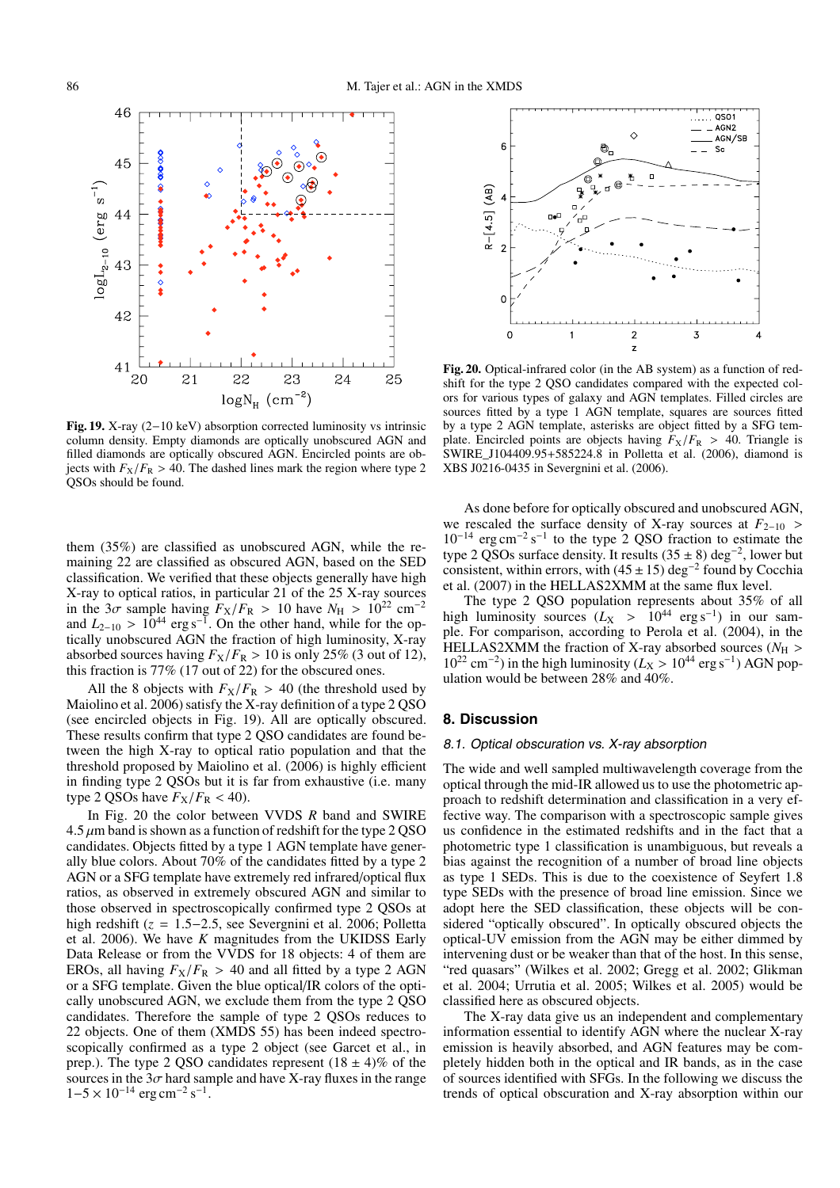46
45
44
43
42
41
20
21
22
23
24
25
$\log L_{2-10}$ (erg s$^{-1}$)
$\log N_H$ (cm$^{-2}$)

**Fig. 19.** X-ray (2−10 keV) absorption corrected luminosity vs intrinsic column density. Empty diamonds are optically unobscured AGN and filled diamonds are optically obscured AGN. Encircled points are objects with $F_X/F_R > 40$. The dashed lines mark the region where type 2 QSOs should be found.

QSO1
AGN2
AGN/SB
Sc
6
4
2
0
0
1
2
3
4
R−[4.5] (AB)
z

**Fig. 20.** Optical-infrared color (in the AB system) as a function of redshift for the type 2 QSO candidates compared with the expected colors for various types of galaxy and AGN templates. Filled circles are sources fitted by a type 1 AGN template, squares are sources fitted by a type 2 AGN template, asterisks are object fitted by a SFG template. Encircled points are objects having $F_X/F_R > 40$. Triangle is SWIRE_J104409.95+585224.8 in Polletta et al. (2006), diamond is XBS J0216-0435 in Severgnini et al. (2006).

them (35%) are classified as unobscured AGN, while the remaining 22 are classified as obscured AGN, based on the SED classification. We verified that these objects generally have high X-ray to optical ratios, in particular 21 of the 25 X-ray sources in the 3$\sigma$ sample having $F_X/F_R > 10$ have $N_H > 10^{22}$ cm$^{-2}$ and $L_{2-10} > 10^{44}$ erg s$^{-1}$. On the other hand, while for the optically unobscured AGN the fraction of high luminosity, X-ray absorbed sources having $F_X/F_R > 10$ is only 25% (3 out of 12), this fraction is 77% (17 out of 22) for the obscured ones.

All the 8 objects with $F_X/F_R > 40$ (the threshold used by Maiolino et al. 2006) satisfy the X-ray definition of a type 2 QSO (see encircled objects in Fig. 19). All are optically obscured. These results confirm that type 2 QSO candidates are found between the high X-ray to optical ratio population and that the threshold proposed by Maiolino et al. (2006) is highly efficient in finding type 2 QSOs but it is far from exhaustive (i.e. many type 2 QSOs have $F_X/F_R < 40$).

In Fig. 20 the color between VVDS $R$ band and SWIRE 4.5 $\mu$m band is shown as a function of redshift for the type 2 QSO candidates. Objects fitted by a type 1 AGN template have generally blue colors. About 70% of the candidates fitted by a type 2 AGN or a SFG template have extremely red infrared/optical flux ratios, as observed in extremely obscured AGN and similar to those observed in spectroscopically confirmed type 2 QSOs at high redshift ($z$ = 1.5−2.5, see Severgnini et al. 2006; Polletta et al. 2006). We have $K$ magnitudes from the UKIDSS Early Data Release or from the VVDS for 18 objects: 4 of them are EROs, all having $F_X/F_R > 40$ and all fitted by a type 2 AGN or a SFG template. Given the blue optical/IR colors of the optically unobscured AGN, we exclude them from the type 2 QSO candidates. Therefore the sample of type 2 QSOs reduces to 22 objects. One of them (XMDS 55) has been indeed spectroscopically confirmed as a type 2 object (see Garcet et al., in prep.). The type 2 QSO candidates represent (18 ± 4)% of the sources in the 3$\sigma$ hard sample and have X-ray fluxes in the range $1-5 \times 10^{-14}$ erg cm$^{-2}$ s$^{-1}$.

As done before for optically obscured and unobscured AGN, we rescaled the surface density of X-ray sources at $F_{2-10} > 10^{-14}$ erg cm$^{-2}$ s$^{-1}$ to the type 2 QSO fraction to estimate the type 2 QSOs surface density. It results (35 ± 8) deg$^{-2}$, lower but consistent, within errors, with (45 ± 15) deg$^{-2}$ found by Cocchia et al. (2007) in the HELLAS2XMM at the same flux level.

The type 2 QSO population represents about 35% of all high luminosity sources ($L_X > 10^{44}$ erg s$^{-1}$) in our sample. For comparison, according to Perola et al. (2004), in the HELLAS2XMM the fraction of X-ray absorbed sources ($N_H > 10^{22}$ cm$^{-2}$) in the high luminosity ($L_X > 10^{44}$ erg s$^{-1}$) AGN population would be between 28% and 40%.

## 8. Discussion

### 8.1. Optical obscuration vs. X-ray absorption

The wide and well sampled multiwavelength coverage from the optical through the mid-IR allowed us to use the photometric approach to redshift determination and classification in a very effective way. The comparison with a spectroscopic sample gives us confidence in the estimated redshifts and in the fact that a photometric type 1 classification is unambiguous, but reveals a bias against the recognition of a number of broad line objects as type 1 SEDs. This is due to the coexistence of Seyfert 1.8 type SEDs with the presence of broad line emission. Since we adopt here the SED classification, these objects will be considered "optically obscured". In optically obscured objects the optical-UV emission from the AGN may be either dimmed by intervening dust or be weaker than that of the host. In this sense, "red quasars" (Wilkes et al. 2002; Gregg et al. 2002; Glikman et al. 2004; Urrutia et al. 2005; Wilkes et al. 2005) would be classified here as obscured objects.

The X-ray data give us an independent and complementary information essential to identify AGN where the nuclear X-ray emission is heavily absorbed, and AGN features may be completely hidden both in the optical and IR bands, as in the case of sources identified with SFGs. In the following we discuss the trends of optical obscuration and X-ray absorption within our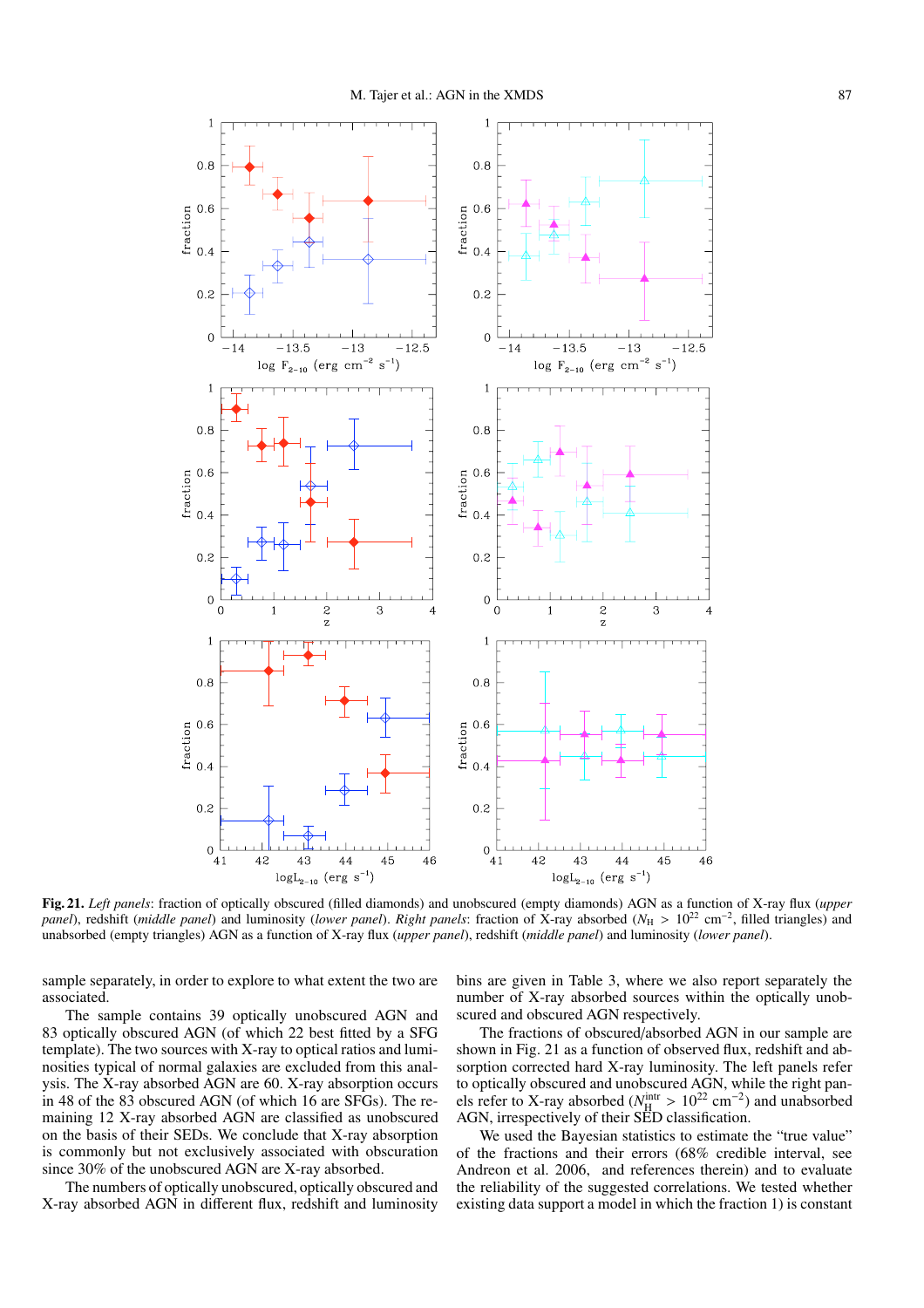**Fig. 21.** *Left panels*: fraction of optically obscured (filled diamonds) and unobscured (empty diamonds) AGN as a function of X-ray flux (*upper panel*), redshift (*middle panel*) and luminosity (*lower panel*). *Right panels*: fraction of X-ray absorbed ($N_{\rm H} > 10^{22}$ cm$^{-2}$, filled triangles) and unabsorbed (empty triangles) AGN as a function of X-ray flux (*upper panel*), redshift (*middle panel*) and luminosity (*lower panel*).

sample separately, in order to explore to what extent the two are associated.

The sample contains 39 optically unobscured AGN and 83 optically obscured AGN (of which 22 best fitted by a SFG template). The two sources with X-ray to optical ratios and luminosities typical of normal galaxies are excluded from this analysis. The X-ray absorbed AGN are 60. X-ray absorption occurs in 48 of the 83 obscured AGN (of which 16 are SFGs). The remaining 12 X-ray absorbed AGN are classified as unobscured on the basis of their SEDs. We conclude that X-ray absorption is commonly but not exclusively associated with obscuration since 30% of the unobscured AGN are X-ray absorbed.

The numbers of optically unobscured, optically obscured and X-ray absorbed AGN in different flux, redshift and luminosity bins are given in Table 3, where we also report separately the number of X-ray absorbed sources within the optically unobscured and obscured AGN respectively.

The fractions of obscured/absorbed AGN in our sample are shown in Fig. 21 as a function of observed flux, redshift and absorption corrected hard X-ray luminosity. The left panels refer to optically obscured and unobscured AGN, while the right panels refer to X-ray absorbed ($N_{\rm H}^{\rm intr} > 10^{22}$ cm$^{-2}$) and unabsorbed AGN, irrespectively of their SED classification.

We used the Bayesian statistics to estimate the "true value" of the fractions and their errors (68% credible interval, see Andreon et al. 2006, and references therein) and to evaluate the reliability of the suggested correlations. We tested whether existing data support a model in which the fraction 1) is constant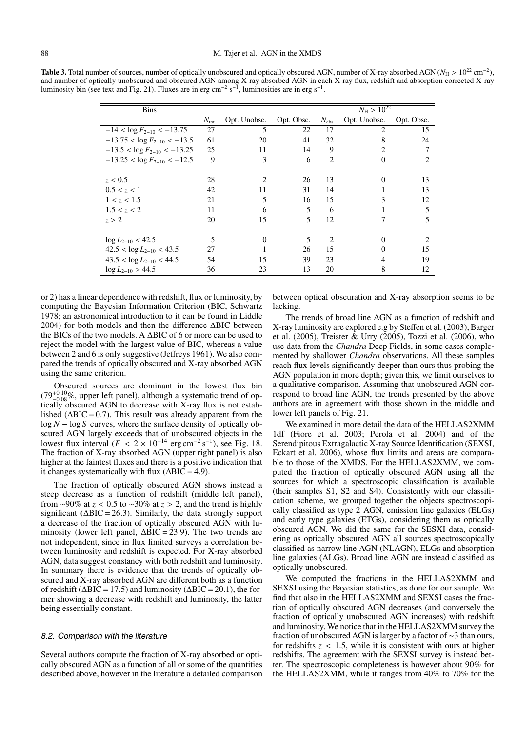**Table 3.** Total number of sources, number of optically unobscured and optically obscured AGN, number of X-ray absorbed AGN ($N_H > 10^{22}$ cm$^{-2}$), and number of optically unobscured and obscured AGN among X-ray absorbed AGN in each X-ray flux, redshift and absorption corrected X-ray luminosity bin (see text and Fig. 21). Fluxes are in erg cm$^{-2}$ s$^{-1}$, luminosities are in erg s$^{-1}$.

| Bins | | | | $N_H > 10^{22}$ | | |
|---|---|---|---|---|---|---|
| | $N_{tot}$ | Opt. Unobsc. | Opt. Obsc. | $N_{abs}$ | Opt. Unobsc. | Opt. Obsc. |
| $-14 < \log F_{2-10} < -13.75$ | 27 | 5 | 22 | 17 | 2 | 15 |
| $-13.75 < \log F_{2-10} < -13.5$ | 61 | 20 | 41 | 32 | 8 | 24 |
| $-13.5 < \log F_{2-10} < -13.25$ | 25 | 11 | 14 | 9 | 2 | 7 |
| $-13.25 < \log F_{2-10} < -12.5$ | 9 | 3 | 6 | 2 | 0 | 2 |
| $z < 0.5$ | 28 | 2 | 26 | 13 | 0 | 13 |
| $0.5 < z < 1$ | 42 | 11 | 31 | 14 | 1 | 13 |
| $1 < z < 1.5$ | 21 | 5 | 16 | 15 | 3 | 12 |
| $1.5 < z < 2$ | 11 | 6 | 5 | 6 | 1 | 5 |
| $z > 2$ | 20 | 15 | 5 | 12 | 7 | 5 |
| $\log L_{2-10} < 42.5$ | 5 | 0 | 5 | 2 | 0 | 2 |
| $42.5 < \log L_{2-10} < 43.5$ | 27 | 1 | 26 | 15 | 0 | 15 |
| $43.5 < \log L_{2-10} < 44.5$ | 54 | 15 | 39 | 23 | 4 | 19 |
| $\log L_{2-10} > 44.5$ | 36 | 23 | 13 | 20 | 8 | 12 |

or 2) has a linear dependence with redshift, flux or luminosity, by computing the Bayesian Information Criterion (BIC, Schwartz 1978; an astronomical introduction to it can be found in Liddle 2004) for both models and then the difference ΔBIC between the BICs of the two models. A ΔBIC of 6 or more can be used to reject the model with the largest value of BIC, whereas a value between 2 and 6 is only suggestive (Jeffreys 1961). We also compared the trends of optically obscured and X-ray absorbed AGN using the same criterion.

Obscured sources are dominant in the lowest flux bin ($79^{+0.10}_{-0.08}$%, upper left panel), although a systematic trend of optically obscured AGN to decrease with X-ray flux is not established (ΔBIC = 0.7). This result was already apparent from the $\log N - \log S$ curves, where the surface density of optically obscured AGN largely exceeds that of unobscured objects in the lowest flux interval ($F < 2 \times 10^{-14}$ erg cm$^{-2}$ s$^{-1}$), see Fig. 18. The fraction of X-ray absorbed AGN (upper right panel) is also higher at the faintest fluxes and there is a positive indication that it changes systematically with flux (ΔBIC = 4.9).

The fraction of optically obscured AGN shows instead a steep decrease as a function of redshift (middle left panel), from ~90% at $z < 0.5$ to ~30% at $z > 2$, and the trend is highly significant (ΔBIC = 26.3). Similarly, the data strongly support a decrease of the fraction of optically obscured AGN with luminosity (lower left panel, ΔBIC = 23.9). The two trends are not independent, since in flux limited surveys a correlation between luminosity and redshift is expected. For X-ray absorbed AGN, data suggest constancy with both redshift and luminosity. In summary there is evidence that the trends of optically obscured and X-ray absorbed AGN are different both as a function of redshift (ΔBIC = 17.5) and luminosity (ΔBIC = 20.1), the former showing a decrease with redshift and luminosity, the latter being essentially constant.

### 8.2. Comparison with the literature

Several authors compute the fraction of X-ray absorbed or optically obscured AGN as a function of all or some of the quantities described above, however in the literature a detailed comparison between optical obscuration and X-ray absorption seems to be lacking.

The trends of broad line AGN as a function of redshift and X-ray luminosity are explored e.g by Steffen et al. (2003), Barger et al. (2005), Treister & Urry (2005), Tozzi et al. (2006), who use data from the *Chandra* Deep Fields, in some cases complemented by shallower *Chandra* observations. All these samples reach flux levels significantly deeper than ours thus probing the AGN population in more depth; given this, we limit ourselves to a qualitative comparison. Assuming that unobscured AGN correspond to broad line AGN, the trends presented by the above authors are in agreement with those shown in the middle and lower left panels of Fig. 21.

We examined in more detail the data of the HELLAS2XMM 1df (Fiore et al. 2003; Perola et al. 2004) and of the Serendipitous Extragalactic X-ray Source Identification (SEXSI, Eckart et al. 2006), whose flux limits and areas are comparable to those of the XMDS. For the HELLAS2XMM, we computed the fraction of optically obscured AGN using all the sources for which a spectroscopic classification is available (their samples S1, S2 and S4). Consistently with our classification scheme, we grouped together the objects spectroscopically classified as type 2 AGN, emission line galaxies (ELGs) and early type galaxies (ETGs), considering them as optically obscured AGN. We did the same for the SESXI data, considering as optically obscured AGN all sources spectroscopically classified as narrow line AGN (NLAGN), ELGs and absorption line galaxies (ALGs). Broad line AGN are instead classified as optically unobscured.

We computed the fractions in the HELLAS2XMM and SEXSI using the Bayesian statistics, as done for our sample. We find that also in the HELLAS2XMM and SEXSI cases the fraction of optically obscured AGN decreases (and conversely the fraction of optically unobscured AGN increases) with redshift and luminosity. We notice that in the HELLAS2XMM survey the fraction of unobscured AGN is larger by a factor of ~3 than ours, for redshifts $z < 1.5$, while it is consistent with ours at higher redshifts. The agreement with the SEXSI survey is instead better. The spectroscopic completeness is however about 90% for the HELLAS2XMM, while it ranges from 40% to 70% for the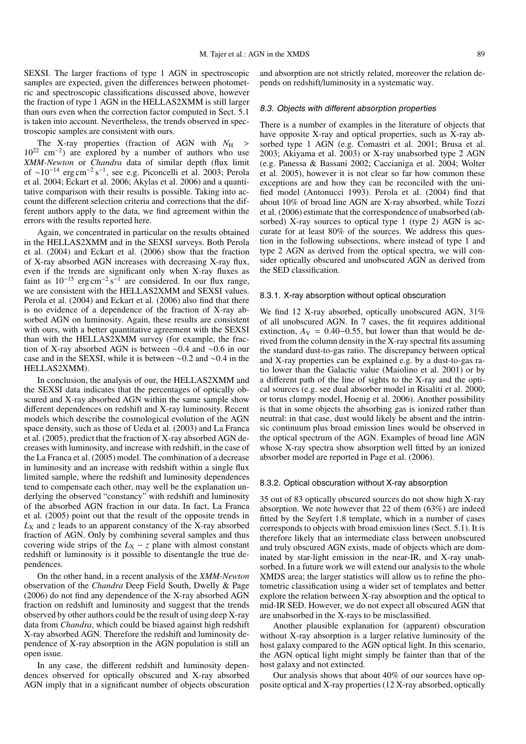SEXSI. The larger fractions of type 1 AGN in spectroscopic samples are expected, given the differences between photometric and spectroscopic classifications discussed above, however the fraction of type 1 AGN in the HELLAS2XMM is still larger than ours even when the correction factor computed in Sect. 5.1 is taken into account. Nevertheless, the trends observed in spectroscopic samples are consistent with ours.

The X-ray properties (fraction of AGN with $N_{\rm H} > 10^{22}$ cm$^{-2}$) are explored by a number of authors who use *XMM-Newton* or *Chandra* data of similar depth (flux limit of $\sim 10^{-14}$ erg cm$^{-2}$ s$^{-1}$, see e.g. Piconcelli et al. 2003; Perola et al. 2004; Eckart et al. 2006; Akylas et al. 2006) and a quantitative comparison with their results is possible. Taking into account the different selection criteria and corrections that the different authors apply to the data, we find agreement within the errors with the results reported here.

Again, we concentrated in particular on the results obtained in the HELLAS2XMM and in the SEXSI surveys. Both Perola et al. (2004) and Eckart et al. (2006) show that the fraction of X-ray absorbed AGN increases with decreasing X-ray flux, even if the trends are significant only when X-ray fluxes as faint as $10^{-15}$ erg cm$^{-2}$ s$^{-1}$ are considered. In our flux range, we are consistent with the HELLAS2XMM and SEXSI values. Perola et al. (2004) and Eckart et al. (2006) also find that there is no evidence of a dependence of the fraction of X-ray absorbed AGN on luminosity. Again, these results are consistent with ours, with a better quantitative agreement with the SEXSI than with the HELLAS2XMM survey (for example, the fraction of X-ray absorbed AGN is between $\sim$0.4 and $\sim$0.6 in our case and in the SEXSI, while it is between $\sim$0.2 and $\sim$0.4 in the HELLAS2XMM).

In conclusion, the analysis of our, the HELLAS2XMM and the SEXSI data indicates that the percentages of optically obscured and X-ray absorbed AGN within the same sample show different dependences on redshift and X-ray luminosity. Recent models which describe the cosmological evolution of the AGN space density, such as those of Ueda et al. (2003) and La Franca et al. (2005), predict that the fraction of X-ray absorbed AGN decreases with luminosity, and increase with redshift, in the case of the La Franca et al. (2005) model. The combination of a decrease in luminosity and an increase with redshift within a single flux limited sample, where the redshift and luminosity dependences tend to compensate each other, may well be the explanation underlying the observed "constancy" with redshift and luminosity of the absorbed AGN fraction in our data. In fact, La Franca et al. (2005) point out that the result of the opposite trends in $L_{\rm X}$ and $z$ leads to an apparent constancy of the X-ray absorbed fraction of AGN. Only by combining several samples and thus covering wide strips of the $L_{\rm X} - z$ plane with almost constant redshift or luminosity is it possible to disentangle the true dependences.

On the other hand, in a recent analysis of the *XMM-Newton* observation of the *Chandra* Deep Field South, Dwelly & Page (2006) do not find any dependence of the X-ray absorbed AGN fraction on redshift and luminosity and suggest that the trends observed by other authors could be the result of using deep X-ray data from *Chandra*, which could be biased against high redshift X-ray absorbed AGN. Therefore the redshift and luminosity dependence of X-ray absorption in the AGN population is still an open issue.

In any case, the different redshift and luminosity dependences observed for optically obscured and X-ray absorbed AGN imply that in a significant number of objects obscuration and absorption are not strictly related, moreover the relation depends on redshift/luminosity in a systematic way.

### 8.3. Objects with different absorption properties

There is a number of examples in the literature of objects that have opposite X-ray and optical properties, such as X-ray absorbed type 1 AGN (e.g. Comastri et al. 2001; Brusa et al. 2003; Akiyama et al. 2003) or X-ray unabsorbed type 2 AGN (e.g. Panessa & Bassani 2002; Caccianiga et al. 2004; Wolter et al. 2005), however it is not clear so far how common these exceptions are and how they can be reconciled with the unified model (Antonucci 1993). Perola et al. (2004) find that about 10% of broad line AGN are X-ray absorbed, while Tozzi et al. (2006) estimate that the correspondence of unabsorbed (absorbed) X-ray sources to optical type 1 (type 2) AGN is accurate for at least 80% of the sources. We address this question in the following subsections, where instead of type 1 and type 2 AGN as derived from the optical spectra, we will consider optically obscured and unobscured AGN as derived from the SED classification.

#### 8.3.1. X-ray absorption without optical obscuration

We find 12 X-ray absorbed, optically unobscured AGN, 31% of all unobscured AGN. In 7 cases, the fit requires additional extinction, $A_{\rm V} = 0.40{-}0.55$, but lower than that would be derived from the column density in the X-ray spectral fits assuming the standard dust-to-gas ratio. The discrepancy between optical and X-ray properties can be explained e.g. by a dust-to-gas ratio lower than the Galactic value (Maiolino et al. 2001) or by a different path of the line of sights to the X-ray and the optical sources (e.g. see dual absorber model in Risaliti et al. 2000; or torus clumpy model, Hoenig et al. 2006). Another possibility is that in some objects the absorbing gas is ionized rather than neutral: in that case, dust would likely be absent and the intrinsic continuum plus broad emission lines would be observed in the optical spectrum of the AGN. Examples of broad line AGN whose X-ray spectra show absorption well fitted by an ionized absorber model are reported in Page et al. (2006).

#### 8.3.2. Optical obscuration without X-ray absorption

35 out of 83 optically obscured sources do not show high X-ray absorption. We note however that 22 of them (63%) are indeed fitted by the Seyfert 1.8 template, which in a number of cases corresponds to objects with broad emission lines (Sect. 5.1). It is therefore likely that an intermediate class between unobscured and truly obscured AGN exists, made of objects which are dominated by star-light emission in the near-IR, and X-ray unabsorbed. In a future work we will extend our analysis to the whole XMDS area; the larger statistics will allow us to refine the photometric classification using a wider set of templates and better explore the relation between X-ray absorption and the optical to mid-IR SED. However, we do not expect all obscured AGN that are unabsorbed in the X-rays to be misclassified.

Another plausible explanation for (apparent) obscuration without X-ray absorption is a larger relative luminosity of the host galaxy compared to the AGN optical light. In this scenario, the AGN optical light might simply be fainter than that of the host galaxy and not extincted.

Our analysis shows that about 40% of our sources have opposite optical and X-ray properties (12 X-ray absorbed, optically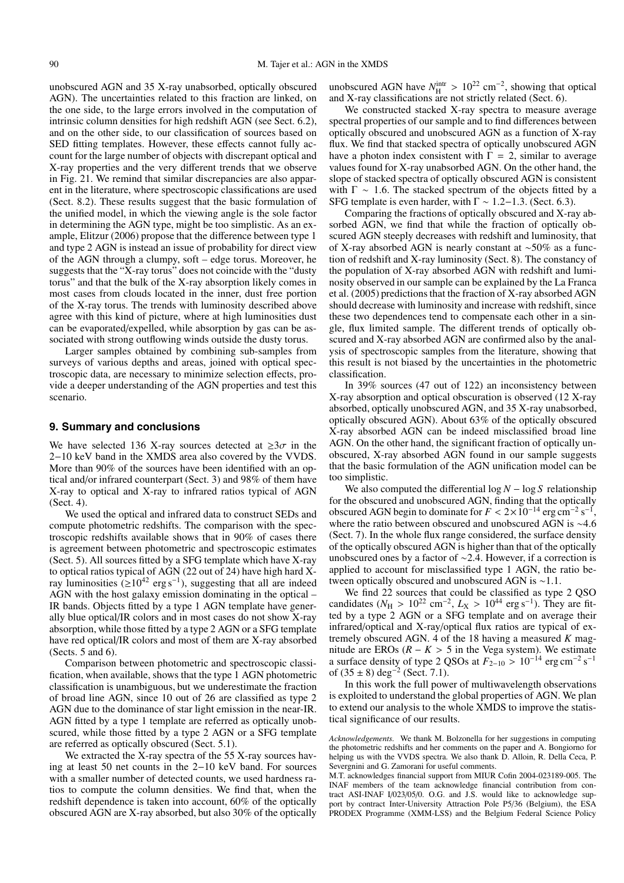unobscured AGN and 35 X-ray unabsorbed, optically obscured AGN). The uncertainties related to this fraction are linked, on the one side, to the large errors involved in the computation of intrinsic column densities for high redshift AGN (see Sect. 6.2), and on the other side, to our classification of sources based on SED fitting templates. However, these effects cannot fully account for the large number of objects with discrepant optical and X-ray properties and the very different trends that we observe in Fig. 21. We remind that similar discrepancies are also apparent in the literature, where spectroscopic classifications are used (Sect. 8.2). These results suggest that the basic formulation of the unified model, in which the viewing angle is the sole factor in determining the AGN type, might be too simplistic. As an example, Elitzur (2006) propose that the difference between type 1 and type 2 AGN is instead an issue of probability for direct view of the AGN through a clumpy, soft – edge torus. Moreover, he suggests that the "X-ray torus" does not coincide with the "dusty torus" and that the bulk of the X-ray absorption likely comes in most cases from clouds located in the inner, dust free portion of the X-ray torus. The trends with luminosity described above agree with this kind of picture, where at high luminosities dust can be evaporated/expelled, while absorption by gas can be associated with strong outflowing winds outside the dusty torus.

Larger samples obtained by combining sub-samples from surveys of various depths and areas, joined with optical spectroscopic data, are necessary to minimize selection effects, provide a deeper understanding of the AGN properties and test this scenario.

## 9. Summary and conclusions

We have selected 136 X-ray sources detected at $\geq 3\sigma$ in the 2−10 keV band in the XMDS area also covered by the VVDS. More than 90% of the sources have been identified with an optical and/or infrared counterpart (Sect. 3) and 98% of them have X-ray to optical and X-ray to infrared ratios typical of AGN (Sect. 4).

We used the optical and infrared data to construct SEDs and compute photometric redshifts. The comparison with the spectroscopic redshifts available shows that in 90% of cases there is agreement between photometric and spectroscopic estimates (Sect. 5). All sources fitted by a SFG template which have X-ray to optical ratios typical of AGN (22 out of 24) have high hard X-ray luminosities ($\geq 10^{42}$ erg s$^{-1}$), suggesting that all are indeed AGN with the host galaxy emission dominating in the optical – IR bands. Objects fitted by a type 1 AGN template have generally blue optical/IR colors and in most cases do not show X-ray absorption, while those fitted by a type 2 AGN or a SFG template have red optical/IR colors and most of them are X-ray absorbed (Sects. 5 and 6).

Comparison between photometric and spectroscopic classification, when available, shows that the type 1 AGN photometric classification is unambiguous, but we underestimate the fraction of broad line AGN, since 10 out of 26 are classified as type 2 AGN due to the dominance of star light emission in the near-IR. AGN fitted by a type 1 template are referred as optically unobscured, while those fitted by a type 2 AGN or a SFG template are referred as optically obscured (Sect. 5.1).

We extracted the X-ray spectra of the 55 X-ray sources having at least 50 net counts in the 2−10 keV band. For sources with a smaller number of detected counts, we used hardness ratios to compute the column densities. We find that, when the redshift dependence is taken into account, 60% of the optically obscured AGN are X-ray absorbed, but also 30% of the optically unobscured AGN have $N_{\rm H}^{\rm intr} > 10^{22}$ cm$^{-2}$, showing that optical and X-ray classifications are not strictly related (Sect. 6).

We constructed stacked X-ray spectra to measure average spectral properties of our sample and to find differences between optically obscured and unobscured AGN as a function of X-ray flux. We find that stacked spectra of optically unobscured AGN have a photon index consistent with $\Gamma = 2$, similar to average values found for X-ray unabsorbed AGN. On the other hand, the slope of stacked spectra of optically obscured AGN is consistent with $\Gamma \sim 1.6$. The stacked spectrum of the objects fitted by a SFG template is even harder, with $\Gamma \sim 1.2{-}1.3$. (Sect. 6.3).

Comparing the fractions of optically obscured and X-ray absorbed AGN, we find that while the fraction of optically obscured AGN steeply decreases with redshift and luminosity, that of X-ray absorbed AGN is nearly constant at ∼50% as a function of redshift and X-ray luminosity (Sect. 8). The constancy of the population of X-ray absorbed AGN with redshift and luminosity observed in our sample can be explained by the La Franca et al. (2005) predictions that the fraction of X-ray absorbed AGN should decrease with luminosity and increase with redshift, since these two dependences tend to compensate each other in a single, flux limited sample. The different trends of optically obscured and X-ray absorbed AGN are confirmed also by the analysis of spectroscopic samples from the literature, showing that this result is not biased by the uncertainties in the photometric classification.

In 39% sources (47 out of 122) an inconsistency between X-ray absorption and optical obscuration is observed (12 X-ray absorbed, optically unobscured AGN, and 35 X-ray unabsorbed, optically obscured AGN). About 63% of the optically obscured X-ray absorbed AGN can be indeed misclassified broad line AGN. On the other hand, the significant fraction of optically unobscured, X-ray absorbed AGN found in our sample suggests that the basic formulation of the AGN unification model can be too simplistic.

We also computed the differential $\log N - \log S$ relationship for the obscured and unobscured AGN, finding that the optically obscured AGN begin to dominate for $F < 2\times10^{-14}$ erg cm$^{-2}$ s$^{-1}$, where the ratio between obscured and unobscured AGN is ∼4.6 (Sect. 7). In the whole flux range considered, the surface density of the optically obscured AGN is higher than that of the optically unobscured ones by a factor of ∼2.4. However, if a correction is applied to account for misclassified type 1 AGN, the ratio between optically obscured and unobscured AGN is ∼1.1.

We find 22 sources that could be classified as type 2 QSO candidates ($N_{\rm H} > 10^{22}$ cm$^{-2}$, $L_{\rm X} > 10^{44}$ erg s$^{-1}$). They are fitted by a type 2 AGN or a SFG template and on average their infrared/optical and X-ray/optical flux ratios are typical of extremely obscured AGN. 4 of the 18 having a measured $K$ magnitude are EROs ($R - K > 5$ in the Vega system). We estimate a surface density of type 2 QSOs at $F_{2-10} > 10^{-14}$ erg cm$^{-2}$ s$^{-1}$ of $(35 \pm 8)$ deg$^{-2}$ (Sect. 7.1).

In this work the full power of multiwavelength observations is exploited to understand the global properties of AGN. We plan to extend our analysis to the whole XMDS to improve the statistical significance of our results.

*Acknowledgements.* We thank M. Bolzonella for her suggestions in computing the photometric redshifts and her comments on the paper and A. Bongiorno for helping us with the VVDS spectra. We also thank D. Alloin, R. Della Ceca, P. Severgnini and G. Zamorani for useful comments.

M.T. acknowledges financial support from MIUR Cofin 2004-023189-005. The INAF members of the team acknowledge financial contribution from contract ASI-INAF I/023/05/0. O.G. and J.S. would like to acknowledge support by contract Inter-University Attraction Pole P5/36 (Belgium), the ESA PRODEX Programme (XMM-LSS) and the Belgium Federal Science Policy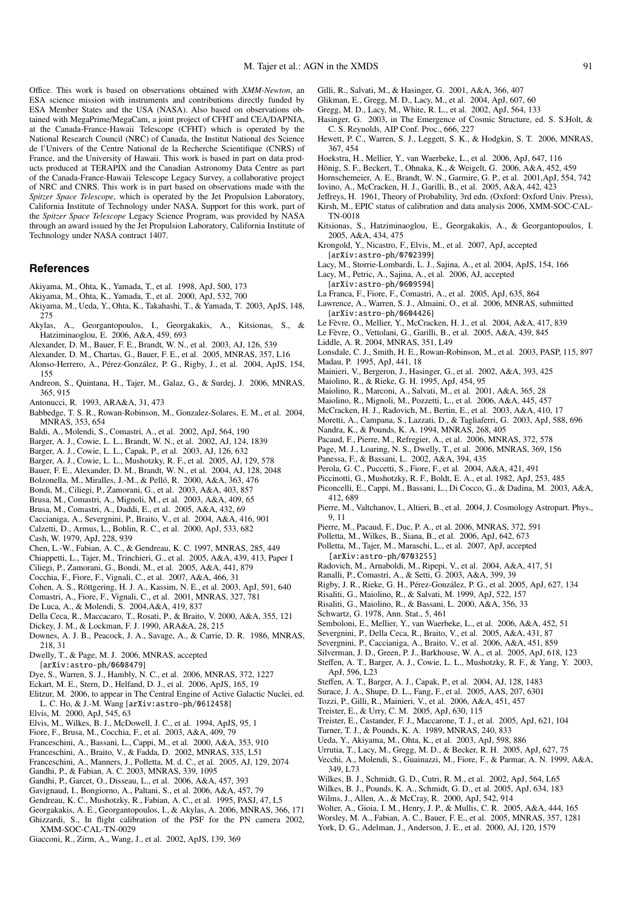Office. This work is based on observations obtained with *XMM-Newton*, an ESA science mission with instruments and contributions directly funded by ESA Member States and the USA (NASA). Also based on observations obtained with MegaPrime/MegaCam, a joint project of CFHT and CEA/DAPNIA, at the Canada-France-Hawaii Telescope (CFHT) which is operated by the National Research Council (NRC) of Canada, the Institut National des Science de l'Univers of the Centre National de la Recherche Scientifique (CNRS) of France, and the University of Hawaii. This work is based in part on data products produced at TERAPIX and the Canadian Astronomy Data Centre as part of the Canada-France-Hawaii Telescope Legacy Survey, a collaborative project of NRC and CNRS. This work is in part based on observations made with the *Spitzer Space Telescope*, which is operated by the Jet Propulsion Laboratory, California Institute of Technology under NASA. Support for this work, part of the *Spitzer Space Telescope* Legacy Science Program, was provided by NASA through an award issued by the Jet Propulsion Laboratory, California Institute of Technology under NASA contract 1407.

## References

Akiyama, M., Ohta, K., Yamada, T., et al. 1998, ApJ, 500, 173
Akiyama, M., Ohta, K., Yamada, T., et al. 2000, ApJ, 532, 700
Akiyama, M., Ueda, Y., Ohta, K., Takahashi, T., & Yamada, T. 2003, ApJS, 148, 275
Akylas, A., Georgantopoulos, I., Georgakakis, A., Kitsionas, S., & Hatziminaoglou, E. 2006, A&A, 459, 693
Alexander, D. M., Bauer, F. E., Brandt, W. N., et al. 2003, AJ, 126, 539
Alexander, D. M., Chartas, G., Bauer, F. E., et al. 2005, MNRAS, 357, L16
Alonso-Herrero, A., Pérez-González, P. G., Rigby, J., et al. 2004, ApJS, 154, 155
Andreon, S., Quintana, H., Tajer, M., Galaz, G., & Surdej, J. 2006, MNRAS, 365, 915
Antonucci, R. 1993, ARA&A, 31, 473
Babbedge, T. S. R., Rowan-Robinson, M., Gonzalez-Solares, E. M., et al. 2004, MNRAS, 353, 654
Baldi, A., Molendi, S., Comastri, A., et al. 2002, ApJ, 564, 190
Barger, A. J., Cowie, L. L., Brandt, W. N., et al. 2002, AJ, 124, 1839
Barger, A. J., Cowie, L. L., Capak, P., et al. 2003, AJ, 126, 632
Barger, A. J., Cowie, L. L., Mushotzky, R. F., et al. 2005, AJ, 129, 578
Bauer, F. E., Alexander, D. M., Brandt, W. N., et al. 2004, AJ, 128, 2048
Bolzonella, M., Miralles, J.-M., & Pelló, R. 2000, A&A, 363, 476
Bondi, M., Ciliegi, P., Zamorani, G., et al. 2003, A&A, 403, 857
Brusa, M., Comastri, A., Mignoli, M., et al. 2003, A&A, 409, 65
Brusa, M., Comastri, A., Daddi, E., et al. 2005, A&A, 432, 69
Caccianiga, A., Severgnini, P., Braito, V., et al. 2004, A&A, 416, 901
Calzetti, D., Armus, L., Bohlin, R. C., et al. 2000, ApJ, 533, 682
Cash, W. 1979, ApJ, 228, 939
Chen, L.-W., Fabian, A. C., & Gendreau, K. C. 1997, MNRAS, 285, 449
Chiappetti, L., Tajer, M., Trinchieri, G., et al. 2005, A&A, 439, 413, Paper I
Ciliegi, P., Zamorani, G., Bondi, M., et al. 2005, A&A, 441, 879
Cocchia, F., Fiore, F., Vignali, C., et al. 2007, A&A, 466, 31
Cohen, A. S., Röttgering, H. J. A., Kassim, N. E., et al. 2003, ApJ, 591, 640
Comastri, A., Fiore, F., Vignali, C., et al. 2001, MNRAS, 327, 781
De Luca, A., & Molendi, S. 2004,A&A, 419, 837
Della Ceca, R., Maccacaro, T., Rosati, P., & Braito, V. 2000, A&A, 355, 121
Dickey, J. M., & Lockman, F. J. 1990, ARA&A, 28, 215
Downes, A. J. B., Peacock, J. A., Savage, A., & Carrie, D. R. 1986, MNRAS, 218, 31
Dwelly, T., & Page, M. J. 2006, MNRAS, accepted [arXiv:astro-ph/0608479]
Dye, S., Warren, S. J., Hambly, N. C., et al. 2006, MNRAS, 372, 1227
Eckart, M. E., Stern, D., Helfand, D. J., et al. 2006, ApJS, 165, 19
Elitzur, M. 2006, to appear in The Central Engine of Active Galactic Nuclei, ed. L. C. Ho, & J.-M. Wang [arXiv:astro-ph/0612458]
Elvis, M. 2000, ApJ, 545, 63
Elvis, M., Wilkes, B. J., McDowell, J. C., et al. 1994, ApJS, 95, 1
Fiore, F., Brusa, M., Cocchia, F., et al. 2003, A&A, 409, 79
Franceschini, A., Bassani, L., Cappi, M., et al. 2000, A&A, 353, 910
Franceschini, A., Braito, V., & Fadda, D. 2002, MNRAS, 335, L51
Franceschini, A., Manners, J., Polletta, M. d. C., et al. 2005, AJ, 129, 2074
Gandhi, P., & Fabian, A. C. 2003, MNRAS, 339, 1095
Gandhi, P., Garcet, O., Disseau, L., et al. 2006, A&A, 457, 393
Gavignaud, I., Bongiorno, A., Paltani, S., et al. 2006, A&A, 457, 79
Gendreau, K. C., Mushotzky, R., Fabian, A. C., et al. 1995, PASJ, 47, L5
Georgakakis, A. E., Georgantopoulos, I., & Akylas, A. 2006, MNRAS, 366, 171
Ghizzardi, S., In flight calibration of the PSF for the PN camera 2002, XMM-SOC-CAL-TN-0029
Giacconi, R., Zirm, A., Wang, J., et al. 2002, ApJS, 139, 369
Gilli, R., Salvati, M., & Hasinger, G. 2001, A&A, 366, 407
Glikman, E., Gregg, M. D., Lacy, M., et al. 2004, ApJ, 607, 60
Gregg, M. D., Lacy, M., White, R. L., et al. 2002, ApJ, 564, 133
Hasinger, G. 2003, in The Emergence of Cosmic Structure, ed. S. S.Holt, & C. S. Reynolds, AIP Conf. Proc., 666, 227
Hewett, P. C., Warren, S. J., Leggett, S. K., & Hodgkin, S. T. 2006, MNRAS, 367, 454
Hoekstra, H., Mellier, Y., van Waerbeke, L., et al. 2006, ApJ, 647, 116
Hönig, S. F., Beckert, T., Ohnaka, K., & Weigelt, G. 2006, A&A, 452, 459
Hornschemeier, A. E., Brandt, W. N., Garmire, G. P., et al. 2001,ApJ, 554, 742
Iovino, A., McCracken, H. J., Garilli, B., et al. 2005, A&A, 442, 423
Jeffreys, H. 1961, Theory of Probability, 3rd edn. (Oxford: Oxford Univ. Press)
Kirsh, M., EPIC status of calibration and data analysis 2006, XMM-SOC-CAL-TN-0018
Kitsionas, S., Hatziminaoglou, E., Georgakakis, A., & Georgantopoulos, I. 2005, A&A, 434, 475
Krongold, Y., Nicastro, F., Elvis, M., et al. 2007, ApJ, accepted [arXiv:astro-ph/0702399]
Lacy, M., Storrie-Lombardi, L. J., Sajina, A., et al. 2004, ApJS, 154, 166
Lacy, M., Petric, A., Sajina, A., et al. 2006, AJ, accepted [arXiv:astro-ph/0609594]
La Franca, F., Fiore, F., Comastri, A., et al. 2005, ApJ, 635, 864
Lawrence, A., Warren, S. J., Almaini, O., et al. 2006, MNRAS, submitted [arXiv:astro-ph/0604426]
Le Fèvre, O., Mellier, Y., McCracken, H. J., et al. 2004, A&A, 417, 839
Le Fèvre, O., Vettolani, G., Garilli, B., et al. 2005, A&A, 439, 845
Liddle, A. R. 2004, MNRAS, 351, L49
Lonsdale, C. J., Smith, H. E., Rowan-Robinson, M., et al. 2003, PASP, 115, 897
Madau, P. 1995, ApJ, 441, 18
Mainieri, V., Bergeron, J., Hasinger, G., et al. 2002, A&A, 393, 425
Maiolino, R., & Rieke, G. H. 1995, ApJ, 454, 95
Maiolino, R., Marconi, A., Salvati, M., et al. 2001, A&A, 365, 28
Maiolino, R., Mignoli, M., Pozzetti, L., et al. 2006, A&A, 445, 457
McCracken, H. J., Radovich, M., Bertin, E., et al. 2003, A&A, 410, 17
Moretti, A., Campana, S., Lazzati, D., & Tagliaferri, G. 2003, ApJ, 588, 696
Nandra, K., & Pounds, K. A. 1994, MNRAS, 268, 405
Pacaud, F., Pierre, M., Refregier, A., et al. 2006, MNRAS, 372, 578
Page, M. J., Loaring, N. S., Dwelly, T., et al. 2006, MNRAS, 369, 156
Panessa, F., & Bassani, L. 2002, A&A, 394, 435
Perola, G. C., Puccetti, S., Fiore, F., et al. 2004, A&A, 421, 491
Piccinotti, G., Mushotzky, R. F., Boldt, E. A., et al. 1982, ApJ, 253, 485
Piconcelli, E., Cappi, M., Bassani, L., Di Cocco, G., & Dadina, M. 2003, A&A, 412, 689
Pierre, M., Valtchanov, I., Altieri, B., et al. 2004, J. Cosmology Astropart. Phys., 9, 11
Pierre, M., Pacaud, F., Duc, P. A., et al. 2006, MNRAS, 372, 591
Polletta, M., Wilkes, B., Siana, B., et al. 2006, ApJ, 642, 673
Polletta, M., Tajer, M., Maraschi, L., et al. 2007, ApJ, accepted [arXiv:astro-ph/0703255]
Radovich, M., Arnaboldi, M., Ripepi, V., et al. 2004, A&A, 417, 51
Ranalli, P., Comastri, A., & Setti, G. 2003, A&A, 399, 39
Rigby, J. R., Rieke, G. H., Pérez-González, P. G., et al. 2005, ApJ, 627, 134
Risaliti, G., Maiolino, R., & Salvati, M. 1999, ApJ, 522, 157
Risaliti, G., Maiolino, R., & Bassani, L. 2000, A&A, 356, 33
Schwartz, G. 1978, Ann. Stat., 5, 461
Semboloni, E., Mellier, Y., van Waerbeke, L., et al. 2006, A&A, 452, 51
Severgnini, P., Della Ceca, R., Braito, V., et al. 2005, A&A, 431, 87
Severgnini, P., Caccianiga, A., Braito, V., et al. 2006, A&A, 451, 859
Silverman, J. D., Green, P. J., Barkhouse, W. A., et al. 2005, ApJ, 618, 123
Steffen, A. T., Barger, A. J., Cowie, L. L., Mushotzky, R. F., & Yang, Y. 2003, ApJ, 596, L23
Steffen, A. T., Barger, A. J., Capak, P., et al. 2004, AJ, 128, 1483
Surace, J. A., Shupe, D. L., Fang, F., et al. 2005, AAS, 207, 6301
Tozzi, P., Gilli, R., Mainieri, V., et al. 2006, A&A, 451, 457
Treister, E., & Urry, C. M. 2005, ApJ, 630, 115
Treister, E., Castander, F. J., Maccarone, T. J., et al. 2005, ApJ, 621, 104
Turner, T. J., & Pounds, K. A. 1989, MNRAS, 240, 833
Ueda, Y., Akiyama, M., Ohta, K., et al. 2003, ApJ, 598, 886
Urrutia, T., Lacy, M., Gregg, M. D., & Becker, R. H. 2005, ApJ, 627, 75
Vecchi, A., Molendi, S., Guainazzi, M., Fiore, F., & Parmar, A. N. 1999, A&A, 349, L73
Wilkes, B. J., Schmidt, G. D., Cutri, R. M., et al. 2002, ApJ, 564, L65
Wilkes, B. J., Pounds, K. A., Schmidt, G. D., et al. 2005, ApJ, 634, 183
Wilms, J., Allen, A., & McCray, R. 2000, ApJ, 542, 914
Wolter, A., Gioia, I. M., Henry, J. P., & Mullis, C. R. 2005, A&A, 444, 165
Worsley, M. A., Fabian, A. C., Bauer, F. E., et al. 2005, MNRAS, 357, 1281
York, D. G., Adelman, J., Anderson, J. E., et al. 2000, AJ, 120, 1579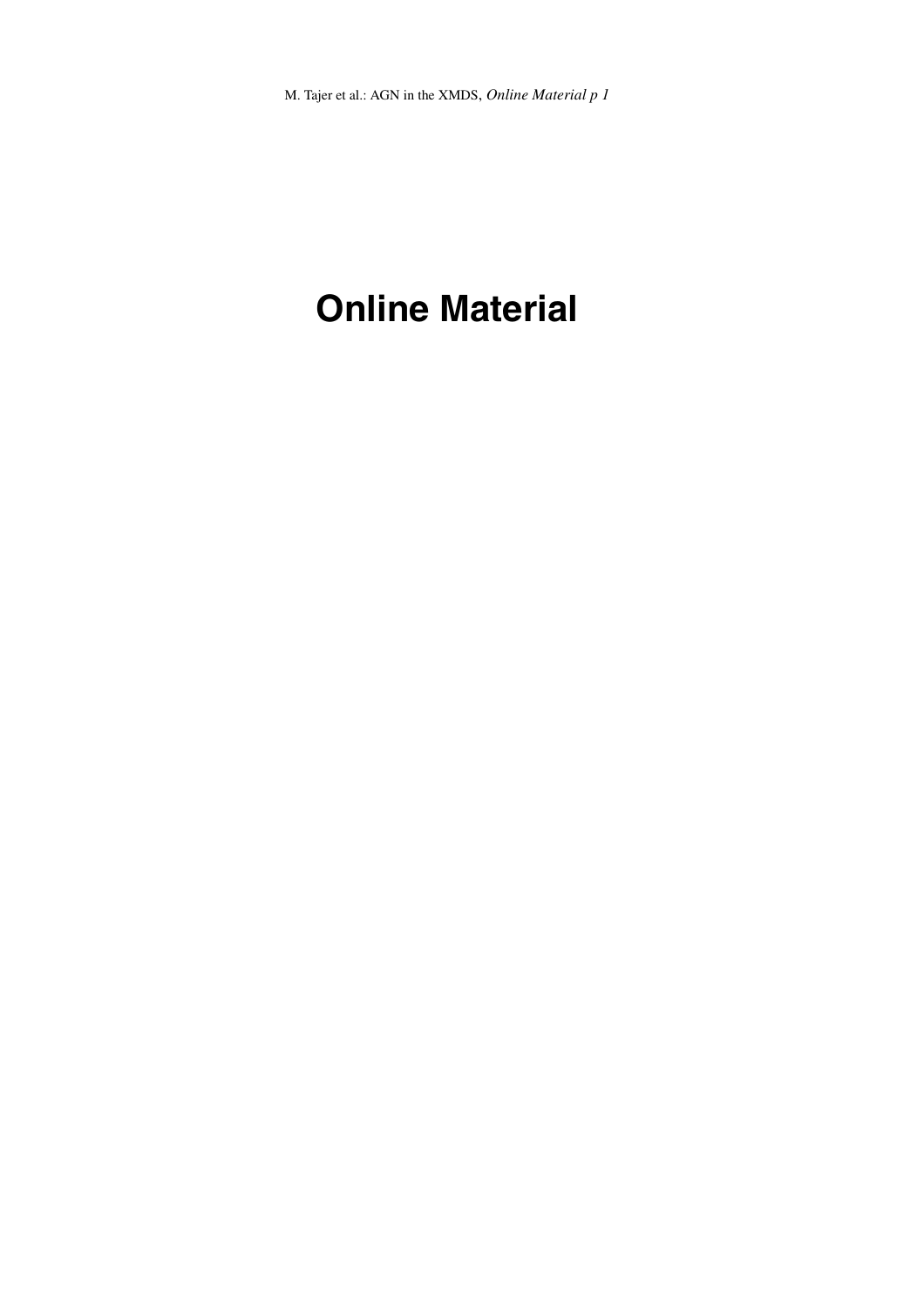# Online Material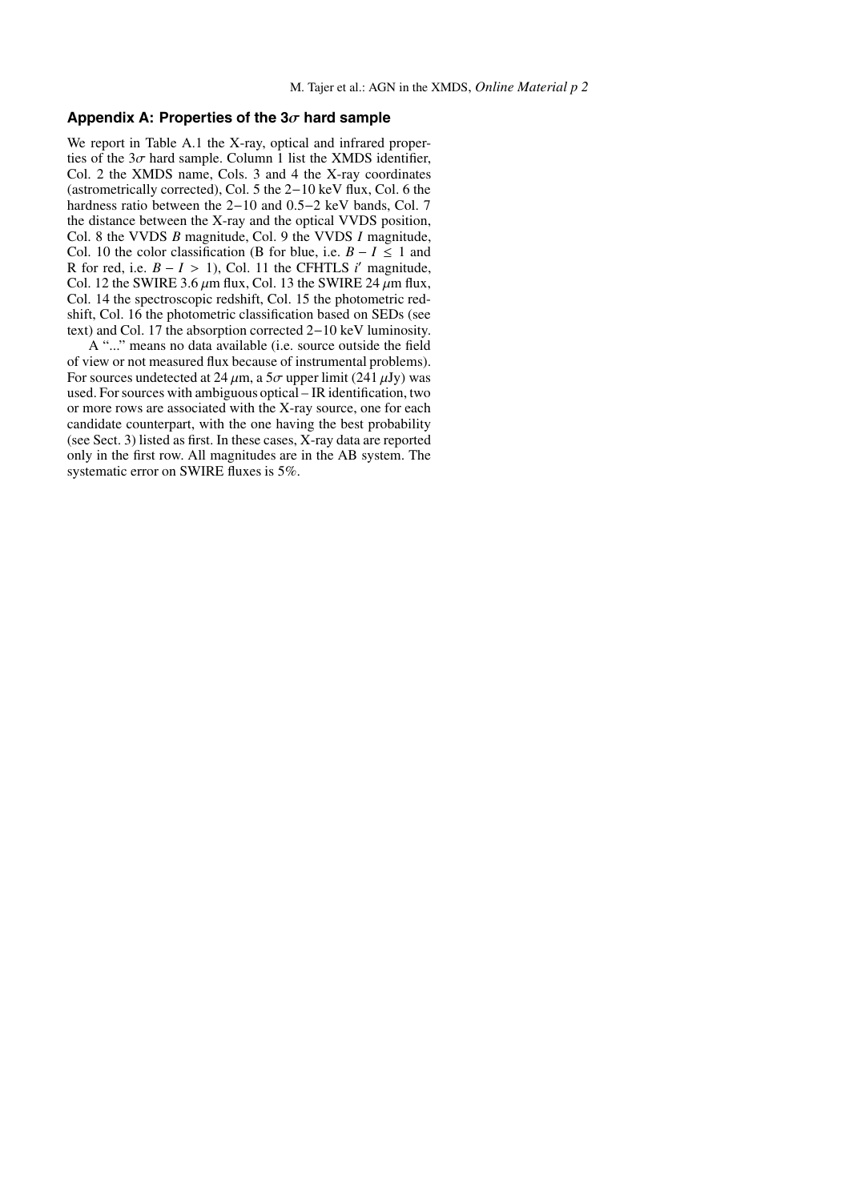## Appendix A: Properties of the 3$\sigma$ hard sample

We report in Table A.1 the X-ray, optical and infrared properties of the 3$\sigma$ hard sample. Column 1 list the XMDS identifier, Col. 2 the XMDS name, Cols. 3 and 4 the X-ray coordinates (astrometrically corrected), Col. 5 the 2−10 keV flux, Col. 6 the hardness ratio between the 2−10 and 0.5−2 keV bands, Col. 7 the distance between the X-ray and the optical VVDS position, Col. 8 the VVDS $B$ magnitude, Col. 9 the VVDS $I$ magnitude, Col. 10 the color classification (B for blue, i.e. $B - I \leq 1$ and R for red, i.e. $B - I > 1$), Col. 11 the CFHTLS $i'$ magnitude, Col. 12 the SWIRE 3.6 $\mu$m flux, Col. 13 the SWIRE 24 $\mu$m flux, Col. 14 the spectroscopic redshift, Col. 15 the photometric redshift, Col. 16 the photometric classification based on SEDs (see text) and Col. 17 the absorption corrected 2−10 keV luminosity.

A "..." means no data available (i.e. source outside the field of view or not measured flux because of instrumental problems). For sources undetected at 24 $\mu$m, a 5$\sigma$ upper limit (241 $\mu$Jy) was used. For sources with ambiguous optical – IR identification, two or more rows are associated with the X-ray source, one for each candidate counterpart, with the one having the best probability (see Sect. 3) listed as first. In these cases, X-ray data are reported only in the first row. All magnitudes are in the AB system. The systematic error on SWIRE fluxes is 5%.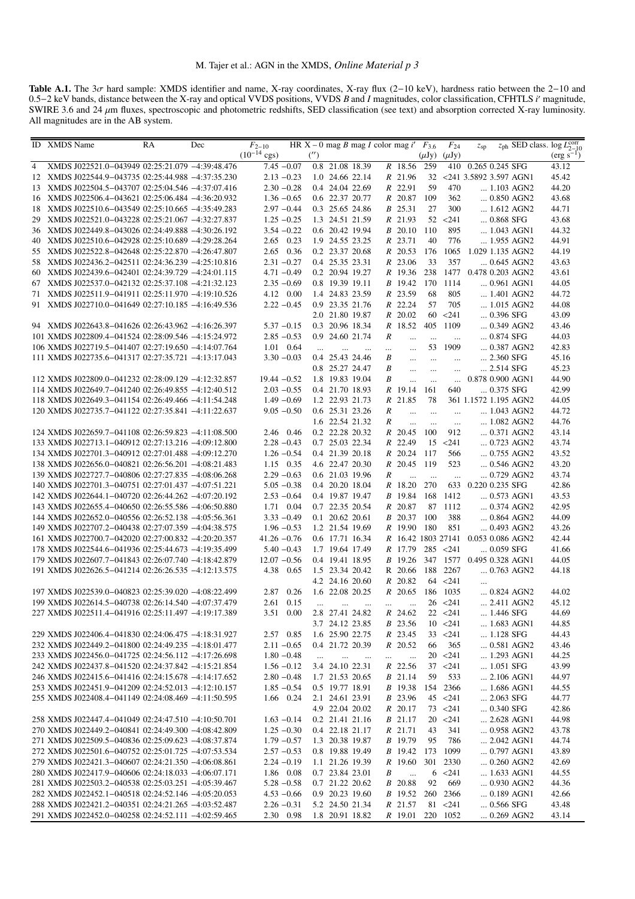**Table A.1.** The 3σ hard sample: XMDS identifier and name, X-ray coordinates, X-ray flux (2−10 keV), hardness ratio between the 2−10 and 0.5−2 keV bands, distance between the X-ray and optical VVDS positions, VVDS *B* and *I* magnitudes, color classification, CFHTLS *i*′ magnitude, SWIRE 3.6 and 24 μm fluxes, spectroscopic and photometric redshifts, SED classification (see text) and absorption corrected X-ray luminosity. All magnitudes are in the AB system.

| ID | XMDS Name | RA | Dec | $F_{2-10}$ ($10^{-14}$ cgs) | HR | X − 0 ($''$) | *B* mag | *I* mag | color | mag *i*′ | $F_{3.6}$ (μJy) | $F_{24}$ (μJy) | $z_{sp}$ | $z_{ph}$ | SED class. | $\log L^{corr}_{2-10}$ (erg s$^{-1}$) |
|---|---|---|---|---|---|---|---|---|---|---|---|---|---|---|---|---|
| 4 | XMDS J022521.0−043949 | 02:25:21.079 | −4:39:48.476 | 7.45 | −0.07 | 0.8 | 21.08 | 18.39 | *R* | 18.56 | 259 | 410 | 0.265 | 0.245 | SFG | 43.12 |
| 12 | XMDS J022544.9−043735 | 02:25:44.988 | −4:37:35.230 | 2.13 | −0.23 | 1.0 | 24.66 | 22.14 | *R* | 21.96 | 32 | <241 | 3.5892 | 3.597 | AGN1 | 45.42 |
| 13 | XMDS J022504.5−043707 | 02:25:04.546 | −4:37:07.416 | 2.30 | −0.28 | 0.4 | 24.04 | 22.69 | *R* | 22.91 | 59 | 470 | ... | 1.103 | AGN2 | 44.20 |
| 16 | XMDS J022506.4−043621 | 02:25:06.484 | −4:36:20.932 | 1.36 | −0.65 | 0.6 | 22.37 | 20.77 | *R* | 20.87 | 109 | 362 | ... | 0.850 | AGN2 | 43.68 |
| 18 | XMDS J022510.6−043549 | 02:25:10.665 | −4:35:49.283 | 2.97 | −0.44 | 0.3 | 25.65 | 24.86 | *B* | 25.31 | 27 | 300 | ... | 1.612 | AGN2 | 44.71 |
| 29 | XMDS J022521.0−043228 | 02:25:21.067 | −4:32:27.837 | 1.25 | −0.25 | 1.3 | 24.51 | 21.59 | *R* | 21.93 | 52 | <241 | ... | 0.868 | SFG | 43.68 |
| 36 | XMDS J022449.8−043026 | 02:24:49.888 | −4:30:26.192 | 3.54 | −0.22 | 0.6 | 20.42 | 19.94 | *B* | 20.10 | 110 | 895 | ... | 1.043 | AGN1 | 44.32 |
| 40 | XMDS J022510.6−042928 | 02:25:10.689 | −4:29:28.264 | 2.65 | 0.23 | 1.9 | 24.55 | 23.25 | *R* | 23.71 | 40 | 776 | ... | 1.955 | AGN2 | 44.91 |
| 55 | XMDS J022522.8−042648 | 02:25:22.870 | −4:26:47.807 | 2.65 | 0.36 | 0.2 | 23.37 | 20.68 | *R* | 20.53 | 176 | 1065 | 1.029 | 1.135 | AGN2 | 44.19 |
| 58 | XMDS J022436.2−042511 | 02:24:36.239 | −4:25:10.816 | 2.31 | −0.27 | 0.4 | 25.35 | 23.31 | *R* | 23.06 | 33 | 357 | ... | 0.645 | AGN2 | 43.63 |
| 60 | XMDS J022439.6−042401 | 02:24:39.729 | −4:24:01.115 | 4.71 | −0.49 | 0.2 | 20.94 | 19.27 | *R* | 19.36 | 238 | 1477 | 0.478 | 0.203 | AGN2 | 43.61 |
| 67 | XMDS J022537.0−042132 | 02:25:37.108 | −4:21:32.123 | 2.35 | −0.69 | 0.8 | 19.39 | 19.11 | *B* | 19.42 | 170 | 1114 | ... | 0.961 | AGN1 | 44.05 |
| 71 | XMDS J022511.9−041911 | 02:25:11.970 | −4:19:10.526 | 4.12 | 0.00 | 1.4 | 24.83 | 23.59 | *R* | 23.59 | 68 | 805 | ... | 1.401 | AGN2 | 44.72 |
| 91 | XMDS J022710.0−041649 | 02:27:10.185 | −4:16:49.536 | 2.22 | −0.45 | 0.9 | 23.35 | 21.76 | *R* | 22.24 | 57 | 705 | ... | 1.015 | AGN2 | 44.08 |
| | | | | | | 2.0 | 21.80 | 19.87 | *R* | 20.02 | 60 | <241 | ... | 0.396 | SFG | 43.09 |
| 94 | XMDS J022643.8−041626 | 02:26:43.962 | −4:16:26.397 | 5.37 | −0.15 | 0.3 | 20.96 | 18.34 | *R* | 18.52 | 405 | 1109 | ... | 0.349 | AGN2 | 43.46 |
| 101 | XMDS J022809.4−041524 | 02:28:09.546 | −4:15:24.972 | 2.85 | −0.53 | 0.9 | 24.60 | 21.74 | *R* | ... | ... | ... | ... | 0.874 | SFG | 44.03 |
| 106 | XMDS J022719.5−041407 | 02:27:19.650 | −4:14:07.764 | 1.01 | 0.64 | ... | ... | ... | ... | ... | 53 | 1909 | ... | 0.387 | AGN2 | 42.83 |
| 111 | XMDS J022735.6−041317 | 02:27:35.721 | −4:13:17.043 | 3.30 | −0.03 | 0.4 | 25.43 | 24.46 | *B* | ... | ... | ... | ... | 2.360 | SFG | 45.16 |
| | | | | | | 0.8 | 25.27 | 24.47 | *B* | ... | ... | ... | ... | 2.514 | SFG | 45.23 |
| 112 | XMDS J022809.0−041232 | 02:28:09.129 | −4:12:32.857 | 19.44 | −0.52 | 1.8 | 19.83 | 19.04 | *B* | ... | ... | ... | 0.878 | 0.900 | AGN1 | 44.90 |
| 114 | XMDS J022649.7−041240 | 02:26:49.855 | −4:12:40.512 | 2.03 | −0.55 | 0.4 | 21.70 | 18.93 | *R* | 19.14 | 161 | 640 | ... | 0.375 | SFG | 42.99 |
| 118 | XMDS J022649.3−041154 | 02:26:49.466 | −4:11:54.248 | 1.49 | −0.69 | 1.2 | 22.93 | 21.73 | *R* | 21.85 | 78 | 361 | 1.1572 | 1.195 | AGN2 | 44.05 |
| 120 | XMDS J022735.7−041122 | 02:27:35.841 | −4:11:22.637 | 9.05 | −0.50 | 0.6 | 25.31 | 23.26 | *R* | ... | ... | ... | ... | 1.043 | AGN2 | 44.72 |
| | | | | | | 1.6 | 22.54 | 21.32 | *R* | ... | ... | ... | ... | 1.082 | AGN2 | 44.76 |
| 124 | XMDS J022659.7−041108 | 02:26:59.823 | −4:11:08.500 | 2.46 | 0.46 | 0.2 | 22.28 | 20.32 | *R* | 20.45 | 100 | 912 | ... | 0.371 | AGN2 | 43.14 |
| 133 | XMDS J022713.1−040912 | 02:27:13.216 | −4:09:12.800 | 2.28 | −0.43 | 0.7 | 25.03 | 22.34 | *R* | 22.49 | 15 | <241 | ... | 0.723 | AGN2 | 43.74 |
| 134 | XMDS J022701.3−040912 | 02:27:01.488 | −4:09:12.270 | 1.26 | −0.54 | 0.4 | 21.39 | 20.18 | *R* | 20.24 | 117 | 566 | ... | 0.755 | AGN2 | 43.52 |
| 138 | XMDS J022656.0−040821 | 02:26:56.201 | −4:08:21.483 | 1.15 | 0.35 | 4.6 | 22.47 | 20.30 | *R* | 20.45 | 119 | 523 | ... | 0.546 | AGN2 | 43.20 |
| 139 | XMDS J022727.7−040806 | 02:27:27.835 | −4:08:06.268 | 2.29 | −0.63 | 0.6 | 21.03 | 19.96 | *R* | ... | ... | ... | ... | 0.729 | AGN2 | 43.74 |
| 140 | XMDS J022701.3−040751 | 02:27:01.437 | −4:07:51.221 | 5.05 | −0.38 | 0.4 | 20.20 | 18.04 | *R* | 18.20 | 270 | 633 | 0.220 | 0.235 | SFG | 42.86 |
| 142 | XMDS J022644.1−040720 | 02:26:44.262 | −4:07:20.192 | 2.53 | −0.64 | 0.4 | 19.87 | 19.47 | *B* | 19.84 | 168 | 1412 | ... | 0.573 | AGN1 | 43.53 |
| 143 | XMDS J022655.4−040650 | 02:26:55.586 | −4:06:50.880 | 1.71 | 0.04 | 0.7 | 22.35 | 20.54 | *R* | 20.87 | 87 | 1112 | ... | 0.374 | AGN2 | 42.95 |
| 144 | XMDS J022652.0−040556 | 02:26:52.138 | −4:05:56.361 | 3.33 | −0.49 | 0.1 | 20.62 | 20.61 | *B* | 20.37 | 100 | 388 | ... | 0.864 | AGN2 | 44.09 |
| 149 | XMDS J022707.2−040438 | 02:27:07.359 | −4:04:38.575 | 1.96 | −0.53 | 1.2 | 21.54 | 19.69 | *R* | 19.90 | 180 | 851 | ... | 0.493 | AGN2 | 43.26 |
| 161 | XMDS J022700.7−042020 | 02:27:00.832 | −4:20:20.357 | 41.26 | −0.76 | 0.6 | 17.71 | 16.34 | *R* | 16.42 | 1803 | 27141 | 0.053 | 0.086 | AGN2 | 42.44 |
| 178 | XMDS J022544.6−041936 | 02:25:44.673 | −4:19:35.499 | 5.40 | −0.43 | 1.7 | 19.64 | 17.49 | *R* | 17.79 | 285 | <241 | ... | 0.059 | SFG | 41.66 |
| 179 | XMDS J022607.7−041843 | 02:26:07.740 | −4:18:42.879 | 12.07 | −0.56 | 0.4 | 19.41 | 18.95 | *B* | 19.26 | 347 | 1577 | 0.495 | 0.328 | AGN1 | 44.05 |
| 191 | XMDS J022626.5−041214 | 02:26:26.535 | −4:12:13.575 | 4.38 | 0.65 | 1.5 | 23.34 | 20.42 | R | 20.66 | 188 | 2267 | ... | 0.763 | AGN2 | 44.18 |
| | | | | | | 4.2 | 24.16 | 20.60 | *R* | 20.82 | 64 | <241 | ... | | | |
| 197 | XMDS J022539.0−040823 | 02:25:39.020 | −4:08:22.499 | 2.87 | 0.26 | 1.6 | 22.08 | 20.25 | *R* | 20.65 | 186 | 1035 | ... | 0.824 | AGN2 | 44.02 |
| 199 | XMDS J022614.5−040738 | 02:26:14.540 | −4:07:37.479 | 2.61 | 0.15 | ... | ... | ... | ... | ... | 26 | <241 | ... | 2.411 | AGN2 | 45.12 |
| 227 | XMDS J022511.4−041916 | 02:25:11.497 | −4:19:17.389 | 3.51 | 0.00 | 2.8 | 27.41 | 24.82 | *R* | 24.62 | 22 | <241 | ... | 1.446 | SFG | 44.69 |
| | | | | | | 3.7 | 24.12 | 23.85 | *B* | 23.56 | 10 | <241 | ... | 1.683 | AGN1 | 44.85 |
| 229 | XMDS J022406.4−041830 | 02:24:06.475 | −4:18:31.927 | 2.57 | 0.85 | 1.6 | 25.90 | 22.75 | *R* | 23.45 | 33 | <241 | ... | 1.128 | SFG | 44.43 |
| 232 | XMDS J022449.2−041800 | 02:24:49.235 | −4:18:01.477 | 2.11 | −0.65 | 0.4 | 21.72 | 20.39 | *R* | 20.52 | 66 | 365 | ... | 0.581 | AGN2 | 43.46 |
| 233 | XMDS J022456.0−041725 | 02:24:56.112 | −4:17:26.698 | 1.80 | −0.48 | ... | ... | ... | ... | ... | 20 | <241 | ... | 1.293 | AGN1 | 44.25 |
| 242 | XMDS J022437.8−041520 | 02:24:37.842 | −4:15:21.854 | 1.56 | −0.12 | 3.4 | 24.10 | 22.31 | *R* | 22.56 | 37 | <241 | ... | 1.051 | SFG | 43.99 |
| 246 | XMDS J022415.6−041416 | 02:24:15.678 | −4:14:17.652 | 2.80 | −0.48 | 1.7 | 21.53 | 20.65 | *B* | 21.14 | 59 | 533 | ... | 2.106 | AGN1 | 44.97 |
| 253 | XMDS J022451.9−041209 | 02:24:52.013 | −4:12:10.157 | 1.85 | −0.54 | 0.5 | 19.77 | 18.91 | *B* | 19.38 | 154 | 2366 | ... | 1.686 | AGN1 | 44.55 |
| 255 | XMDS J022408.4−041149 | 02:24:08.469 | −4:11:50.595 | 1.66 | 0.24 | 2.1 | 24.61 | 23.91 | *B* | 23.96 | 45 | <241 | ... | 2.063 | SFG | 44.77 |
| | | | | | | 4.9 | 22.04 | 20.02 | *R* | 20.17 | 73 | <241 | ... | 0.340 | SFG | 42.86 |
| 258 | XMDS J022447.4−041049 | 02:24:47.510 | −4:10:50.701 | 1.63 | −0.14 | 0.2 | 21.41 | 21.16 | *B* | 21.17 | 20 | <241 | ... | 2.628 | AGN1 | 44.98 |
| 270 | XMDS J022449.2−040841 | 02:24:49.300 | −4:08:42.809 | 1.25 | −0.30 | 0.4 | 22.18 | 21.17 | *R* | 21.71 | 43 | 341 | ... | 0.958 | AGN2 | 43.78 |
| 271 | XMDS J022509.5−040836 | 02:25:09.623 | −4:08:37.874 | 1.79 | −0.57 | 1.3 | 20.38 | 19.87 | *B* | 19.79 | 95 | 786 | ... | 2.042 | AGN1 | 44.74 |
| 272 | XMDS J022501.6−040752 | 02:25:01.725 | −4:07:53.534 | 2.57 | −0.53 | 0.8 | 19.88 | 19.49 | *B* | 19.42 | 173 | 1099 | ... | 0.797 | AGN1 | 43.89 |
| 279 | XMDS J022421.3−040607 | 02:24:21.350 | −4:06:08.861 | 2.24 | −0.19 | 1.1 | 21.26 | 19.39 | *R* | 19.60 | 301 | 2330 | ... | 0.260 | AGN2 | 42.69 |
| 280 | XMDS J022417.9−040606 | 02:24:18.033 | −4:06:07.171 | 1.86 | 0.08 | 0.7 | 23.84 | 23.01 | *B* | ... | 6 | <241 | ... | 1.633 | AGN1 | 44.55 |
| 281 | XMDS J022503.2−040538 | 02:25:03.251 | −4:05:39.467 | 5.28 | −0.58 | 0.7 | 21.22 | 20.62 | *B* | 20.88 | 92 | 669 | ... | 0.930 | AGN2 | 44.36 |
| 282 | XMDS J022452.1−040518 | 02:24:52.146 | −4:05:20.053 | 4.53 | −0.66 | 0.9 | 20.23 | 19.60 | *B* | 19.52 | 260 | 2366 | ... | 0.189 | AGN1 | 42.66 |
| 288 | XMDS J022421.2−040351 | 02:24:21.265 | −4:03:52.487 | 2.26 | −0.31 | 5.2 | 24.50 | 21.34 | *R* | 21.57 | 81 | <241 | ... | 0.566 | SFG | 43.48 |
| 291 | XMDS J022452.0−040258 | 02:24:52.111 | −4:02:59.465 | 2.30 | 0.98 | 1.8 | 20.91 | 18.82 | *R* | 19.01 | 220 | 1052 | ... | 0.269 | AGN2 | 43.14 |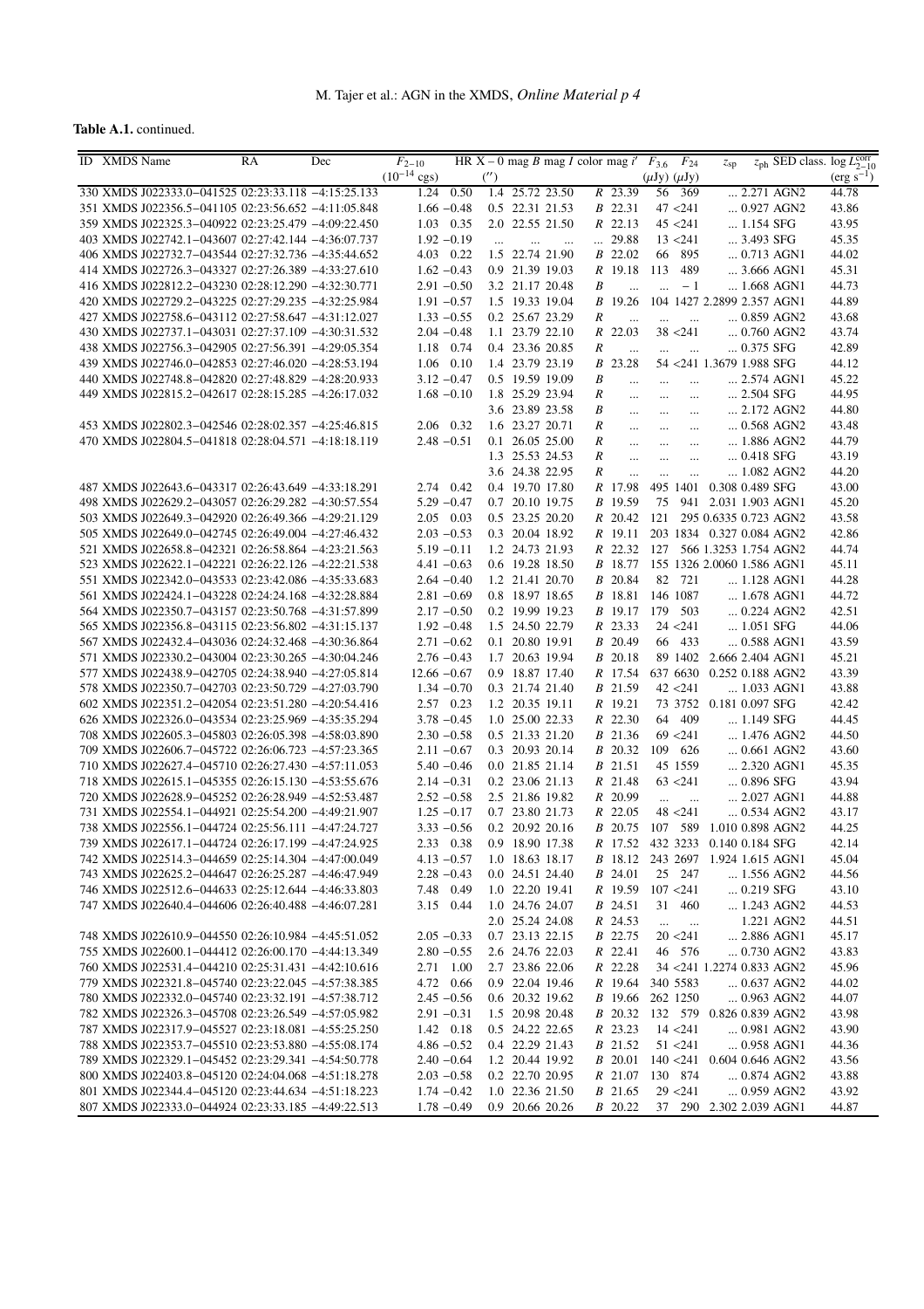**Table A.1.** continued.

| ID | XMDS Name | RA | Dec | $F_{2-10}$ ($10^{-14}$ cgs) | HR | X − 0 ($''$) | mag *B* | mag *I* | color | mag *i'* | $F_{3.6}$ ($\mu$Jy) | $F_{24}$ ($\mu$Jy) | $z_{\rm sp}$ | $z_{\rm ph}$ | SED class. | log $L^{\rm corr}_{2-10}$ (erg s$^{-1}$) |
|---|---|---|---|---|---|---|---|---|---|---|---|---|---|---|---|---|
| 330 | XMDS J022333.0−041525 | 02:23:33.118 | −4:15:25.133 | 1.24 | 0.50 | 1.4 | 25.72 | 23.50 | *R* | 23.39 | 56 | 369 | ... | 2.271 | AGN2 | 44.78 |
| 351 | XMDS J022356.5−041105 | 02:23:56.652 | −4:11:05.848 | 1.66 | −0.48 | 0.5 | 22.31 | 21.53 | *B* | 22.31 | 47 | <241 | ... | 0.927 | AGN2 | 43.86 |
| 359 | XMDS J022325.3−040922 | 02:23:25.479 | −4:09:22.450 | 1.03 | 0.35 | 2.0 | 22.55 | 21.50 | *R* | 22.13 | 45 | <241 | ... | 1.154 | SFG | 43.95 |
| 403 | XMDS J022742.1−043607 | 02:27:42.144 | −4:36:07.737 | 1.92 | −0.19 | ... | ... | ... | ... | 29.88 | 13 | <241 | ... | 3.493 | SFG | 45.35 |
| 406 | XMDS J022732.7−043544 | 02:27:32.736 | −4:35:44.652 | 4.03 | 0.22 | 1.5 | 22.74 | 21.90 | *B* | 22.02 | 66 | 895 | ... | 0.713 | AGN1 | 44.02 |
| 414 | XMDS J022726.3−043327 | 02:27:26.389 | −4:33:27.610 | 1.62 | −0.43 | 0.9 | 21.39 | 19.03 | *R* | 19.18 | 113 | 489 | ... | 3.666 | AGN1 | 45.31 |
| 416 | XMDS J022812.2−043230 | 02:28:12.290 | −4:32:30.771 | 2.91 | −0.50 | 3.2 | 21.17 | 20.48 | *B* | ... | ... | −1 | ... | 1.668 | AGN1 | 44.73 |
| 420 | XMDS J022729.2−043225 | 02:27:29.235 | −4:32:25.984 | 1.91 | −0.57 | 1.5 | 19.33 | 19.04 | *B* | 19.26 | 104 | 1427 | 2.2899 | 2.357 | AGN1 | 44.89 |
| 427 | XMDS J022758.6−043112 | 02:27:58.647 | −4:31:12.027 | 1.33 | −0.55 | 0.2 | 25.67 | 23.29 | *R* | ... | ... | ... | ... | 0.859 | AGN2 | 43.68 |
| 430 | XMDS J022737.1−043031 | 02:27:37.109 | −4:30:31.532 | 2.04 | −0.48 | 1.1 | 23.79 | 22.10 | *R* | 22.03 | 38 | <241 | ... | 0.760 | AGN2 | 43.74 |
| 438 | XMDS J022756.3−042905 | 02:27:56.391 | −4:29:05.354 | 1.18 | 0.74 | 0.4 | 23.36 | 20.85 | *R* | ... | ... | ... | ... | 0.375 | SFG | 42.89 |
| 439 | XMDS J022746.0−042853 | 02:27:46.020 | −4:28:53.194 | 1.06 | 0.10 | 1.4 | 23.79 | 23.19 | *B* | 23.28 | 54 | <241 | 1.3679 | 1.988 | SFG | 44.12 |
| 440 | XMDS J022748.8−042820 | 02:27:48.829 | −4:28:20.933 | 3.12 | −0.47 | 0.5 | 19.59 | 19.09 | *B* | ... | ... | ... | ... | 2.574 | AGN1 | 45.22 |
| 449 | XMDS J022815.2−042617 | 02:28:15.285 | −4:26:17.032 | 1.68 | −0.10 | 1.8 | 25.29 | 23.94 | *R* | ... | ... | ... | ... | 2.504 | SFG | 44.95 |
| | | | | | | 3.6 | 23.89 | 23.58 | *B* | ... | ... | ... | ... | 2.172 | AGN2 | 44.80 |
| 453 | XMDS J022802.3−042546 | 02:28:02.357 | −4:25:46.815 | 2.06 | 0.32 | 1.6 | 23.27 | 20.71 | *R* | ... | ... | ... | ... | 0.568 | AGN2 | 43.48 |
| 470 | XMDS J022804.5−041818 | 02:28:04.571 | −4:18:18.119 | 2.48 | −0.51 | 0.1 | 26.05 | 25.00 | *R* | ... | ... | ... | ... | 1.886 | AGN2 | 44.79 |
| | | | | | | 1.3 | 25.53 | 24.53 | *R* | ... | ... | ... | ... | 0.418 | SFG | 43.19 |
| | | | | | | 3.6 | 24.38 | 22.95 | *R* | ... | ... | ... | ... | 1.082 | AGN2 | 44.20 |
| 487 | XMDS J022643.6−043317 | 02:26:43.649 | −4:33:18.291 | 2.74 | 0.42 | 0.4 | 19.70 | 17.80 | *R* | 17.98 | 495 | 1401 | 0.308 | 0.489 | SFG | 43.00 |
| 498 | XMDS J022629.2−043057 | 02:26:29.282 | −4:30:57.554 | 5.29 | −0.47 | 0.7 | 20.10 | 19.75 | *B* | 19.59 | 75 | 941 | 2.031 | 1.903 | AGN1 | 45.20 |
| 503 | XMDS J022649.3−042920 | 02:26:49.366 | −4:29:21.129 | 2.05 | 0.03 | 0.5 | 23.25 | 20.20 | *R* | 20.42 | 121 | 295 | 0.6335 | 0.723 | AGN2 | 43.58 |
| 505 | XMDS J022649.0−042745 | 02:26:49.004 | −4:27:46.432 | 2.03 | −0.53 | 0.3 | 20.04 | 18.92 | *R* | 19.11 | 203 | 1834 | 0.327 | 0.084 | AGN2 | 42.86 |
| 521 | XMDS J022658.8−042321 | 02:26:58.864 | −4:23:21.563 | 5.19 | −0.11 | 1.2 | 24.73 | 21.93 | *R* | 22.32 | 127 | 566 | 1.3253 | 1.754 | AGN2 | 44.74 |
| 523 | XMDS J022622.1−042221 | 02:26:22.126 | −4:22:21.538 | 4.41 | −0.63 | 0.6 | 19.28 | 18.50 | *B* | 18.77 | 155 | 1326 | 2.0060 | 1.586 | AGN1 | 45.11 |
| 551 | XMDS J022342.0−043533 | 02:23:42.086 | −4:35:33.683 | 2.64 | −0.40 | 1.2 | 21.41 | 20.70 | *B* | 20.84 | 82 | 721 | ... | 1.128 | AGN1 | 44.28 |
| 561 | XMDS J022424.1−043228 | 02:24:24.168 | −4:32:28.884 | 2.81 | −0.69 | 0.8 | 18.97 | 18.65 | *B* | 18.81 | 146 | 1087 | ... | 1.678 | AGN1 | 44.72 |
| 564 | XMDS J022350.7−043157 | 02:23:50.768 | −4:31:57.899 | 2.17 | −0.50 | 0.2 | 19.99 | 19.23 | *B* | 19.17 | 179 | 503 | ... | 0.224 | AGN2 | 42.51 |
| 565 | XMDS J022356.8−043115 | 02:23:56.802 | −4:31:15.137 | 1.92 | −0.48 | 1.5 | 24.50 | 22.79 | *R* | 23.33 | 24 | <241 | ... | 1.051 | SFG | 44.06 |
| 567 | XMDS J022432.4−043036 | 02:24:32.468 | −4:30:36.864 | 2.71 | −0.62 | 0.1 | 20.80 | 19.91 | *B* | 20.49 | 66 | 433 | ... | 0.588 | AGN1 | 43.59 |
| 571 | XMDS J022330.2−043004 | 02:23:30.265 | −4:30:04.246 | 2.76 | −0.43 | 1.7 | 20.63 | 19.94 | *B* | 20.18 | 89 | 1402 | 2.666 | 2.404 | AGN1 | 45.21 |
| 577 | XMDS J022438.9−042705 | 02:24:38.940 | −4:27:05.814 | 12.66 | −0.67 | 0.9 | 18.87 | 17.40 | *R* | 17.54 | 637 | 6630 | 0.252 | 0.188 | AGN2 | 43.39 |
| 578 | XMDS J022350.7−042703 | 02:23:50.729 | −4:27:03.790 | 1.34 | −0.70 | 0.3 | 21.74 | 21.40 | *B* | 21.59 | 42 | <241 | ... | 1.033 | AGN1 | 43.88 |
| 602 | XMDS J022351.2−042054 | 02:23:51.280 | −4:20:54.416 | 2.57 | 0.23 | 1.2 | 20.35 | 19.11 | *R* | 19.21 | 73 | 3752 | 0.181 | 0.097 | SFG | 42.42 |
| 626 | XMDS J022326.0−043534 | 02:23:25.969 | −4:35:35.294 | 3.78 | −0.45 | 1.0 | 25.00 | 22.33 | *R* | 22.30 | 64 | 409 | ... | 1.149 | SFG | 44.45 |
| 708 | XMDS J022605.3−045803 | 02:26:05.398 | −4:58:03.890 | 2.30 | −0.58 | 0.5 | 21.33 | 21.20 | *B* | 21.36 | 69 | <241 | ... | 1.476 | AGN2 | 44.50 |
| 709 | XMDS J022606.7−045722 | 02:26:06.723 | −4:57:23.365 | 2.11 | −0.67 | 0.3 | 20.93 | 20.14 | *B* | 20.32 | 109 | 626 | ... | 0.661 | AGN2 | 43.60 |
| 710 | XMDS J022627.4−045710 | 02:26:27.430 | −4:57:11.053 | 5.40 | −0.46 | 0.0 | 21.85 | 21.14 | *B* | 21.51 | 45 | 1559 | ... | 2.320 | AGN1 | 45.35 |
| 718 | XMDS J022615.1−045355 | 02:26:15.130 | −4:53:55.676 | 2.14 | −0.31 | 0.2 | 23.06 | 21.13 | *R* | 21.48 | 63 | <241 | ... | 0.896 | SFG | 43.94 |
| 720 | XMDS J022628.9−045252 | 02:26:28.949 | −4:52:53.487 | 2.52 | −0.58 | 2.5 | 21.86 | 19.82 | *R* | 20.99 | ... | ... | ... | 2.027 | AGN1 | 44.88 |
| 731 | XMDS J022554.1−044921 | 02:25:54.200 | −4:49:21.907 | 1.25 | −0.17 | 0.7 | 23.80 | 21.73 | *R* | 22.05 | 48 | <241 | ... | 0.534 | AGN2 | 43.17 |
| 738 | XMDS J022556.1−044724 | 02:25:56.111 | −4:47:24.727 | 3.33 | −0.56 | 0.2 | 20.92 | 20.16 | *B* | 20.75 | 107 | 589 | 1.010 | 0.898 | AGN2 | 44.25 |
| 739 | XMDS J022617.1−044724 | 02:26:17.199 | −4:47:24.925 | 2.33 | 0.38 | 0.9 | 18.90 | 17.38 | *R* | 17.52 | 432 | 3233 | 0.140 | 0.184 | SFG | 42.14 |
| 742 | XMDS J022514.3−044659 | 02:25:14.304 | −4:47:00.049 | 4.13 | −0.57 | 1.0 | 18.63 | 18.17 | *B* | 18.12 | 243 | 2697 | 1.924 | 1.615 | AGN1 | 45.04 |
| 743 | XMDS J022625.2−044647 | 02:26:25.287 | −4:46:47.949 | 2.28 | −0.43 | 0.0 | 24.51 | 24.40 | *B* | 24.01 | 25 | 247 | ... | 1.556 | AGN2 | 44.56 |
| 746 | XMDS J022512.6−044633 | 02:25:12.644 | −4:46:33.803 | 7.48 | 0.49 | 1.0 | 22.20 | 19.41 | *R* | 19.59 | 107 | <241 | ... | 0.219 | SFG | 43.10 |
| 747 | XMDS J022640.4−044606 | 02:26:40.488 | −4:46:07.281 | 3.15 | 0.44 | 1.0 | 24.76 | 24.07 | *B* | 24.51 | 31 | 460 | ... | 1.243 | AGN2 | 44.53 |
| | | | | | | 2.0 | 25.24 | 24.08 | *R* | 24.53 | ... | ... | | 1.221 | AGN2 | 44.51 |
| 748 | XMDS J022610.9−044550 | 02:26:10.984 | −4:45:51.052 | 2.05 | −0.33 | 0.7 | 23.13 | 22.15 | *B* | 22.75 | 20 | <241 | ... | 2.886 | AGN1 | 45.17 |
| 755 | XMDS J022600.1−044412 | 02:26:00.170 | −4:44:13.349 | 2.80 | −0.55 | 2.6 | 24.76 | 22.03 | *R* | 22.41 | 46 | 576 | ... | 0.730 | AGN2 | 43.83 |
| 760 | XMDS J022531.4−044210 | 02:25:31.431 | −4:42:10.616 | 2.71 | 1.00 | 2.7 | 23.86 | 22.06 | *R* | 22.28 | 34 | <241 | 1.2274 | 0.833 | AGN2 | 45.96 |
| 779 | XMDS J022321.8−045740 | 02:23:22.045 | −4:57:38.385 | 4.72 | 0.66 | 0.9 | 22.04 | 19.46 | *R* | 19.64 | 340 | 5583 | ... | 0.637 | AGN2 | 44.02 |
| 780 | XMDS J022332.0−045740 | 02:23:32.191 | −4:57:38.712 | 2.45 | −0.56 | 0.6 | 20.32 | 19.62 | *B* | 19.66 | 262 | 1250 | ... | 0.963 | AGN2 | 44.07 |
| 782 | XMDS J022326.3−045708 | 02:23:26.549 | −4:57:05.982 | 2.91 | −0.31 | 1.5 | 20.98 | 20.48 | *B* | 20.32 | 132 | 579 | 0.826 | 0.839 | AGN2 | 43.98 |
| 787 | XMDS J022317.9−045527 | 02:23:18.081 | −4:55:25.250 | 1.42 | 0.18 | 0.5 | 24.22 | 22.65 | *R* | 23.23 | 14 | <241 | ... | 0.981 | AGN2 | 43.90 |
| 788 | XMDS J022353.7−045510 | 02:23:53.880 | −4:55:08.174 | 4.86 | −0.52 | 0.4 | 22.29 | 21.43 | *B* | 21.52 | 51 | <241 | ... | 0.958 | AGN1 | 44.36 |
| 789 | XMDS J022329.1−045452 | 02:23:29.341 | −4:54:50.778 | 2.40 | −0.64 | 1.2 | 20.44 | 19.92 | *B* | 20.01 | 140 | <241 | 0.604 | 0.646 | AGN2 | 43.56 |
| 800 | XMDS J022403.8−045120 | 02:24:04.068 | −4:51:18.278 | 2.03 | −0.58 | 0.2 | 22.70 | 20.95 | *R* | 21.07 | 130 | 874 | ... | 0.874 | AGN2 | 43.88 |
| 801 | XMDS J022344.4−045120 | 02:23:44.634 | −4:51:18.223 | 1.74 | −0.42 | 1.0 | 22.36 | 21.50 | *B* | 21.65 | 29 | <241 | ... | 0.959 | AGN2 | 43.92 |
| 807 | XMDS J022333.0−044924 | 02:23:33.185 | −4:49:22.513 | 1.78 | −0.49 | 0.9 | 20.66 | 20.26 | *B* | 20.22 | 37 | 290 | 2.302 | 2.039 | AGN1 | 44.87 |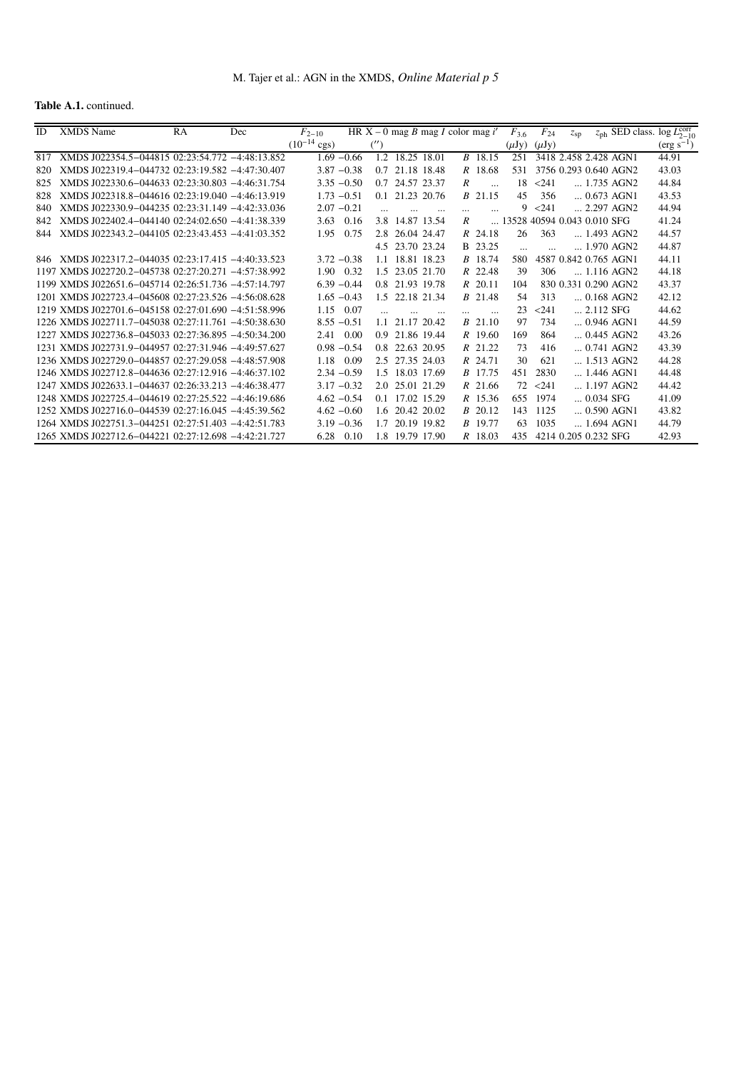**Table A.1.** continued.

| ID | XMDS Name | RA | Dec | $F_{2-10}$ | HR | X – 0 | mag $B$ | mag $I$ | color | mag $i'$ | $F_{3.6}$ | $F_{24}$ | $z_{\rm sp}$ | $z_{\rm ph}$ | SED class. | $\log L_{2-10}^{\rm corr}$ |
|---|---|---|---|---|---|---|---|---|---|---|---|---|---|---|---|---|
| | | | | ($10^{-14}$ cgs) | | ($''$) | | | | | ($\mu$Jy) | ($\mu$Jy) | | | | (erg s$^{-1}$) |
| 817 | XMDS J022354.5−044815 | 02:23:54.772 | −4:48:13.852 | 1.69 | −0.66 | 1.2 | 18.25 | 18.01 | $B$ | 18.15 | 251 | 3418 | 2.458 | 2.428 | AGN1 | 44.91 |
| 820 | XMDS J022319.4−044732 | 02:23:19.582 | −4:47:30.407 | 3.87 | −0.38 | 0.7 | 21.18 | 18.48 | $R$ | 18.68 | 531 | 3756 | 0.293 | 0.640 | AGN2 | 43.03 |
| 825 | XMDS J022330.6−044633 | 02:23:30.803 | −4:46:31.754 | 3.35 | −0.50 | 0.7 | 24.57 | 23.37 | $R$ | ... | 18 | <241 | ... | 1.735 | AGN2 | 44.84 |
| 828 | XMDS J022318.8−044616 | 02:23:19.040 | −4:46:13.919 | 1.73 | −0.51 | 0.1 | 21.23 | 20.76 | $B$ | 21.15 | 45 | 356 | ... | 0.673 | AGN1 | 43.53 |
| 840 | XMDS J022330.9−044235 | 02:23:31.149 | −4:42:33.036 | 2.07 | −0.21 | ... | ... | ... | ... | ... | 9 | <241 | ... | 2.297 | AGN2 | 44.94 |
| 842 | XMDS J022402.4−044140 | 02:24:02.650 | −4:41:38.339 | 3.63 | 0.16 | 3.8 | 14.87 | 13.54 | $R$ | ... | 13528 | 40594 | 0.043 | 0.010 | SFG | 41.24 |
| 844 | XMDS J022343.2−044105 | 02:23:43.453 | −4:41:03.352 | 1.95 | 0.75 | 2.8 | 26.04 | 24.47 | $R$ | 24.18 | 26 | 363 | ... | 1.493 | AGN2 | 44.57 |
| | | | | | | 4.5 | 23.70 | 23.24 | B | 23.25 | ... | ... | ... | 1.970 | AGN2 | 44.87 |
| 846 | XMDS J022317.2−044035 | 02:23:17.415 | −4:40:33.523 | 3.72 | −0.38 | 1.1 | 18.81 | 18.23 | $B$ | 18.74 | 580 | 4587 | 0.842 | 0.765 | AGN1 | 44.11 |
| 1197 | XMDS J022720.2−045738 | 02:27:20.271 | −4:57:38.992 | 1.90 | 0.32 | 1.5 | 23.05 | 21.70 | $R$ | 22.48 | 39 | 306 | ... | 1.116 | AGN2 | 44.18 |
| 1199 | XMDS J022651.6−045714 | 02:26:51.736 | −4:57:14.797 | 6.39 | −0.44 | 0.8 | 21.93 | 19.78 | $R$ | 20.11 | 104 | 830 | 0.331 | 0.290 | AGN2 | 43.37 |
| 1201 | XMDS J022723.4−045608 | 02:27:23.526 | −4:56:08.628 | 1.65 | −0.43 | 1.5 | 22.18 | 21.34 | $B$ | 21.48 | 54 | 313 | ... | 0.168 | AGN2 | 42.12 |
| 1219 | XMDS J022701.6−045158 | 02:27:01.690 | −4:51:58.996 | 1.15 | 0.07 | ... | ... | ... | ... | ... | 23 | <241 | ... | 2.112 | SFG | 44.62 |
| 1226 | XMDS J022711.7−045038 | 02:27:11.761 | −4:50:38.630 | 8.55 | −0.51 | 1.1 | 21.17 | 20.42 | $B$ | 21.10 | 97 | 734 | ... | 0.946 | AGN1 | 44.59 |
| 1227 | XMDS J022736.8−045033 | 02:27:36.895 | −4:50:34.200 | 2.41 | 0.00 | 0.9 | 21.86 | 19.44 | $R$ | 19.60 | 169 | 864 | ... | 0.445 | AGN2 | 43.26 |
| 1231 | XMDS J022731.9−044957 | 02:27:31.946 | −4:49:57.627 | 0.98 | −0.54 | 0.8 | 22.63 | 20.95 | $R$ | 21.22 | 73 | 416 | ... | 0.741 | AGN2 | 43.39 |
| 1236 | XMDS J022729.0−044857 | 02:27:29.058 | −4:48:57.908 | 1.18 | 0.09 | 2.5 | 27.35 | 24.03 | $R$ | 24.71 | 30 | 621 | ... | 1.513 | AGN2 | 44.28 |
| 1246 | XMDS J022712.8−044636 | 02:27:12.916 | −4:46:37.102 | 2.34 | −0.59 | 1.5 | 18.03 | 17.69 | $B$ | 17.75 | 451 | 2830 | ... | 1.446 | AGN1 | 44.48 |
| 1247 | XMDS J022633.1−044637 | 02:26:33.213 | −4:46:38.477 | 3.17 | −0.32 | 2.0 | 25.01 | 21.29 | $R$ | 21.66 | 72 | <241 | ... | 1.197 | AGN2 | 44.42 |
| 1248 | XMDS J022725.4−044619 | 02:27:25.522 | −4:46:19.686 | 4.62 | −0.54 | 0.1 | 17.02 | 15.29 | $R$ | 15.36 | 655 | 1974 | ... | 0.034 | SFG | 41.09 |
| 1252 | XMDS J022716.0−044539 | 02:27:16.045 | −4:45:39.562 | 4.62 | −0.60 | 1.6 | 20.42 | 20.02 | $B$ | 20.12 | 143 | 1125 | ... | 0.590 | AGN1 | 43.82 |
| 1264 | XMDS J022751.3−044251 | 02:27:51.403 | −4:42:51.783 | 3.19 | −0.36 | 1.7 | 20.19 | 19.82 | $B$ | 19.77 | 63 | 1035 | ... | 1.694 | AGN1 | 44.79 |
| 1265 | XMDS J022712.6−044221 | 02:27:12.698 | −4:42:21.727 | 6.28 | 0.10 | 1.8 | 19.79 | 17.90 | $R$ | 18.03 | 435 | 4214 | 0.205 | 0.232 | SFG | 42.93 |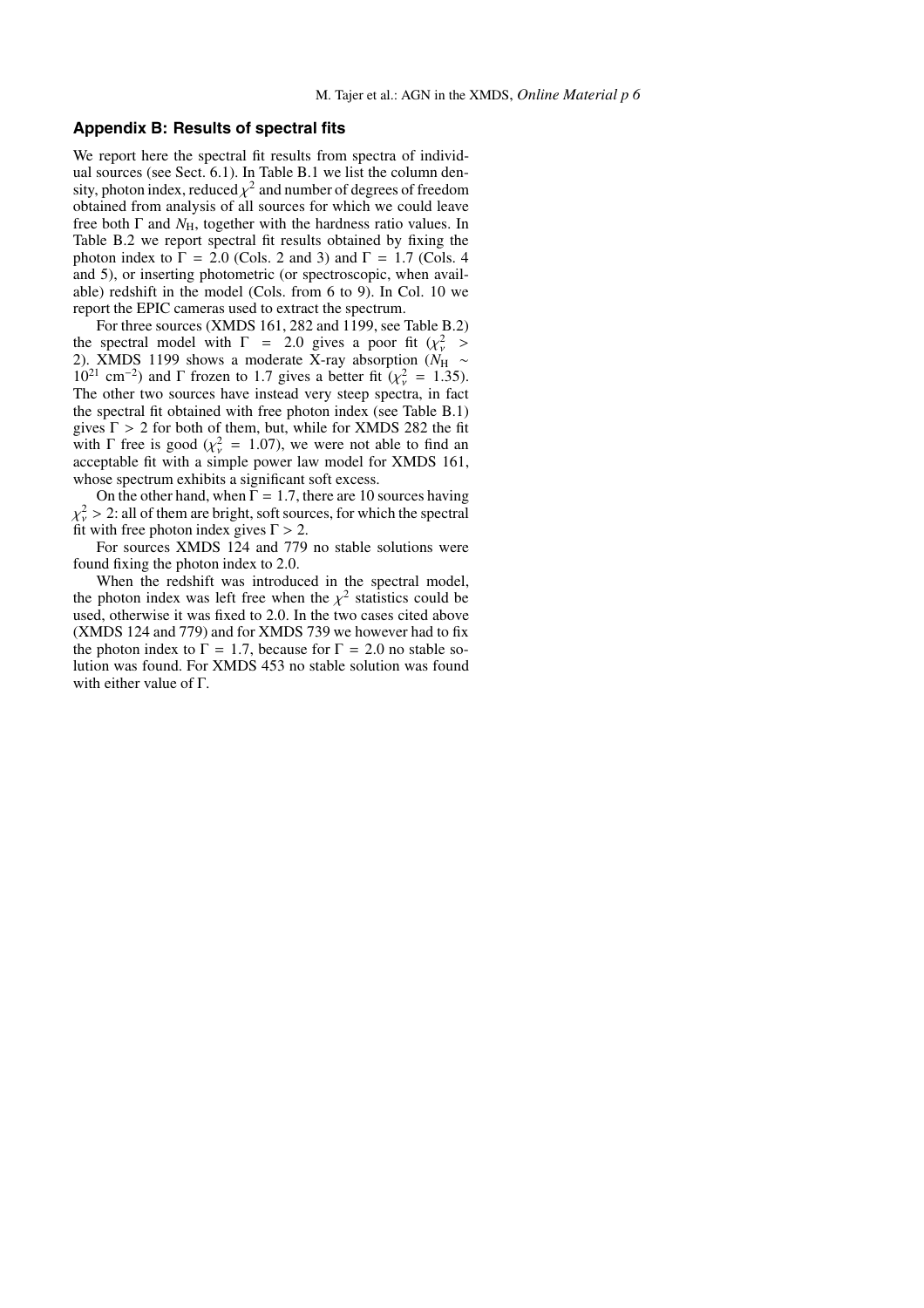## Appendix B: Results of spectral fits

We report here the spectral fit results from spectra of individual sources (see Sect. 6.1). In Table B.1 we list the column density, photon index, reduced $\chi^2$ and number of degrees of freedom obtained from analysis of all sources for which we could leave free both $\Gamma$ and $N_{\rm H}$, together with the hardness ratio values. In Table B.2 we report spectral fit results obtained by fixing the photon index to $\Gamma = 2.0$ (Cols. 2 and 3) and $\Gamma = 1.7$ (Cols. 4 and 5), or inserting photometric (or spectroscopic, when available) redshift in the model (Cols. from 6 to 9). In Col. 10 we report the EPIC cameras used to extract the spectrum.

For three sources (XMDS 161, 282 and 1199, see Table B.2) the spectral model with $\Gamma = 2.0$ gives a poor fit ($\chi^2_\nu > 2$). XMDS 1199 shows a moderate X-ray absorption ($N_{\rm H} \sim 10^{21}$ cm$^{-2}$) and $\Gamma$ frozen to 1.7 gives a better fit ($\chi^2_\nu = 1.35$). The other two sources have instead very steep spectra, in fact the spectral fit obtained with free photon index (see Table B.1) gives $\Gamma > 2$ for both of them, but, while for XMDS 282 the fit with $\Gamma$ free is good ($\chi^2_\nu = 1.07$), we were not able to find an acceptable fit with a simple power law model for XMDS 161, whose spectrum exhibits a significant soft excess.

On the other hand, when $\Gamma = 1.7$, there are 10 sources having $\chi^2_\nu > 2$: all of them are bright, soft sources, for which the spectral fit with free photon index gives $\Gamma > 2$.

For sources XMDS 124 and 779 no stable solutions were found fixing the photon index to 2.0.

When the redshift was introduced in the spectral model, the photon index was left free when the $\chi^2$ statistics could be used, otherwise it was fixed to 2.0. In the two cases cited above (XMDS 124 and 779) and for XMDS 739 we however had to fix the photon index to $\Gamma = 1.7$, because for $\Gamma = 2.0$ no stable solution was found. For XMDS 453 no stable solution was found with either value of $\Gamma$.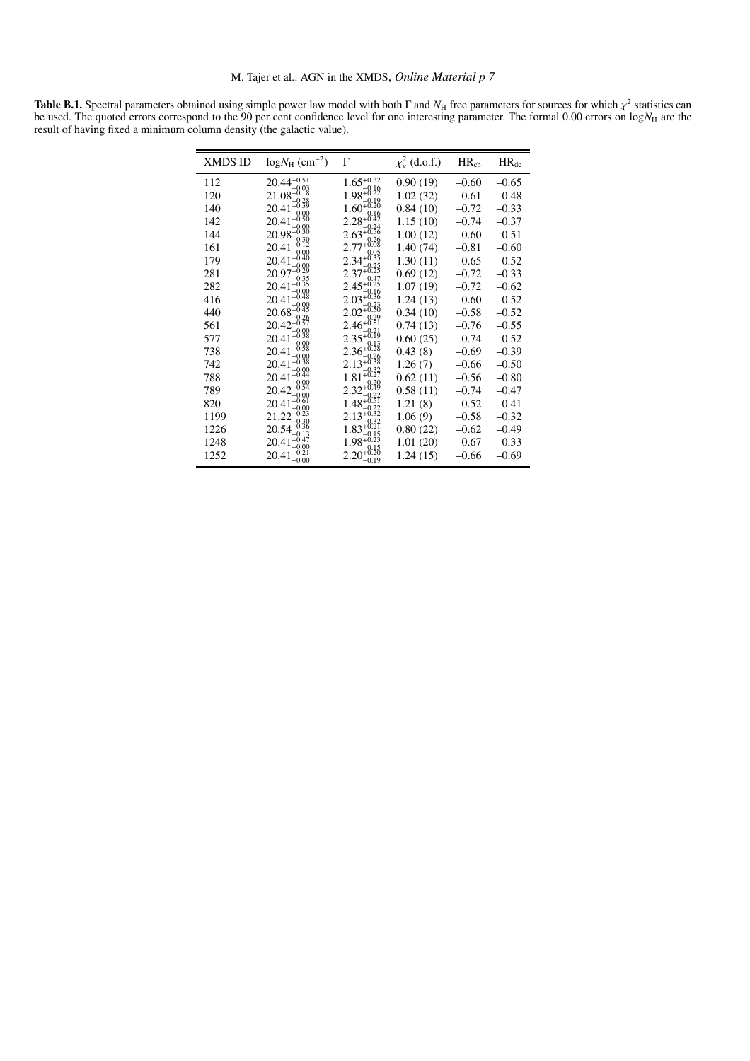**Table B.1.** Spectral parameters obtained using simple power law model with both Γ and $N_{\rm H}$ free parameters for sources for which $\chi^2$ statistics can be used. The quoted errors correspond to the 90 per cent confidence level for one interesting parameter. The formal 0.00 errors on $\log N_{\rm H}$ are the result of having fixed a minimum column density (the galactic value).

| XMDS ID | $\log N_{\rm H}$ (cm$^{-2}$) | Γ | $\chi^2_\nu$ (d.o.f.) | $\mathrm{HR_{cb}}$ | $\mathrm{HR_{dc}}$ |
|---|---|---|---|---|---|
| 112 | $20.44^{+0.51}_{-0.03}$ | $1.65^{+0.32}_{-0.16}$ | 0.90 (19) | –0.60 | –0.65 |
| 120 | $21.08^{+0.18}_{-0.28}$ | $1.98^{+0.22}_{-0.19}$ | 1.02 (32) | –0.61 | –0.48 |
| 140 | $20.41^{+0.39}_{-0.00}$ | $1.60^{+0.20}_{-0.16}$ | 0.84 (10) | –0.72 | –0.33 |
| 142 | $20.41^{+0.50}_{-0.00}$ | $2.28^{+0.42}_{-0.24}$ | 1.15 (10) | –0.74 | –0.37 |
| 144 | $20.98^{+0.30}_{-0.30}$ | $2.63^{+0.56}_{-0.26}$ | 1.00 (12) | –0.60 | –0.51 |
| 161 | $20.41^{+0.12}_{-0.00}$ | $2.77^{+0.08}_{-0.05}$ | 1.40 (74) | –0.81 | –0.60 |
| 179 | $20.41^{+0.40}_{-0.00}$ | $2.34^{+0.35}_{-0.25}$ | 1.30 (11) | –0.65 | –0.52 |
| 281 | $20.97^{+0.29}_{-0.35}$ | $2.37^{+0.25}_{-0.47}$ | 0.69 (12) | –0.72 | –0.33 |
| 282 | $20.41^{+0.35}_{-0.00}$ | $2.45^{+0.25}_{-0.16}$ | 1.07 (19) | –0.72 | –0.62 |
| 416 | $20.41^{+0.48}_{-0.00}$ | $2.03^{+0.36}_{-0.23}$ | 1.24 (13) | –0.60 | –0.52 |
| 440 | $20.68^{+0.45}_{-0.26}$ | $2.02^{+0.50}_{-0.29}$ | 0.34 (10) | –0.58 | –0.52 |
| 561 | $20.42^{+0.57}_{-0.00}$ | $2.46^{+0.51}_{-0.21}$ | 0.74 (13) | –0.76 | –0.55 |
| 577 | $20.41^{+0.38}_{-0.00}$ | $2.35^{+0.19}_{-0.13}$ | 0.60 (25) | –0.74 | –0.52 |
| 738 | $20.41^{+0.58}_{-0.00}$ | $2.36^{+0.28}_{-0.26}$ | 0.43 (8) | –0.69 | –0.39 |
| 742 | $20.41^{+0.38}_{-0.00}$ | $2.13^{+0.38}_{-0.32}$ | 1.26 (7) | –0.66 | –0.50 |
| 788 | $20.41^{+0.44}_{-0.00}$ | $1.81^{+0.27}_{-0.20}$ | 0.62 (11) | –0.56 | –0.80 |
| 789 | $20.42^{+0.54}_{-0.00}$ | $2.32^{+0.49}_{-0.22}$ | 0.58 (11) | –0.74 | –0.47 |
| 820 | $20.41^{+0.61}_{-0.00}$ | $1.48^{+0.51}_{-0.22}$ | 1.21 (8) | –0.52 | –0.41 |
| 1199 | $21.22^{+0.23}_{-0.30}$ | $2.13^{+0.32}_{-0.32}$ | 1.06 (9) | –0.58 | –0.32 |
| 1226 | $20.54^{+0.36}_{-0.13}$ | $1.83^{+0.21}_{-0.15}$ | 0.80 (22) | –0.62 | –0.49 |
| 1248 | $20.41^{+0.47}_{-0.00}$ | $1.98^{+0.23}_{-0.15}$ | 1.01 (20) | –0.67 | –0.33 |
| 1252 | $20.41^{+0.21}_{-0.00}$ | $2.20^{+0.20}_{-0.19}$ | 1.24 (15) | –0.66 | –0.69 |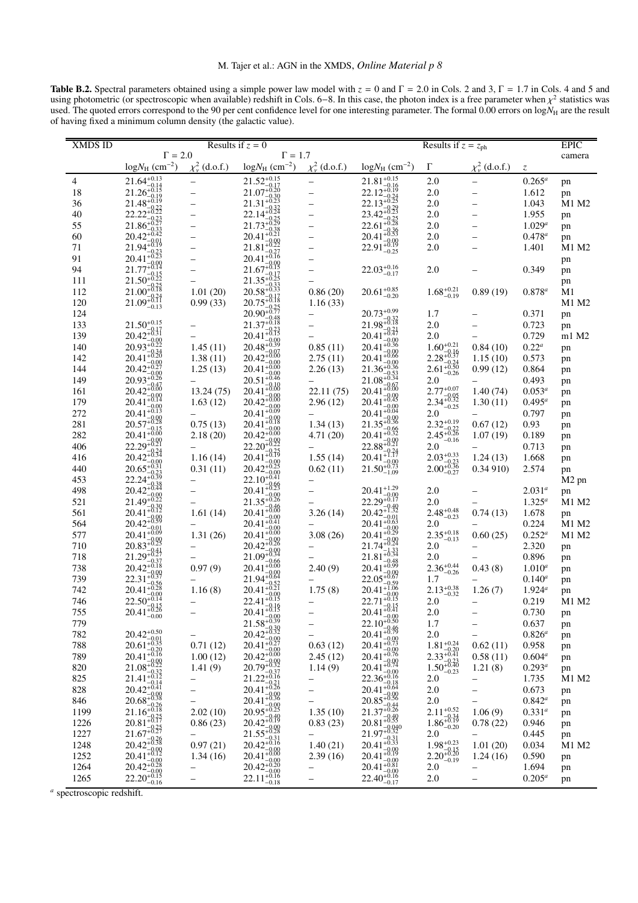**Table B.2.** Spectral parameters obtained using a simple power law model with $z = 0$ and $\Gamma = 2.0$ in Cols. 2 and 3, $\Gamma = 1.7$ in Cols. 4 and 5 and using photometric (or spectroscopic when available) redshift in Cols. 6–8. In this case, the photon index is a free parameter when $\chi^2$ statistics was used. The quoted errors correspond to the 90 per cent confidence level for one interesting parameter. The formal 0.00 errors on $\log N_H$ are the result of having fixed a minimum column density (the galactic value).

| XMDS ID | Results if $z = 0$ | | | | Results if $z = z_{ph}$ | | | | EPIC |
|---|---|---|---|---|---|---|---|---|---|
| | $\Gamma = 2.0$ | | $\Gamma = 1.7$ | | | | | | camera |
| | $\log N_H$ (cm$^{-2}$) | $\chi^2_\nu$ (d.o.f.) | $\log N_H$ (cm$^{-2}$) | $\chi^2_\nu$ (d.o.f.) | $\log N_H$ (cm$^{-2}$) | $\Gamma$ | $\chi^2_\nu$ (d.o.f.) | $z$ | |
| 4 | $21.64^{+0.13}_{-0.14}$ | – | $21.52^{+0.15}_{-0.17}$ | – | $21.81^{+0.15}_{-0.16}$ | 2.0 | – | $0.265^a$ | pn |
| 18 | $21.26^{+0.15}_{-0.19}$ | – | $21.07^{+0.20}_{-0.30}$ | – | $22.12^{+0.19}_{-0.24}$ | 2.0 | – | 1.612 | pn |
| 36 | $21.48^{+0.19}_{-0.22}$ | – | $21.31^{+0.23}_{-0.32}$ | – | $22.13^{+0.25}_{-0.29}$ | 2.0 | – | 1.043 | M1 M2 |
| 40 | $22.22^{+0.22}_{-0.23}$ | – | $22.14^{+0.24}_{-0.25}$ | – | $23.42^{+0.23}_{-0.25}$ | 2.0 | – | 1.955 | pn |
| 55 | $21.86^{+0.27}_{-0.33}$ | – | $21.73^{+0.29}_{-0.38}$ | – | $22.61^{+0.28}_{-0.36}$ | 2.0 | – | $1.029^a$ | pn |
| 60 | $20.42^{+0.42}_{-0.01}$ | – | $20.41^{+0.21}_{-0.00}$ | – | $20.41^{+0.53}_{-0.00}$ | 2.0 | – | $0.478^a$ | pn |
| 71 | $21.94^{+0.19}_{-0.23}$ | – | $21.81^{+0.22}_{-0.27}$ | – | $22.91^{+0.19}_{-0.25}$ | 2.0 | – | 1.401 | M1 M2 |
| 91 | $20.41^{+0.23}_{-0.00}$ | – | $20.41^{+0.16}_{-0.00}$ | – | | | | | pn |
| 94 | $21.77^{+0.14}_{-0.15}$ | – | $21.67^{+0.15}_{-0.17}$ | – | $22.03^{+0.16}_{-0.17}$ | 2.0 | – | 0.349 | pn |
| 111 | $21.50^{+0.22}_{-0.25}$ | – | $21.35^{+0.25}_{-0.33}$ | – | | | | | pn |
| 112 | $21.00^{+0.18}_{-0.24}$ | 1.01 (20) | $20.58^{+0.33}_{-0.17}$ | 0.86 (20) | $20.61^{+0.85}_{-0.20}$ | $1.68^{+0.21}_{-0.19}$ | 0.89 (19) | $0.878^a$ | M1 |
| 120 | $21.09^{+0.11}_{-0.13}$ | 0.99 (33) | $20.75^{+0.18}_{-0.25}$ | 1.16 (33) | | | | | M1 M2 |
| 124 | | | $20.90^{+0.77}_{-0.48}$ | – | $20.73^{+0.99}_{-0.32}$ | 1.7 | – | 0.371 | pn |
| 133 | $21.50^{+0.15}_{-0.17}$ | – | $21.37^{+0.18}_{-0.23}$ | – | $21.98^{+0.18}_{-0.21}$ | 2.0 | – | 0.723 | pn |
| 139 | $20.42^{+0.31}_{-0.00}$ | – | $20.41^{+0.15}_{-0.00}$ | – | $20.41^{+0.87}_{-0.00}$ | 2.0 | – | 0.729 | m1 M2 |
| 140 | $20.93^{+0.22}_{-0.34}$ | 1.45 (11) | $20.48^{+0.39}_{-0.07}$ | 0.85 (11) | $20.41^{+0.36}_{-0.00}$ | $1.60^{+0.21}_{-0.16}$ | 0.84 (10) | $0.22^a$ | pn |
| 142 | $20.41^{+0.20}_{-0.00}$ | 1.38 (11) | $20.42^{+0.00}_{-0.00}$ | 2.75 (11) | $20.41^{+0.66}_{-0.00}$ | $2.28^{+0.37}_{-0.24}$ | 1.15 (10) | 0.573 | pn |
| 144 | $20.42^{+0.27}_{-0.00}$ | 1.25 (13) | $20.41^{+0.00}_{-0.00}$ | 2.26 (13) | $21.36^{+0.36}_{-0.53}$ | $2.61^{+0.50}_{-0.26}$ | 0.99 (12) | 0.864 | pn |
| 149 | $20.93^{+0.26}_{-0.47}$ | – | $20.51^{+0.46}_{-0.10}$ | – | $21.08^{+0.34}_{-0.67}$ | 2.0 | – | 0.493 | pn |
| 161 | $20.42^{+0.00}_{-0.00}$ | 13.24 (75) | $20.41^{+0.00}_{-0.00}$ | 22.11 (75) | $20.41^{+0.00}_{-0.00}$ | $2.77^{+0.07}_{-0.05}$ | 1.40 (74) | $0.053^a$ | pn |
| 179 | $20.41^{+0.14}_{-0.00}$ | 1.63 (12) | $20.42^{+0.00}_{-0.00}$ | 2.96 (12) | $20.41^{+0.45}_{-0.00}$ | $2.34^{+0.32}_{-0.25}$ | 1.30 (11) | $0.495^a$ | pn |
| 272 | $20.41^{+0.13}_{-0.00}$ | – | $20.41^{+0.09}_{-0.00}$ | – | $20.41^{+0.04}_{-0.00}$ | 2.0 | – | 0.797 | pn |
| 281 | $20.57^{+0.28}_{-0.15}$ | 0.75 (13) | $20.41^{+0.18}_{-0.00}$ | 1.34 (13) | $21.35^{+0.36}_{-0.66}$ | $2.32^{+0.19}_{-0.22}$ | 0.67 (12) | 0.93 | pn |
| 282 | $20.41^{+0.00}_{-0.00}$ | 2.18 (20) | $20.42^{+0.00}_{-0.00}$ | 4.71 (20) | $20.41^{+0.32}_{-0.00}$ | $2.45^{+0.26}_{-0.16}$ | 1.07 (19) | 0.189 | pn |
| 406 | $22.29^{+0.21}_{-0.24}$ | – | $22.20^{+0.22}_{-0.25}$ | – | $22.88^{+0.21}_{-0.24}$ | 2.0 | – | 0.713 | pn |
| 416 | $20.42^{+0.34}_{-0.00}$ | 1.16 (14) | $20.41^{+0.19}_{-0.00}$ | 1.55 (14) | $20.41^{+1.17}_{-0.00}$ | $2.03^{+0.33}_{-0.23}$ | 1.24 (13) | 1.668 | pn |
| 440 | $20.65^{+0.31}_{-0.23}$ | 0.31 (11) | $20.42^{+0.25}_{-0.00}$ | 0.62 (11) | $21.50^{+0.73}_{-1.09}$ | $2.00^{+0.36}_{-0.27}$ | 0.34 910) | 2.574 | pn |
| 453 | $22.24^{+0.39}_{-0.38}$ | – | $22.10^{+0.41}_{-0.66}$ | – | | | | | M2 pn |
| 498 | $20.42^{+0.44}_{-0.00}$ | – | $20.41^{+0.23}_{-0.00}$ | – | $20.41^{+1.29}_{-0.00}$ | 2.0 | – | $2.031^a$ | pn |
| 521 | $21.49^{+0.22}_{-0.26}$ | – | $21.35^{+0.26}_{-0.46}$ | – | $22.29^{+0.17}_{-0.40}$ | 2.0 | – | $1.325^a$ | M1 M2 |
| 561 | $20.41^{+0.12}_{-0.00}$ | 1.61 (14) | $20.41^{+0.00}_{-0.00}$ | 3.26 (14) | $20.42^{+1.32}_{-0.01}$ | $2.48^{+0.48}_{-0.23}$ | 0.74 (13) | 1.678 | pn |
| 564 | $20.42^{+0.59}_{-0.01}$ | – | $20.41^{+0.41}_{-0.00}$ | – | $20.41^{+0.63}_{-0.00}$ | 2.0 | – | 0.224 | M1 M2 |
| 577 | $20.41^{+0.09}_{-0.00}$ | 1.31 (26) | $20.41^{+0.00}_{-0.00}$ | 3.08 (26) | $20.41^{+0.29}_{-0.00}$ | $2.35^{+0.18}_{-0.13}$ | 0.60 (25) | $0.252^a$ | M1 M2 |
| 710 | $20.83^{+0.25}_{-0.41}$ | – | $20.42^{+0.26}_{-0.00}$ | – | $21.74^{+0.24}_{-1.33}$ | 2.0 | – | 2.320 | pn |
| 718 | $21.29^{+0.27}_{-0.37}$ | – | $21.09^{+0.34}_{-0.66}$ | – | $21.81^{+0.34}_{-0.48}$ | 2.0 | – | 0.896 | pn |
| 738 | $20.42^{+0.18}_{-0.00}$ | 0.97 (9) | $20.41^{+0.00}_{-0.00}$ | 2.40 (9) | $20.41^{+0.99}_{-0.00}$ | $2.36^{+0.44}_{-0.26}$ | 0.43 (8) | $1.010^a$ | pn |
| 739 | $22.31^{+0.37}_{-0.56}$ | – | $21.94^{+0.64}_{-0.52}$ | – | $22.05^{+0.67}_{-0.59}$ | 1.7 | – | $0.140^a$ | pn |
| 742 | $20.41^{+0.28}_{-0.00}$ | 1.16 (8) | $20.41^{+0.21}_{-0.00}$ | 1.75 (8) | $20.41^{+1.06}_{-0.00}$ | $2.13^{+0.38}_{-0.32}$ | 1.26 (7) | $1.924^a$ | pn |
| 746 | $22.50^{+0.14}_{-0.15}$ | – | $22.41^{+0.15}_{-0.16}$ | – | $22.71^{+0.15}_{-0.15}$ | 2.0 | – | 0.219 | M1 M2 |
| 755 | $20.41^{+0.26}_{-0.00}$ | – | $20.41^{+0.15}_{-0.00}$ | – | $20.41^{+0.41}_{-0.00}$ | 2.0 | – | 0.730 | pn |
| 779 | | | $21.58^{+0.39}_{-0.30}$ | – | $22.10^{+0.50}_{-0.46}$ | 1.7 | – | 0.637 | pn |
| 782 | $20.42^{+0.50}_{-0.01}$ | – | $20.42^{+0.32}_{-0.00}$ | – | $20.41^{+0.79}_{-0.00}$ | 2.0 | – | $0.826^a$ | pn |
| 788 | $20.61^{+0.35}_{-0.20}$ | 0.71 (12) | $20.41^{+0.27}_{-0.00}$ | 0.63 (12) | $20.41^{+0.73}_{-0.00}$ | $1.81^{+0.24}_{-0.20}$ | 0.62 (11) | 0.958 | pn |
| 789 | $20.41^{+0.16}_{-0.00}$ | 1.00 (12) | $20.42^{+0.00}_{-0.00}$ | 2.45 (12) | $20.41^{+0.76}_{-0.00}$ | $2.33^{+0.41}_{-0.23}$ | 0.58 (11) | $0.604^a$ | pn |
| 820 | $21.08^{+0.22}_{-0.32}$ | 1.41 (9) | $20.79^{+0.32}_{-0.37}$ | 1.14 (9) | $20.41^{+0.74}_{-0.00}$ | $1.50^{+0.40}_{-0.23}$ | 1.21 (8) | $0.293^a$ | pn |
| 825 | $21.41^{+0.12}_{-0.14}$ | – | $21.22^{+0.16}_{-0.21}$ | – | $22.36^{+0.16}_{-0.18}$ | 2.0 | – | 1.735 | M1 M2 |
| 828 | $20.42^{+0.41}_{-0.00}$ | – | $20.41^{+0.26}_{-0.00}$ | – | $20.41^{+0.64}_{-0.00}$ | 2.0 | – | 0.673 | pn |
| 846 | $20.68^{+0.38}_{-0.26}$ | – | $20.41^{+0.36}_{-0.00}$ | – | $20.85^{+0.56}_{-0.44}$ | 2.0 | – | $0.842^a$ | pn |
| 1199 | $21.16^{+0.18}_{-0.25}$ | 2.02 (10) | $20.95^{+0.25}_{-0.40}$ | 1.35 (10) | $21.37^{+0.26}_{-0.49}$ | $2.11^{+0.52}_{-0.34}$ | 1.06 (9) | $0.331^a$ | pn |
| 1226 | $20.81^{+0.17}_{-0.25}$ | 0.86 (23) | $20.42^{+0.19}_{-0.00}$ | 0.83 (23) | $20.81^{+0.55}_{-0.040}$ | $1.86^{+0.19}_{-0.20}$ | 0.78 (22) | 0.946 | pn |
| 1227 | $21.67^{+0.27}_{-0.26}$ | – | $21.55^{+0.28}_{-0.31}$ | – | $21.97^{+0.32}_{-0.31}$ | 2.0 | – | 0.445 | pn |
| 1248 | $20.42^{+0.38}_{-0.00}$ | 0.97 (21) | $20.42^{+0.16}_{-0.00}$ | 1.40 (21) | $20.41^{+0.33}_{-0.00}$ | $1.98^{+0.23}_{-0.15}$ | 1.01 (20) | 0.034 | M1 M2 |
| 1252 | $20.41^{+0.12}_{-0.00}$ | 1.34 (16) | $20.41^{+0.00}_{-0.00}$ | 2.39 (16) | $20.41^{+0.19}_{-0.00}$ | $2.20^{+0.20}_{-0.19}$ | 1.24 (16) | 0.590 | pn |
| 1264 | $20.42^{+0.28}_{-0.00}$ | – | $20.42^{+0.20}_{-0.00}$ | – | $20.41^{+0.81}_{-0.00}$ | 2.0 | – | 1.694 | pn |
| 1265 | $22.20^{+0.15}_{-0.16}$ | – | $22.11^{+0.16}_{-0.18}$ | – | $22.40^{+0.16}_{-0.17}$ | 2.0 | – | $0.205^a$ | pn |

[a] spectroscopic redshift.